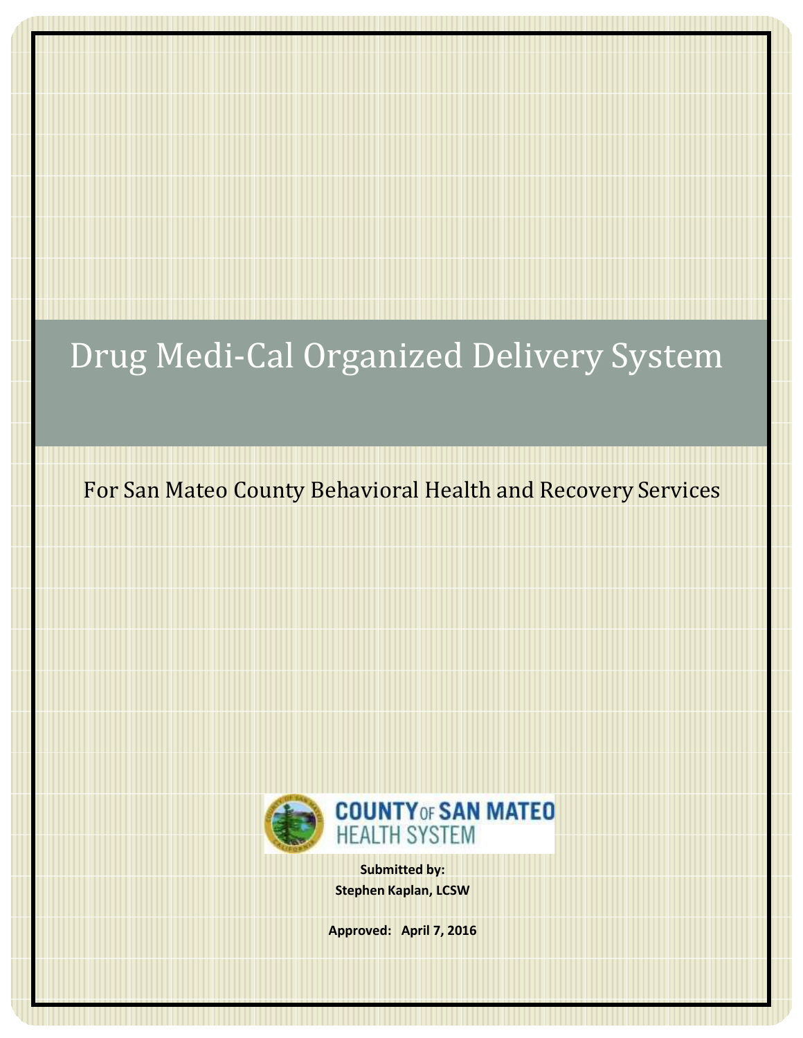# Drug Medi-Cal Organized Delivery System

For San Mateo County Behavioral Health and Recovery Services

COUNTY OF SAN MATEO
HEALTH SYSTEM

**Submitted by:**
**Stephen Kaplan, LCSW**

**Approved: April 7, 2016**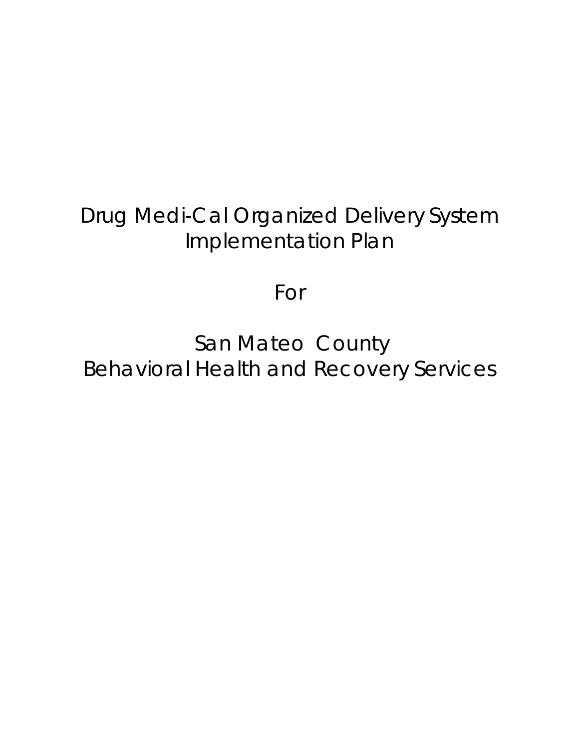# Drug Medi-Cal Organized Delivery System Implementation Plan

For

# San Mateo County Behavioral Health and Recovery Services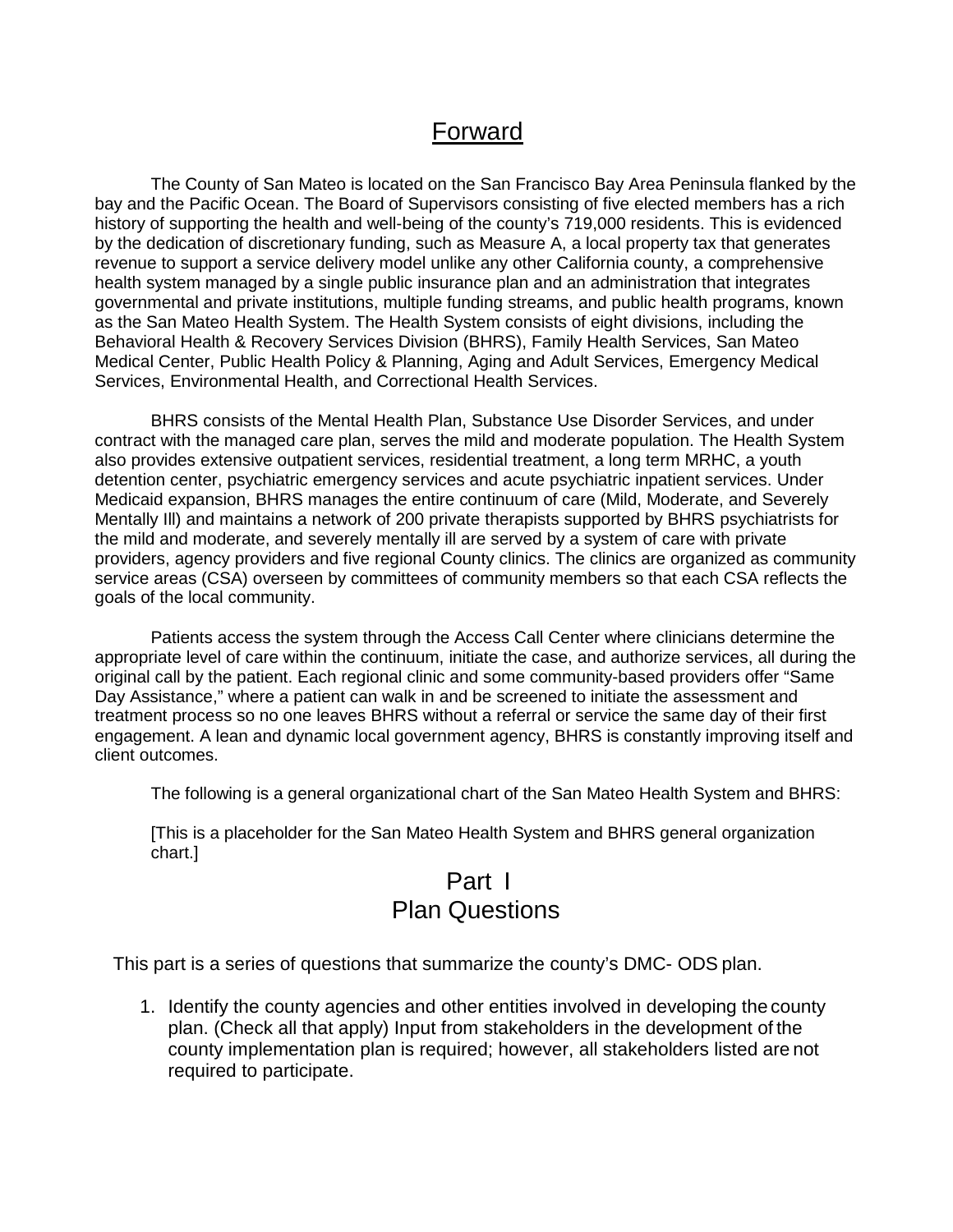# Forward

The County of San Mateo is located on the San Francisco Bay Area Peninsula flanked by the bay and the Pacific Ocean. The Board of Supervisors consisting of five elected members has a rich history of supporting the health and well-being of the county's 719,000 residents. This is evidenced by the dedication of discretionary funding, such as Measure A, a local property tax that generates revenue to support a service delivery model unlike any other California county, a comprehensive health system managed by a single public insurance plan and an administration that integrates governmental and private institutions, multiple funding streams, and public health programs, known as the San Mateo Health System. The Health System consists of eight divisions, including the Behavioral Health & Recovery Services Division (BHRS), Family Health Services, San Mateo Medical Center, Public Health Policy & Planning, Aging and Adult Services, Emergency Medical Services, Environmental Health, and Correctional Health Services.

BHRS consists of the Mental Health Plan, Substance Use Disorder Services, and under contract with the managed care plan, serves the mild and moderate population. The Health System also provides extensive outpatient services, residential treatment, a long term MRHC, a youth detention center, psychiatric emergency services and acute psychiatric inpatient services. Under Medicaid expansion, BHRS manages the entire continuum of care (Mild, Moderate, and Severely Mentally Ill) and maintains a network of 200 private therapists supported by BHRS psychiatrists for the mild and moderate, and severely mentally ill are served by a system of care with private providers, agency providers and five regional County clinics. The clinics are organized as community service areas (CSA) overseen by committees of community members so that each CSA reflects the goals of the local community.

Patients access the system through the Access Call Center where clinicians determine the appropriate level of care within the continuum, initiate the case, and authorize services, all during the original call by the patient. Each regional clinic and some community-based providers offer "Same Day Assistance," where a patient can walk in and be screened to initiate the assessment and treatment process so no one leaves BHRS without a referral or service the same day of their first engagement. A lean and dynamic local government agency, BHRS is constantly improving itself and client outcomes.

The following is a general organizational chart of the San Mateo Health System and BHRS:

[This is a placeholder for the San Mateo Health System and BHRS general organization chart.]

# Part I
# Plan Questions

This part is a series of questions that summarize the county's DMC- ODS plan.

1. Identify the county agencies and other entities involved in developing the county plan. (Check all that apply) Input from stakeholders in the development of the county implementation plan is required; however, all stakeholders listed are not required to participate.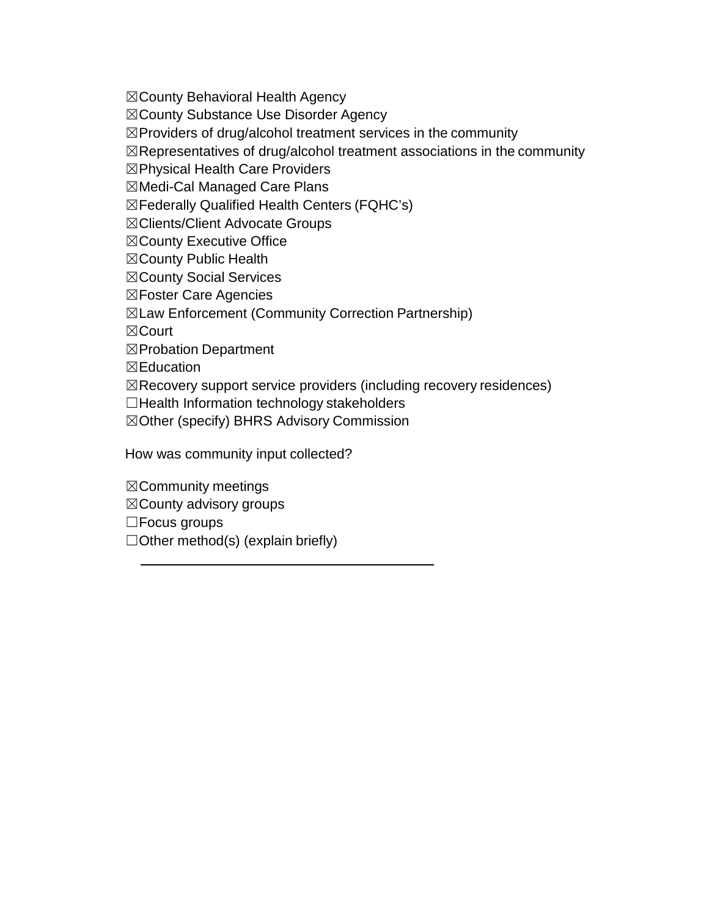☒County Behavioral Health Agency
☒County Substance Use Disorder Agency
☒Providers of drug/alcohol treatment services in the community
☒Representatives of drug/alcohol treatment associations in the community
☒Physical Health Care Providers
☒Medi-Cal Managed Care Plans
☒Federally Qualified Health Centers (FQHC's)
☒Clients/Client Advocate Groups
☒County Executive Office
☒County Public Health
☒County Social Services
☒Foster Care Agencies
☒Law Enforcement (Community Correction Partnership)
☒Court
☒Probation Department
☒Education
☒Recovery support service providers (including recovery residences)
☐Health Information technology stakeholders
☒Other (specify) BHRS Advisory Commission

How was community input collected?

☒Community meetings
☒County advisory groups
☐Focus groups
☐Other method(s) (explain briefly)

______________________________________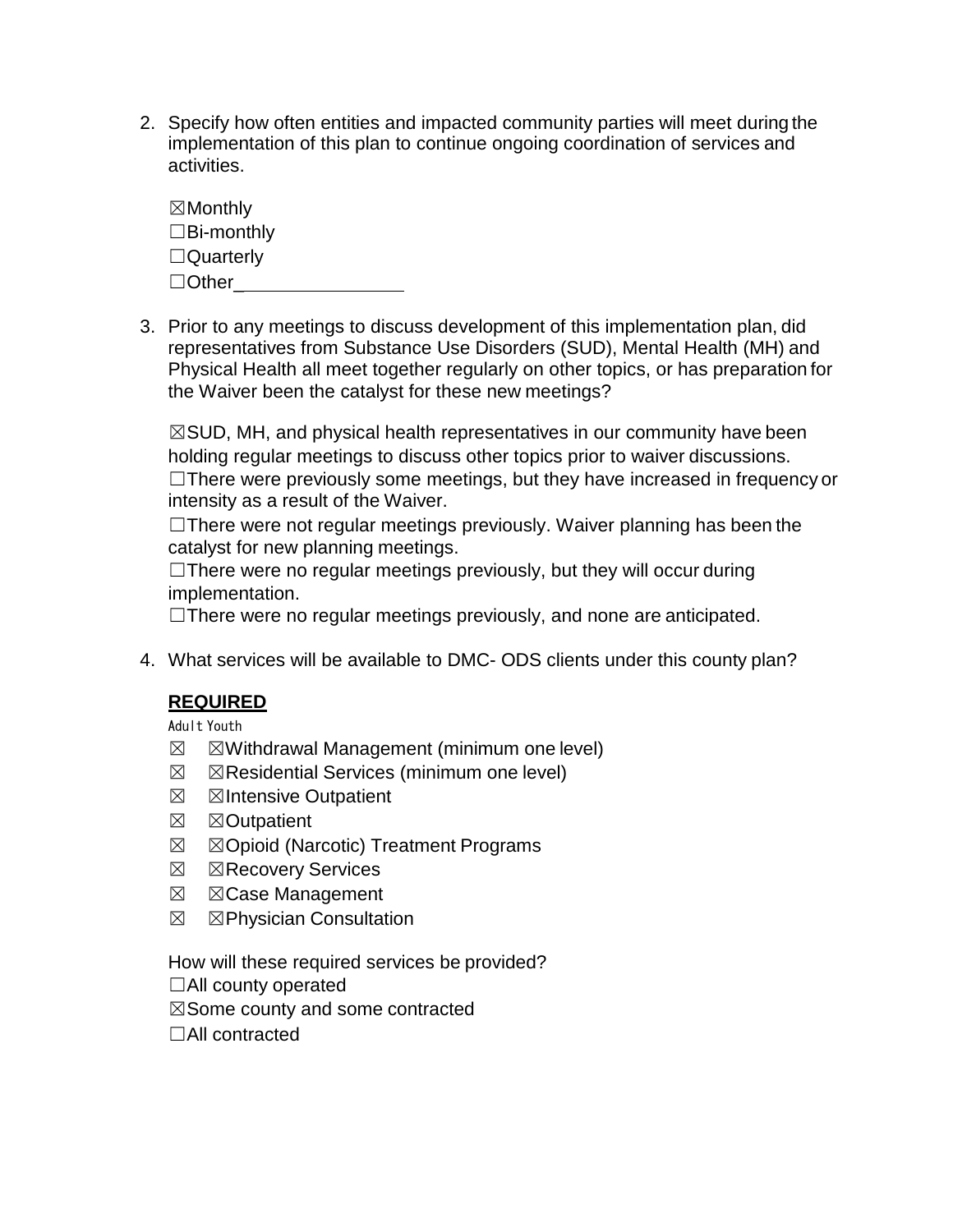2. Specify how often entities and impacted community parties will meet during the implementation of this plan to continue ongoing coordination of services and activities.

   ☒Monthly
   ☐Bi-monthly
   ☐Quarterly
   ☐Other________________

3. Prior to any meetings to discuss development of this implementation plan, did representatives from Substance Use Disorders (SUD), Mental Health (MH) and Physical Health all meet together regularly on other topics, or has preparation for the Waiver been the catalyst for these new meetings?

   ☒SUD, MH, and physical health representatives in our community have been holding regular meetings to discuss other topics prior to waiver discussions.
   ☐There were previously some meetings, but they have increased in frequency or intensity as a result of the Waiver.
   ☐There were not regular meetings previously. Waiver planning has been the catalyst for new planning meetings.
   ☐There were no regular meetings previously, but they will occur during implementation.
   ☐There were no regular meetings previously, and none are anticipated.

4. What services will be available to DMC- ODS clients under this county plan?

   **REQUIRED**

   Adult Youth
   ☒ ☒Withdrawal Management (minimum one level)
   ☒ ☒Residential Services (minimum one level)
   ☒ ☒Intensive Outpatient
   ☒ ☒Outpatient
   ☒ ☒Opioid (Narcotic) Treatment Programs
   ☒ ☒Recovery Services
   ☒ ☒Case Management
   ☒ ☒Physician Consultation

   How will these required services be provided?
   ☐All county operated
   ☒Some county and some contracted
   ☐All contracted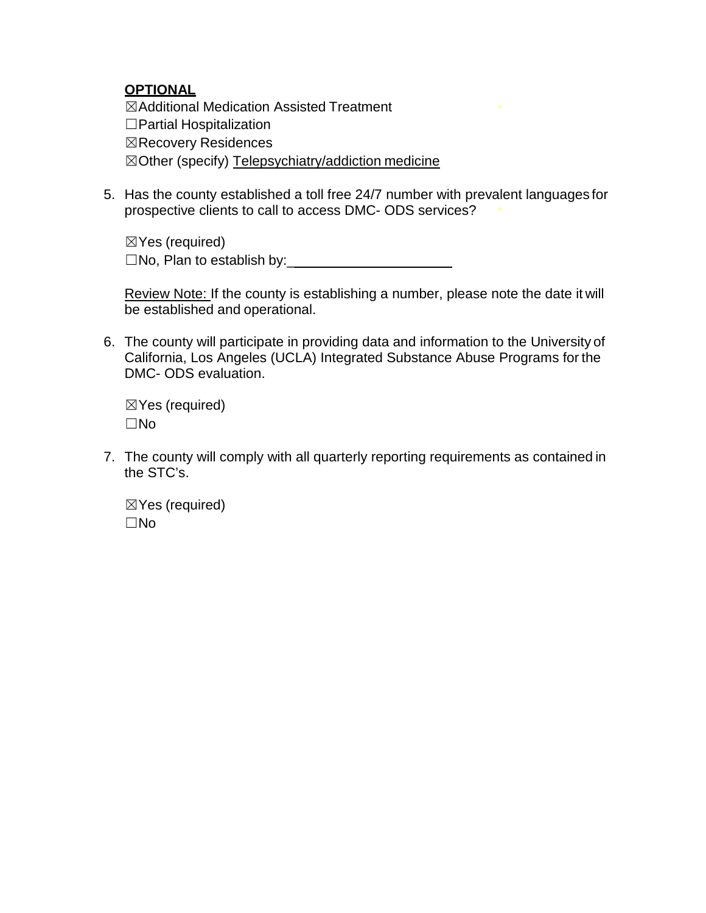**OPTIONAL**

☒Additional Medication Assisted Treatment
☐Partial Hospitalization
☒Recovery Residences
☒Other (specify) Telepsychiatry/addiction medicine

5. Has the county established a toll free 24/7 number with prevalent languages for prospective clients to call to access DMC- ODS services?

   ☒Yes (required)
   ☐No, Plan to establish by:\_\_\_\_\_\_\_\_\_\_\_\_\_\_\_\_\_\_\_\_\_

   Review Note: If the county is establishing a number, please note the date it will be established and operational.

6. The county will participate in providing data and information to the University of California, Los Angeles (UCLA) Integrated Substance Abuse Programs for the DMC- ODS evaluation.

   ☒Yes (required)
   ☐No

7. The county will comply with all quarterly reporting requirements as contained in the STC's.

   ☒Yes (required)
   ☐No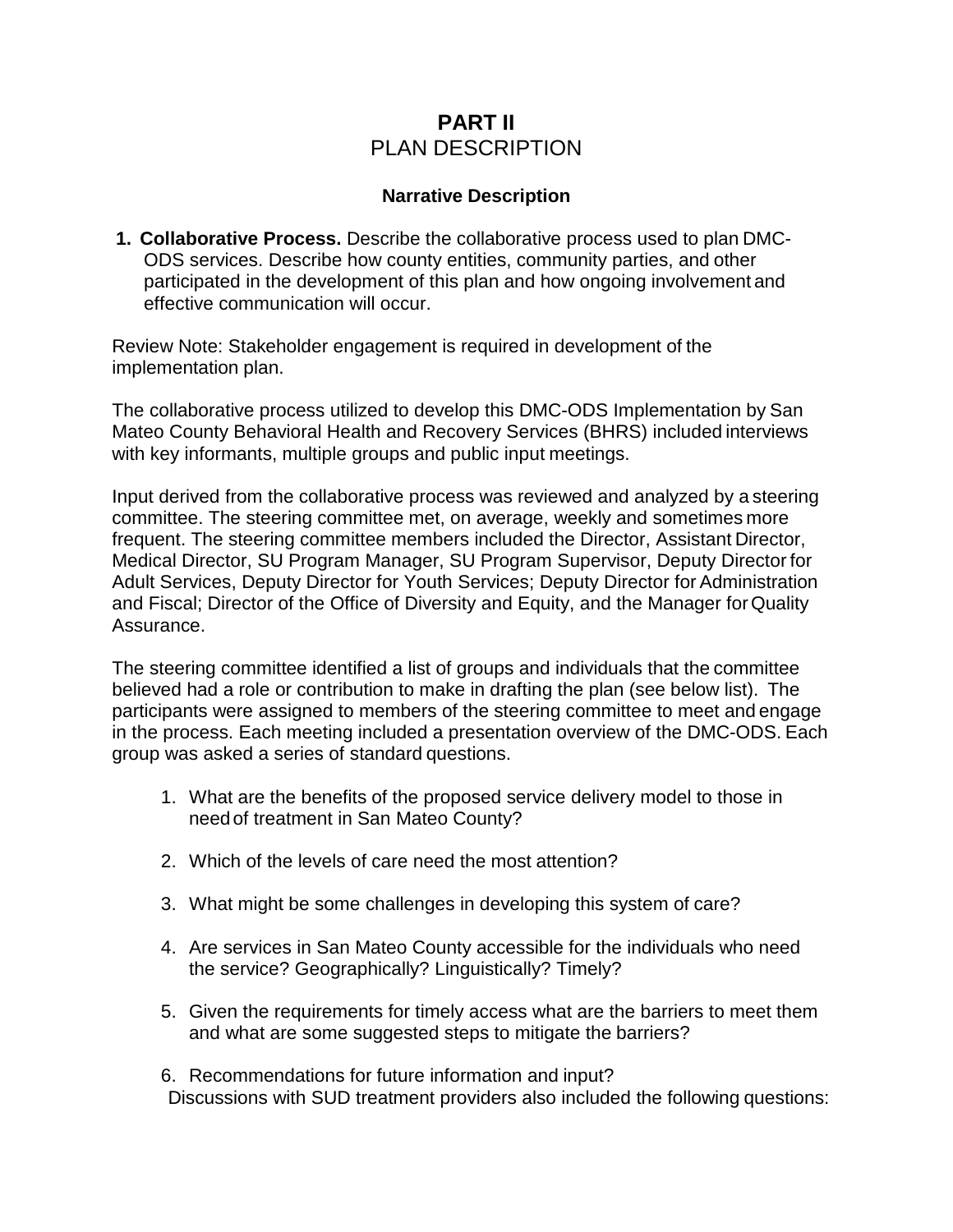# PART II
## PLAN DESCRIPTION

### Narrative Description

**1. Collaborative Process.** Describe the collaborative process used to plan DMC-ODS services. Describe how county entities, community parties, and other participated in the development of this plan and how ongoing involvement and effective communication will occur.

Review Note: Stakeholder engagement is required in development of the implementation plan.

The collaborative process utilized to develop this DMC-ODS Implementation by San Mateo County Behavioral Health and Recovery Services (BHRS) included interviews with key informants, multiple groups and public input meetings.

Input derived from the collaborative process was reviewed and analyzed by a steering committee. The steering committee met, on average, weekly and sometimes more frequent. The steering committee members included the Director, Assistant Director, Medical Director, SU Program Manager, SU Program Supervisor, Deputy Director for Adult Services, Deputy Director for Youth Services; Deputy Director for Administration and Fiscal; Director of the Office of Diversity and Equity, and the Manager for Quality Assurance.

The steering committee identified a list of groups and individuals that the committee believed had a role or contribution to make in drafting the plan (see below list). The participants were assigned to members of the steering committee to meet and engage in the process. Each meeting included a presentation overview of the DMC-ODS. Each group was asked a series of standard questions.

1. What are the benefits of the proposed service delivery model to those in need of treatment in San Mateo County?
2. Which of the levels of care need the most attention?
3. What might be some challenges in developing this system of care?
4. Are services in San Mateo County accessible for the individuals who need the service? Geographically? Linguistically? Timely?
5. Given the requirements for timely access what are the barriers to meet them and what are some suggested steps to mitigate the barriers?
6. Recommendations for future information and input?

Discussions with SUD treatment providers also included the following questions: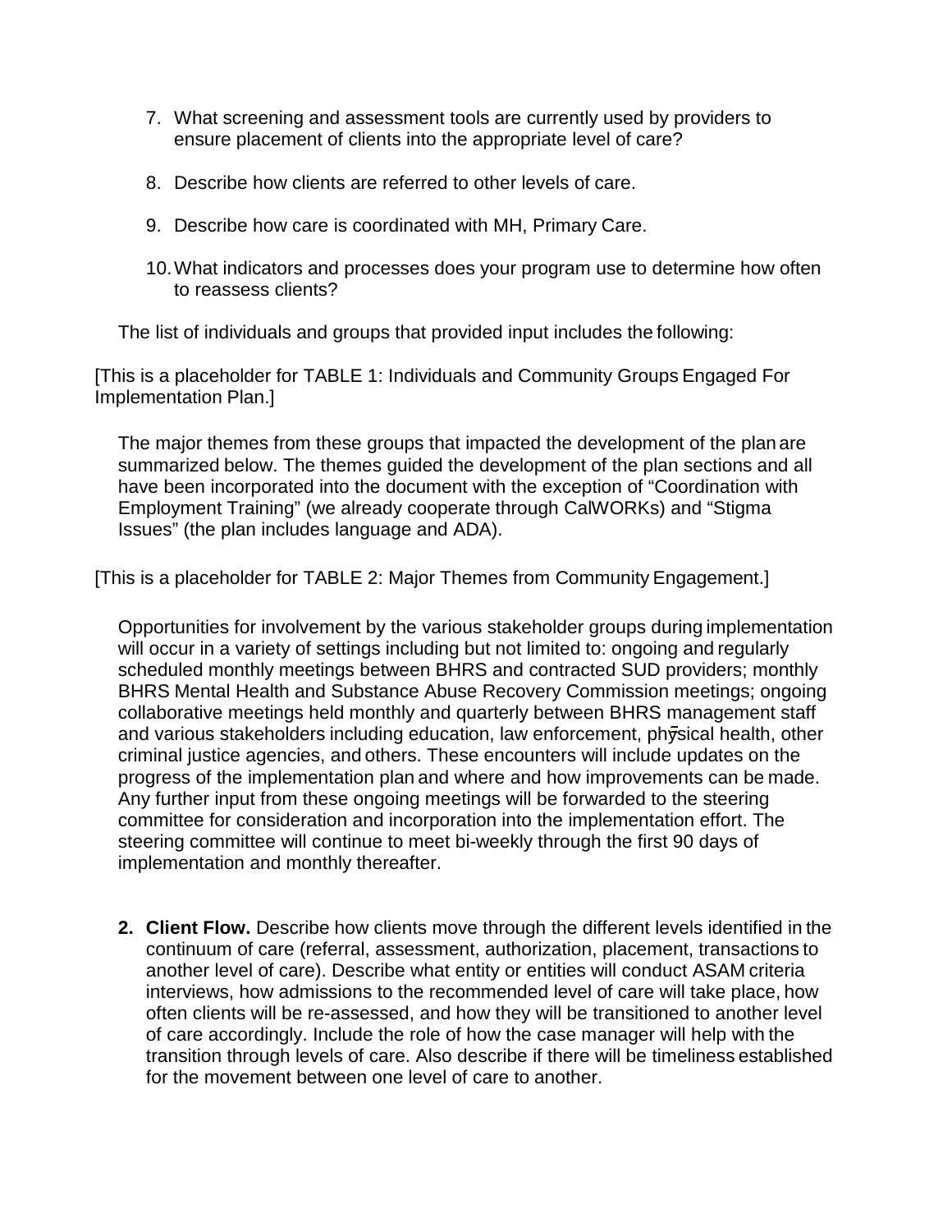7. What screening and assessment tools are currently used by providers to ensure placement of clients into the appropriate level of care?

8. Describe how clients are referred to other levels of care.

9. Describe how care is coordinated with MH, Primary Care.

10. What indicators and processes does your program use to determine how often to reassess clients?

The list of individuals and groups that provided input includes the following:

[This is a placeholder for TABLE 1: Individuals and Community Groups Engaged For Implementation Plan.]

The major themes from these groups that impacted the development of the plan are summarized below. The themes guided the development of the plan sections and all have been incorporated into the document with the exception of "Coordination with Employment Training" (we already cooperate through CalWORKs) and "Stigma Issues" (the plan includes language and ADA).

[This is a placeholder for TABLE 2: Major Themes from Community Engagement.]

Opportunities for involvement by the various stakeholder groups during implementation will occur in a variety of settings including but not limited to: ongoing and regularly scheduled monthly meetings between BHRS and contracted SUD providers; monthly BHRS Mental Health and Substance Abuse Recovery Commission meetings; ongoing collaborative meetings held monthly and quarterly between BHRS management staff and various stakeholders including education, law enforcement, physical health, other criminal justice agencies, and others. These encounters will include updates on the progress of the implementation plan and where and how improvements can be made. Any further input from these ongoing meetings will be forwarded to the steering committee for consideration and incorporation into the implementation effort. The steering committee will continue to meet bi-weekly through the first 90 days of implementation and monthly thereafter.

2. **Client Flow.** Describe how clients move through the different levels identified in the continuum of care (referral, assessment, authorization, placement, transactions to another level of care). Describe what entity or entities will conduct ASAM criteria interviews, how admissions to the recommended level of care will take place, how often clients will be re-assessed, and how they will be transitioned to another level of care accordingly. Include the role of how the case manager will help with the transition through levels of care. Also describe if there will be timeliness established for the movement between one level of care to another.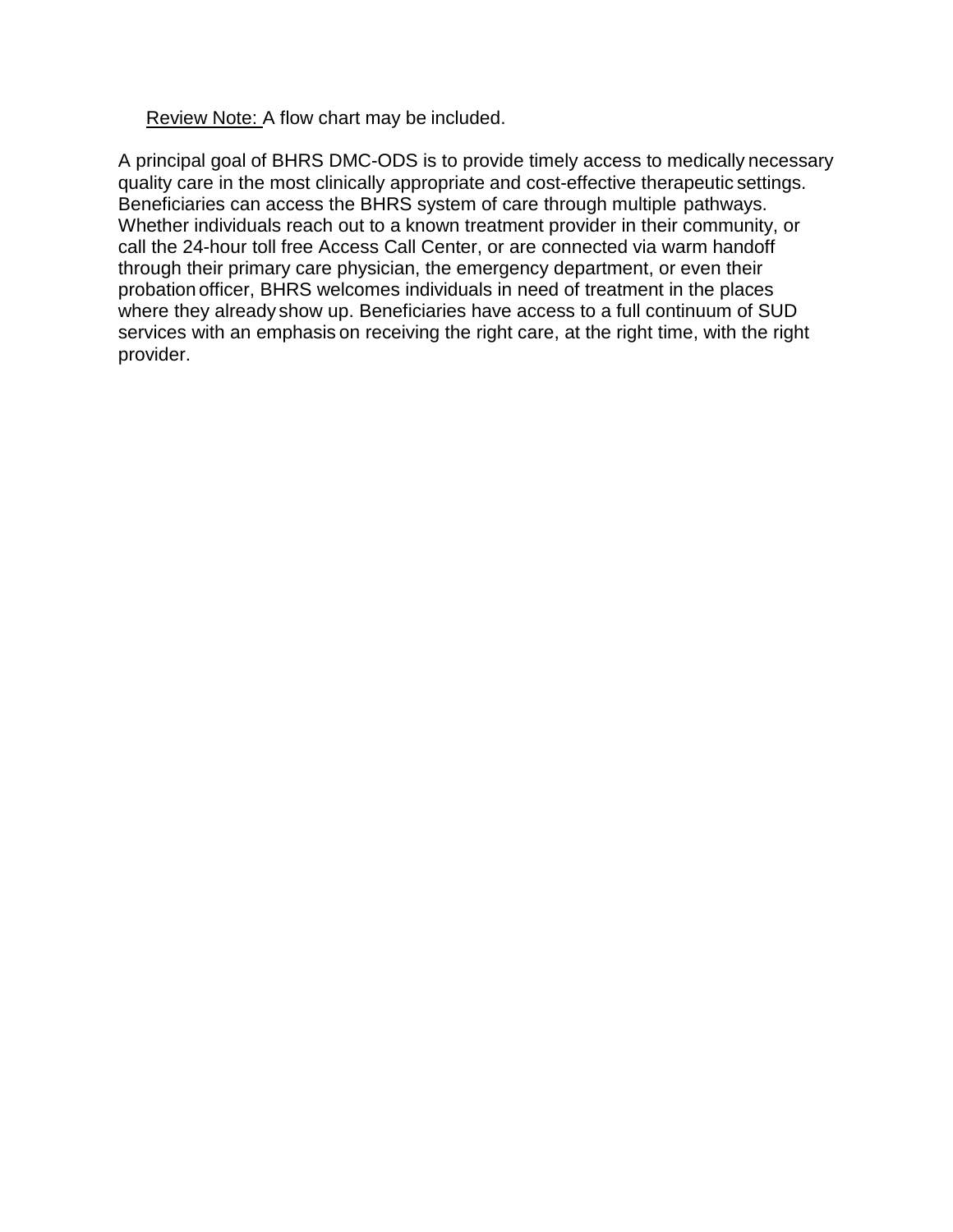<u>Review Note:</u> A flow chart may be included.

A principal goal of BHRS DMC-ODS is to provide timely access to medically necessary quality care in the most clinically appropriate and cost-effective therapeutic settings. Beneficiaries can access the BHRS system of care through multiple pathways. Whether individuals reach out to a known treatment provider in their community, or call the 24-hour toll free Access Call Center, or are connected via warm handoff through their primary care physician, the emergency department, or even their probation officer, BHRS welcomes individuals in need of treatment in the places where they already show up. Beneficiaries have access to a full continuum of SUD services with an emphasis on receiving the right care, at the right time, with the right provider.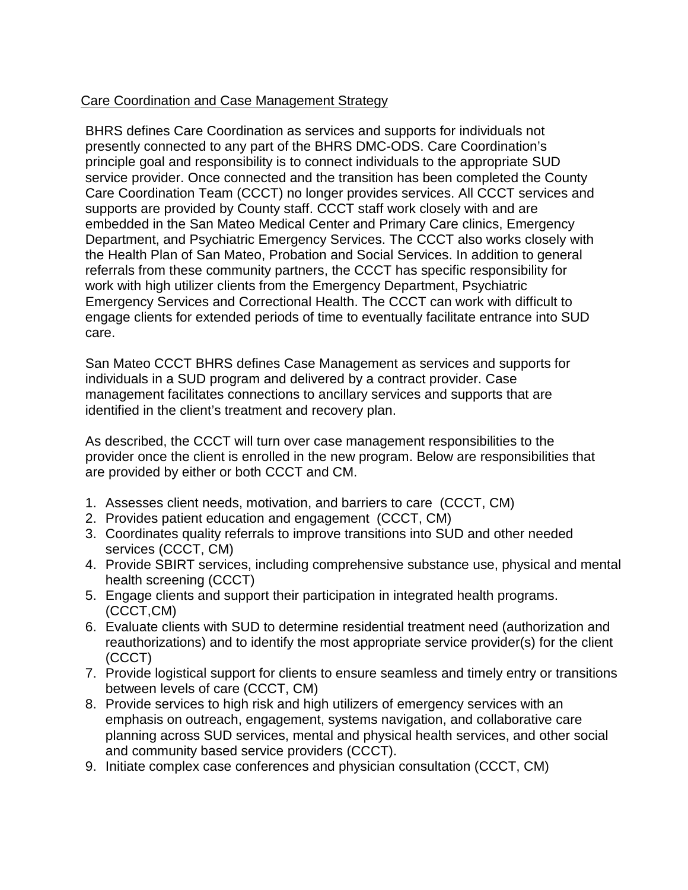<u>Care Coordination and Case Management Strategy</u>

BHRS defines Care Coordination as services and supports for individuals not presently connected to any part of the BHRS DMC-ODS. Care Coordination's principle goal and responsibility is to connect individuals to the appropriate SUD service provider. Once connected and the transition has been completed the County Care Coordination Team (CCCT) no longer provides services. All CCCT services and supports are provided by County staff. CCCT staff work closely with and are embedded in the San Mateo Medical Center and Primary Care clinics, Emergency Department, and Psychiatric Emergency Services. The CCCT also works closely with the Health Plan of San Mateo, Probation and Social Services. In addition to general referrals from these community partners, the CCCT has specific responsibility for work with high utilizer clients from the Emergency Department, Psychiatric Emergency Services and Correctional Health. The CCCT can work with difficult to engage clients for extended periods of time to eventually facilitate entrance into SUD care.

San Mateo CCCT BHRS defines Case Management as services and supports for individuals in a SUD program and delivered by a contract provider. Case management facilitates connections to ancillary services and supports that are identified in the client's treatment and recovery plan.

As described, the CCCT will turn over case management responsibilities to the provider once the client is enrolled in the new program. Below are responsibilities that are provided by either or both CCCT and CM.

1. Assesses client needs, motivation, and barriers to care (CCCT, CM)
2. Provides patient education and engagement (CCCT, CM)
3. Coordinates quality referrals to improve transitions into SUD and other needed services (CCCT, CM)
4. Provide SBIRT services, including comprehensive substance use, physical and mental health screening (CCCT)
5. Engage clients and support their participation in integrated health programs. (CCCT,CM)
6. Evaluate clients with SUD to determine residential treatment need (authorization and reauthorizations) and to identify the most appropriate service provider(s) for the client (CCCT)
7. Provide logistical support for clients to ensure seamless and timely entry or transitions between levels of care (CCCT, CM)
8. Provide services to high risk and high utilizers of emergency services with an emphasis on outreach, engagement, systems navigation, and collaborative care planning across SUD services, mental and physical health services, and other social and community based service providers (CCCT).
9. Initiate complex case conferences and physician consultation (CCCT, CM)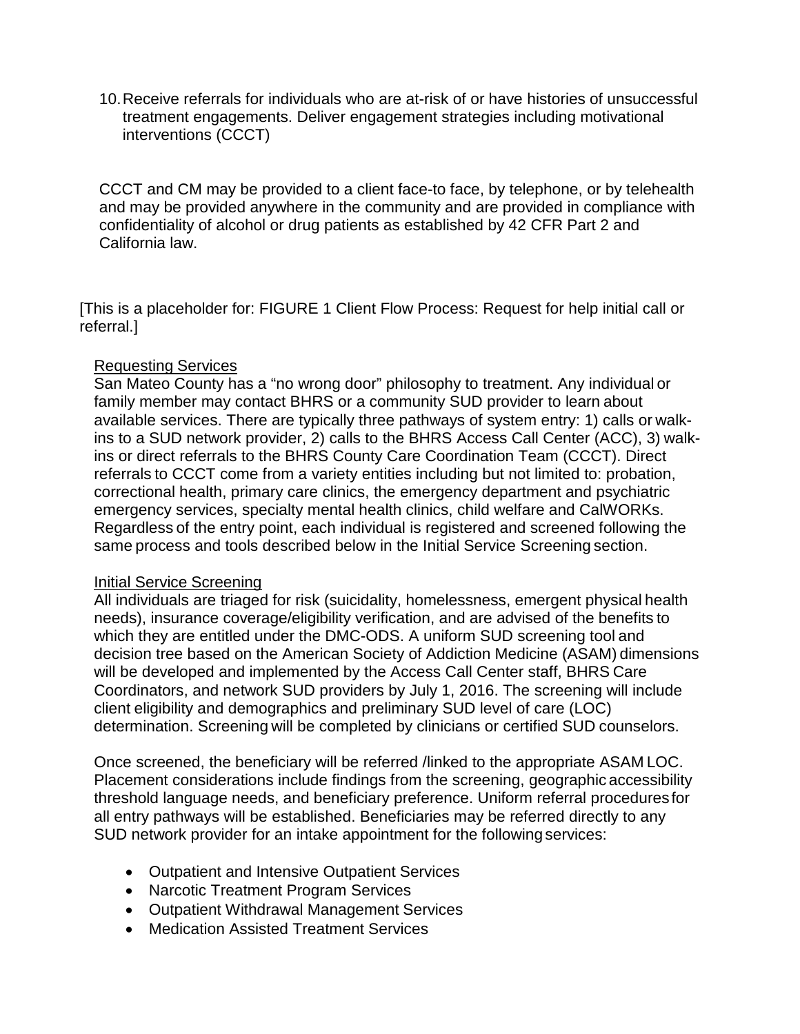10. Receive referrals for individuals who are at-risk of or have histories of unsuccessful treatment engagements. Deliver engagement strategies including motivational interventions (CCCT)

CCCT and CM may be provided to a client face-to face, by telephone, or by telehealth and may be provided anywhere in the community and are provided in compliance with confidentiality of alcohol or drug patients as established by 42 CFR Part 2 and California law.

[This is a placeholder for: FIGURE 1 Client Flow Process: Request for help initial call or referral.]

<u>Requesting Services</u>

San Mateo County has a "no wrong door" philosophy to treatment. Any individual or family member may contact BHRS or a community SUD provider to learn about available services. There are typically three pathways of system entry: 1) calls or walk-ins to a SUD network provider, 2) calls to the BHRS Access Call Center (ACC), 3) walk-ins or direct referrals to the BHRS County Care Coordination Team (CCCT). Direct referrals to CCCT come from a variety entities including but not limited to: probation, correctional health, primary care clinics, the emergency department and psychiatric emergency services, specialty mental health clinics, child welfare and CalWORKs. Regardless of the entry point, each individual is registered and screened following the same process and tools described below in the Initial Service Screening section.

<u>Initial Service Screening</u>

All individuals are triaged for risk (suicidality, homelessness, emergent physical health needs), insurance coverage/eligibility verification, and are advised of the benefits to which they are entitled under the DMC-ODS. A uniform SUD screening tool and decision tree based on the American Society of Addiction Medicine (ASAM) dimensions will be developed and implemented by the Access Call Center staff, BHRS Care Coordinators, and network SUD providers by July 1, 2016. The screening will include client eligibility and demographics and preliminary SUD level of care (LOC) determination. Screening will be completed by clinicians or certified SUD counselors.

Once screened, the beneficiary will be referred /linked to the appropriate ASAM LOC. Placement considerations include findings from the screening, geographic accessibility threshold language needs, and beneficiary preference. Uniform referral procedures for all entry pathways will be established. Beneficiaries may be referred directly to any SUD network provider for an intake appointment for the following services:

- Outpatient and Intensive Outpatient Services
- Narcotic Treatment Program Services
- Outpatient Withdrawal Management Services
- Medication Assisted Treatment Services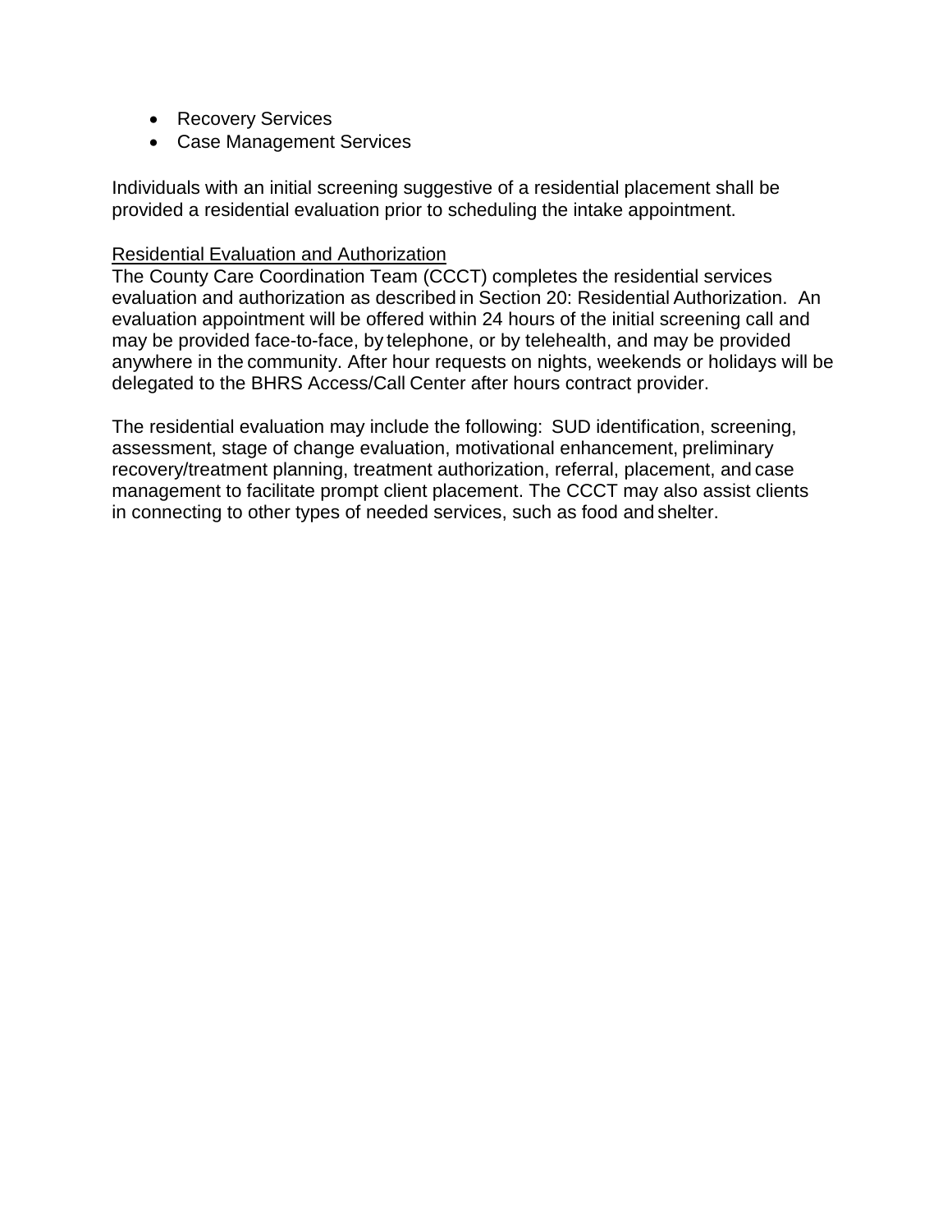- Recovery Services
- Case Management Services

Individuals with an initial screening suggestive of a residential placement shall be provided a residential evaluation prior to scheduling the intake appointment.

Residential Evaluation and Authorization

The County Care Coordination Team (CCCT) completes the residential services evaluation and authorization as described in Section 20: Residential Authorization. An evaluation appointment will be offered within 24 hours of the initial screening call and may be provided face-to-face, by telephone, or by telehealth, and may be provided anywhere in the community. After hour requests on nights, weekends or holidays will be delegated to the BHRS Access/Call Center after hours contract provider.

The residential evaluation may include the following: SUD identification, screening, assessment, stage of change evaluation, motivational enhancement, preliminary recovery/treatment planning, treatment authorization, referral, placement, and case management to facilitate prompt client placement. The CCCT may also assist clients in connecting to other types of needed services, such as food and shelter.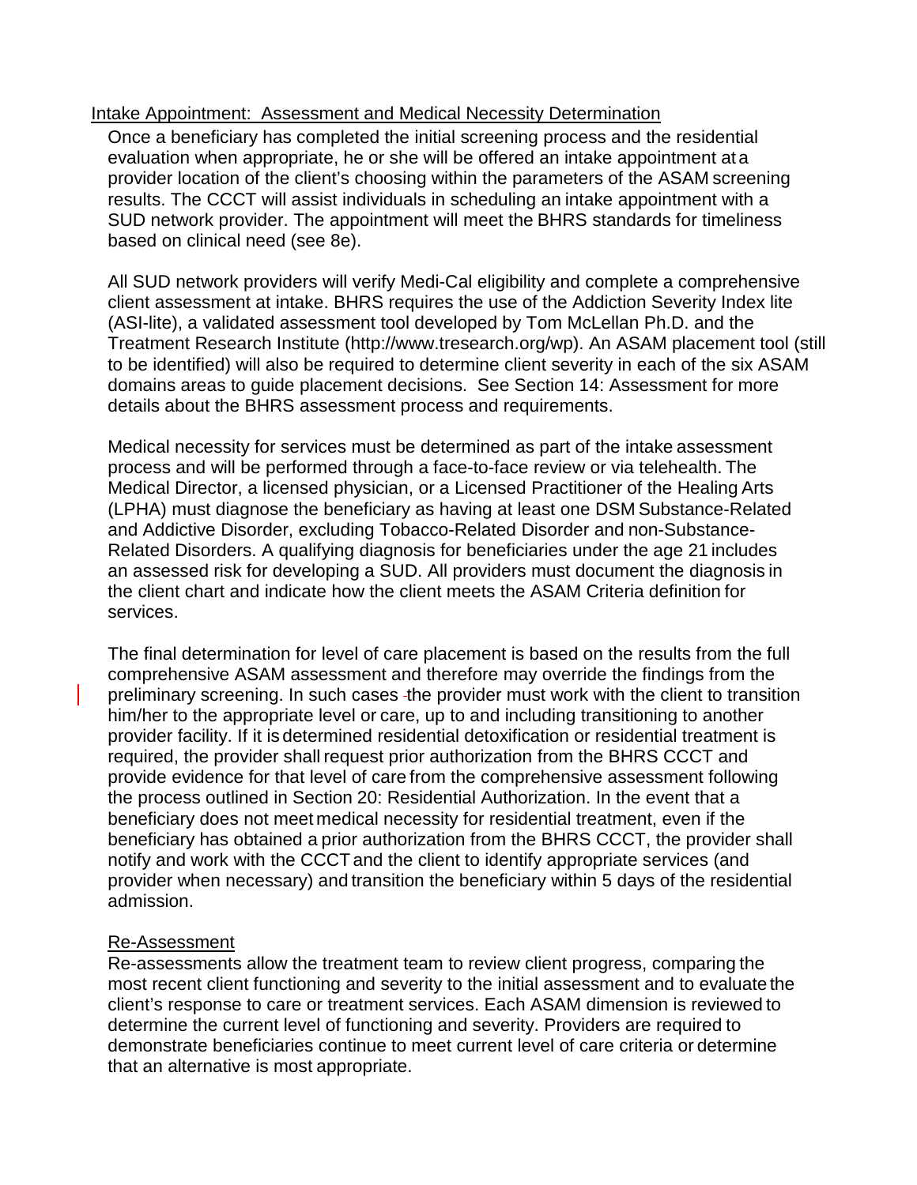## Intake Appointment: Assessment and Medical Necessity Determination

Once a beneficiary has completed the initial screening process and the residential evaluation when appropriate, he or she will be offered an intake appointment at a provider location of the client's choosing within the parameters of the ASAM screening results. The CCCT will assist individuals in scheduling an intake appointment with a SUD network provider. The appointment will meet the BHRS standards for timeliness based on clinical need (see 8e).

All SUD network providers will verify Medi-Cal eligibility and complete a comprehensive client assessment at intake. BHRS requires the use of the Addiction Severity Index lite (ASI-lite), a validated assessment tool developed by Tom McLellan Ph.D. and the Treatment Research Institute (http://www.tresearch.org/wp). An ASAM placement tool (still to be identified) will also be required to determine client severity in each of the six ASAM domains areas to guide placement decisions. See Section 14: Assessment for more details about the BHRS assessment process and requirements.

Medical necessity for services must be determined as part of the intake assessment process and will be performed through a face-to-face review or via telehealth. The Medical Director, a licensed physician, or a Licensed Practitioner of the Healing Arts (LPHA) must diagnose the beneficiary as having at least one DSM Substance-Related and Addictive Disorder, excluding Tobacco-Related Disorder and non-Substance-Related Disorders. A qualifying diagnosis for beneficiaries under the age 21 includes an assessed risk for developing a SUD. All providers must document the diagnosis in the client chart and indicate how the client meets the ASAM Criteria definition for services.

The final determination for level of care placement is based on the results from the full comprehensive ASAM assessment and therefore may override the findings from the preliminary screening. In such cases the provider must work with the client to transition him/her to the appropriate level or care, up to and including transitioning to another provider facility. If it is determined residential detoxification or residential treatment is required, the provider shall request prior authorization from the BHRS CCCT and provide evidence for that level of care from the comprehensive assessment following the process outlined in Section 20: Residential Authorization. In the event that a beneficiary does not meet medical necessity for residential treatment, even if the beneficiary has obtained a prior authorization from the BHRS CCCT, the provider shall notify and work with the CCCT and the client to identify appropriate services (and provider when necessary) and transition the beneficiary within 5 days of the residential admission.

### Re-Assessment

Re-assessments allow the treatment team to review client progress, comparing the most recent client functioning and severity to the initial assessment and to evaluate the client's response to care or treatment services. Each ASAM dimension is reviewed to determine the current level of functioning and severity. Providers are required to demonstrate beneficiaries continue to meet current level of care criteria or determine that an alternative is most appropriate.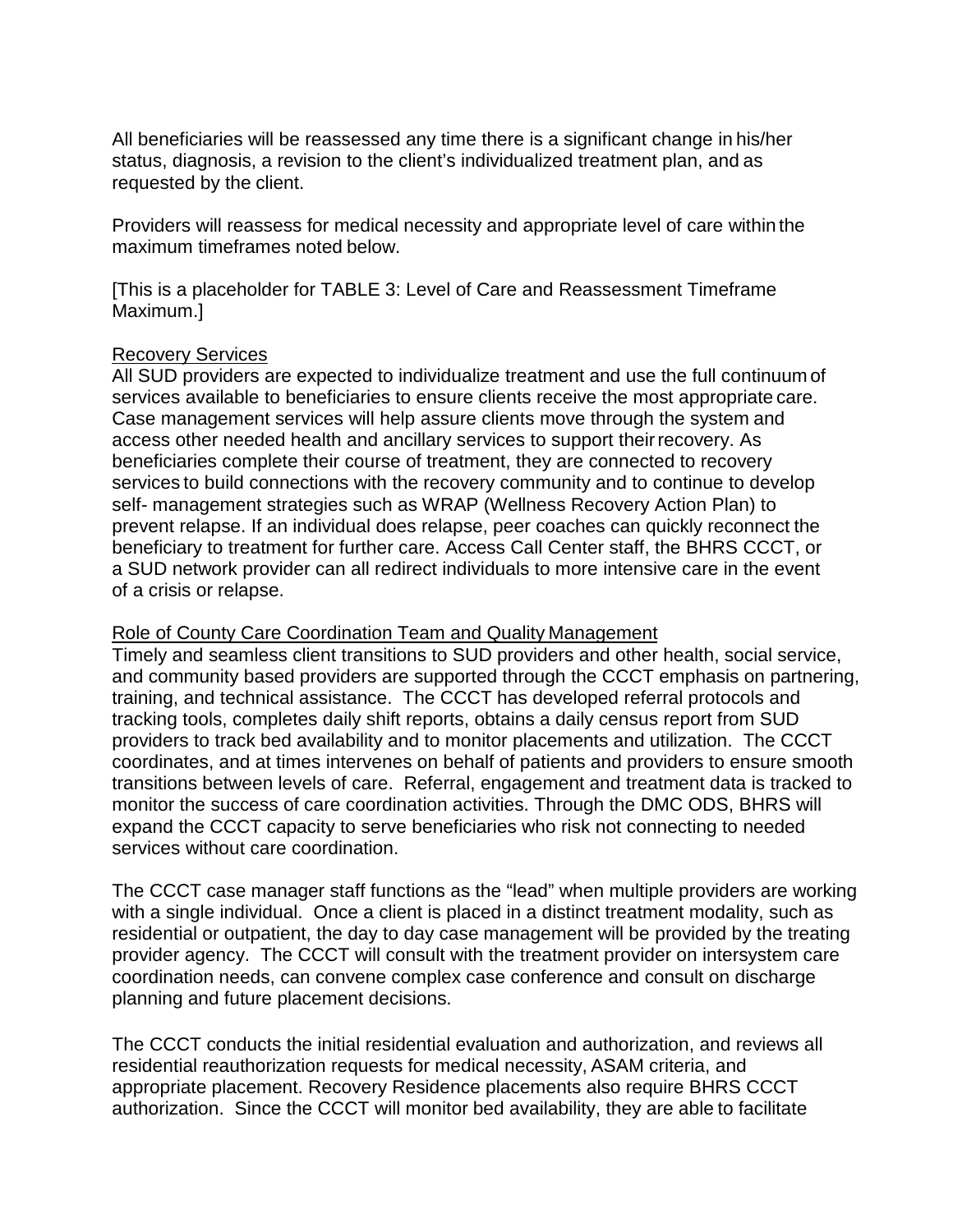All beneficiaries will be reassessed any time there is a significant change in his/her status, diagnosis, a revision to the client's individualized treatment plan, and as requested by the client.

Providers will reassess for medical necessity and appropriate level of care within the maximum timeframes noted below.

[This is a placeholder for TABLE 3: Level of Care and Reassessment Timeframe Maximum.]

<u>Recovery Services</u>

All SUD providers are expected to individualize treatment and use the full continuum of services available to beneficiaries to ensure clients receive the most appropriate care. Case management services will help assure clients move through the system and access other needed health and ancillary services to support their recovery. As beneficiaries complete their course of treatment, they are connected to recovery services to build connections with the recovery community and to continue to develop self- management strategies such as WRAP (Wellness Recovery Action Plan) to prevent relapse. If an individual does relapse, peer coaches can quickly reconnect the beneficiary to treatment for further care. Access Call Center staff, the BHRS CCCT, or a SUD network provider can all redirect individuals to more intensive care in the event of a crisis or relapse.

<u>Role of County Care Coordination Team and Quality Management</u>

Timely and seamless client transitions to SUD providers and other health, social service, and community based providers are supported through the CCCT emphasis on partnering, training, and technical assistance. The CCCT has developed referral protocols and tracking tools, completes daily shift reports, obtains a daily census report from SUD providers to track bed availability and to monitor placements and utilization. The CCCT coordinates, and at times intervenes on behalf of patients and providers to ensure smooth transitions between levels of care. Referral, engagement and treatment data is tracked to monitor the success of care coordination activities. Through the DMC ODS, BHRS will expand the CCCT capacity to serve beneficiaries who risk not connecting to needed services without care coordination.

The CCCT case manager staff functions as the "lead" when multiple providers are working with a single individual. Once a client is placed in a distinct treatment modality, such as residential or outpatient, the day to day case management will be provided by the treating provider agency. The CCCT will consult with the treatment provider on intersystem care coordination needs, can convene complex case conference and consult on discharge planning and future placement decisions.

The CCCT conducts the initial residential evaluation and authorization, and reviews all residential reauthorization requests for medical necessity, ASAM criteria, and appropriate placement. Recovery Residence placements also require BHRS CCCT authorization. Since the CCCT will monitor bed availability, they are able to facilitate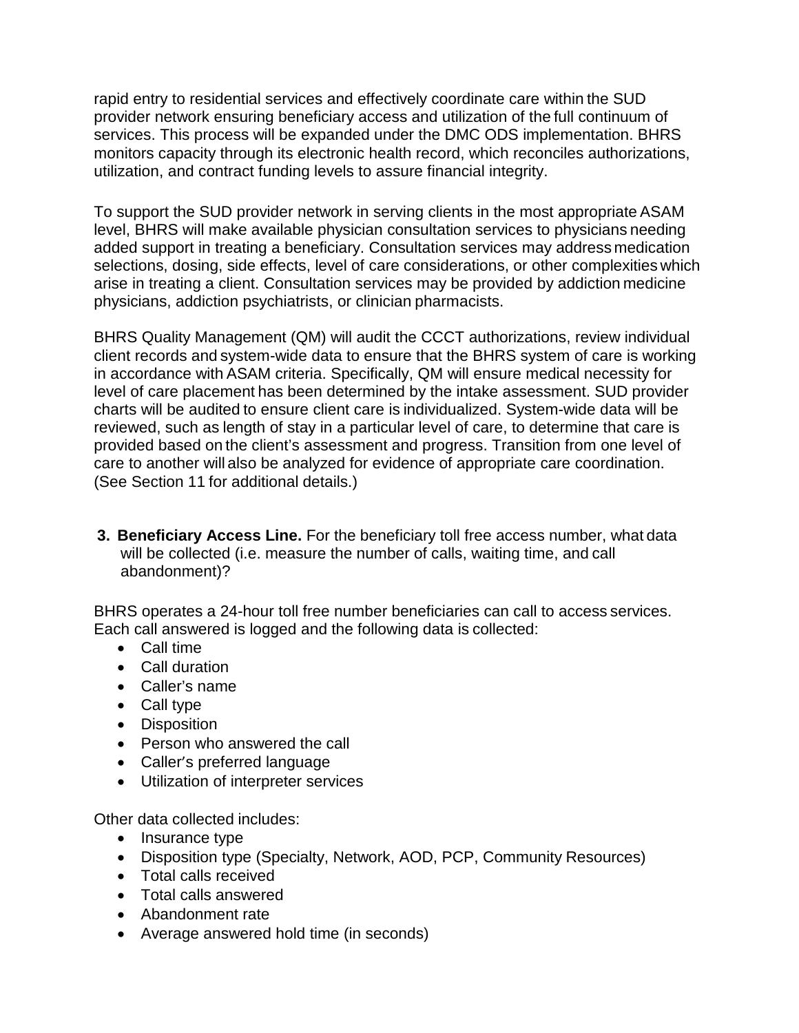rapid entry to residential services and effectively coordinate care within the SUD provider network ensuring beneficiary access and utilization of the full continuum of services. This process will be expanded under the DMC ODS implementation. BHRS monitors capacity through its electronic health record, which reconciles authorizations, utilization, and contract funding levels to assure financial integrity.

To support the SUD provider network in serving clients in the most appropriate ASAM level, BHRS will make available physician consultation services to physicians needing added support in treating a beneficiary. Consultation services may address medication selections, dosing, side effects, level of care considerations, or other complexities which arise in treating a client. Consultation services may be provided by addiction medicine physicians, addiction psychiatrists, or clinician pharmacists.

BHRS Quality Management (QM) will audit the CCCT authorizations, review individual client records and system-wide data to ensure that the BHRS system of care is working in accordance with ASAM criteria. Specifically, QM will ensure medical necessity for level of care placement has been determined by the intake assessment. SUD provider charts will be audited to ensure client care is individualized. System-wide data will be reviewed, such as length of stay in a particular level of care, to determine that care is provided based on the client's assessment and progress. Transition from one level of care to another will also be analyzed for evidence of appropriate care coordination. (See Section 11 for additional details.)

3. **Beneficiary Access Line.** For the beneficiary toll free access number, what data will be collected (i.e. measure the number of calls, waiting time, and call abandonment)?

BHRS operates a 24-hour toll free number beneficiaries can call to access services. Each call answered is logged and the following data is collected:

- Call time
- Call duration
- Caller's name
- Call type
- Disposition
- Person who answered the call
- Caller's preferred language
- Utilization of interpreter services

Other data collected includes:

- Insurance type
- Disposition type (Specialty, Network, AOD, PCP, Community Resources)
- Total calls received
- Total calls answered
- Abandonment rate
- Average answered hold time (in seconds)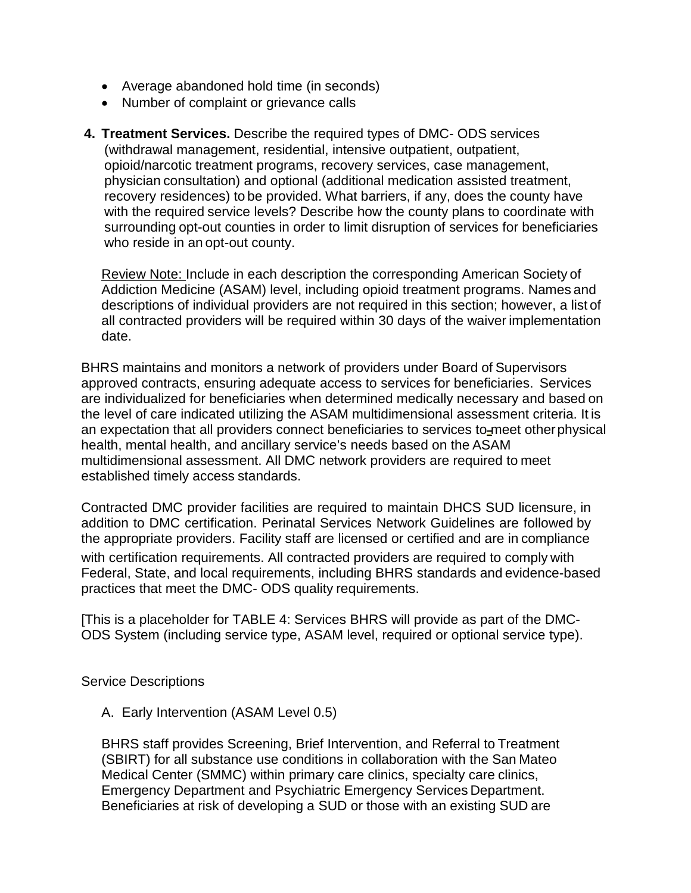- Average abandoned hold time (in seconds)
- Number of complaint or grievance calls

4. **Treatment Services.** Describe the required types of DMC- ODS services (withdrawal management, residential, intensive outpatient, outpatient, opioid/narcotic treatment programs, recovery services, case management, physician consultation) and optional (additional medication assisted treatment, recovery residences) to be provided. What barriers, if any, does the county have with the required service levels? Describe how the county plans to coordinate with surrounding opt-out counties in order to limit disruption of services for beneficiaries who reside in an opt-out county.

   Review Note: Include in each description the corresponding American Society of Addiction Medicine (ASAM) level, including opioid treatment programs. Names and descriptions of individual providers are not required in this section; however, a list of all contracted providers will be required within 30 days of the waiver implementation date.

BHRS maintains and monitors a network of providers under Board of Supervisors approved contracts, ensuring adequate access to services for beneficiaries. Services are individualized for beneficiaries when determined medically necessary and based on the level of care indicated utilizing the ASAM multidimensional assessment criteria. It is an expectation that all providers connect beneficiaries to services to meet other physical health, mental health, and ancillary service's needs based on the ASAM multidimensional assessment. All DMC network providers are required to meet established timely access standards.

Contracted DMC provider facilities are required to maintain DHCS SUD licensure, in addition to DMC certification. Perinatal Services Network Guidelines are followed by the appropriate providers. Facility staff are licensed or certified and are in compliance with certification requirements. All contracted providers are required to comply with Federal, State, and local requirements, including BHRS standards and evidence-based practices that meet the DMC- ODS quality requirements.

[This is a placeholder for TABLE 4: Services BHRS will provide as part of the DMC-ODS System (including service type, ASAM level, required or optional service type).

Service Descriptions

A. Early Intervention (ASAM Level 0.5)

   BHRS staff provides Screening, Brief Intervention, and Referral to Treatment (SBIRT) for all substance use conditions in collaboration with the San Mateo Medical Center (SMMC) within primary care clinics, specialty care clinics, Emergency Department and Psychiatric Emergency Services Department. Beneficiaries at risk of developing a SUD or those with an existing SUD are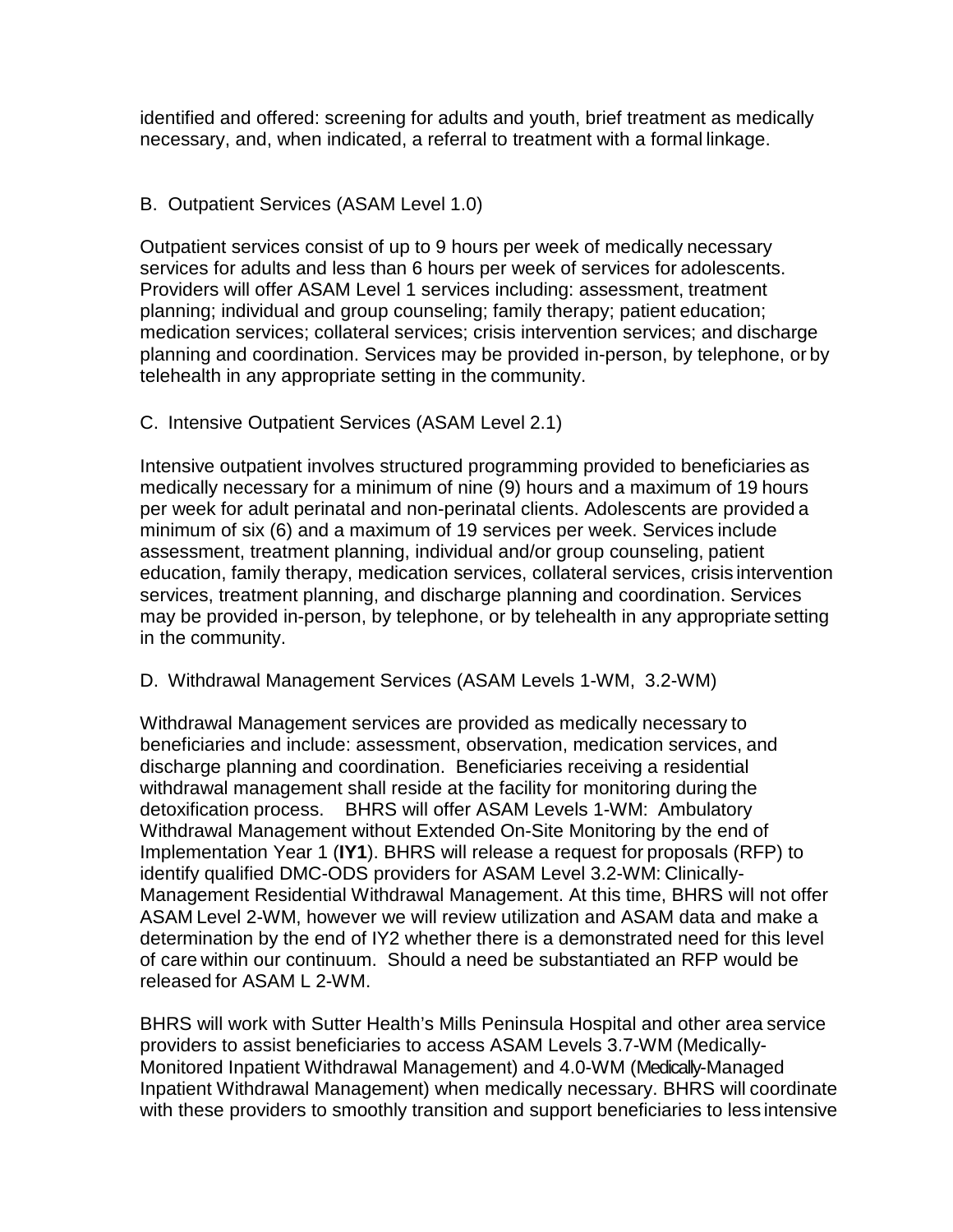identified and offered: screening for adults and youth, brief treatment as medically necessary, and, when indicated, a referral to treatment with a formal linkage.

B. Outpatient Services (ASAM Level 1.0)

Outpatient services consist of up to 9 hours per week of medically necessary services for adults and less than 6 hours per week of services for adolescents. Providers will offer ASAM Level 1 services including: assessment, treatment planning; individual and group counseling; family therapy; patient education; medication services; collateral services; crisis intervention services; and discharge planning and coordination. Services may be provided in-person, by telephone, or by telehealth in any appropriate setting in the community.

C. Intensive Outpatient Services (ASAM Level 2.1)

Intensive outpatient involves structured programming provided to beneficiaries as medically necessary for a minimum of nine (9) hours and a maximum of 19 hours per week for adult perinatal and non-perinatal clients. Adolescents are provided a minimum of six (6) and a maximum of 19 services per week. Services include assessment, treatment planning, individual and/or group counseling, patient education, family therapy, medication services, collateral services, crisis intervention services, treatment planning, and discharge planning and coordination. Services may be provided in-person, by telephone, or by telehealth in any appropriate setting in the community.

D. Withdrawal Management Services (ASAM Levels 1-WM, 3.2-WM)

Withdrawal Management services are provided as medically necessary to beneficiaries and include: assessment, observation, medication services, and discharge planning and coordination. Beneficiaries receiving a residential withdrawal management shall reside at the facility for monitoring during the detoxification process. BHRS will offer ASAM Levels 1-WM: Ambulatory Withdrawal Management without Extended On-Site Monitoring by the end of Implementation Year 1 (**IY1**). BHRS will release a request for proposals (RFP) to identify qualified DMC-ODS providers for ASAM Level 3.2-WM: Clinically-Management Residential Withdrawal Management. At this time, BHRS will not offer ASAM Level 2-WM, however we will review utilization and ASAM data and make a determination by the end of IY2 whether there is a demonstrated need for this level of care within our continuum. Should a need be substantiated an RFP would be released for ASAM L 2-WM.

BHRS will work with Sutter Health's Mills Peninsula Hospital and other area service providers to assist beneficiaries to access ASAM Levels 3.7-WM (Medically-Monitored Inpatient Withdrawal Management) and 4.0-WM (Medically-Managed Inpatient Withdrawal Management) when medically necessary. BHRS will coordinate with these providers to smoothly transition and support beneficiaries to less intensive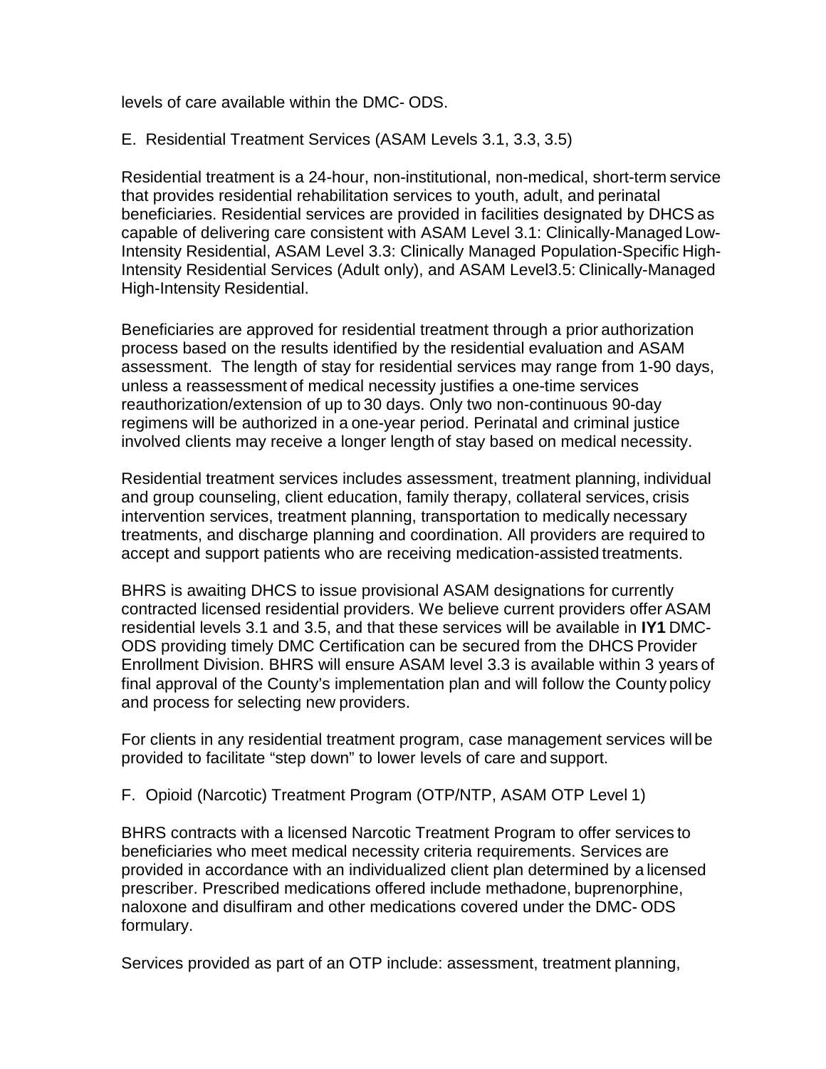levels of care available within the DMC- ODS.

E. Residential Treatment Services (ASAM Levels 3.1, 3.3, 3.5)

Residential treatment is a 24-hour, non-institutional, non-medical, short-term service that provides residential rehabilitation services to youth, adult, and perinatal beneficiaries. Residential services are provided in facilities designated by DHCS as capable of delivering care consistent with ASAM Level 3.1: Clinically-Managed Low-Intensity Residential, ASAM Level 3.3: Clinically Managed Population-Specific High-Intensity Residential Services (Adult only), and ASAM Level3.5: Clinically-Managed High-Intensity Residential.

Beneficiaries are approved for residential treatment through a prior authorization process based on the results identified by the residential evaluation and ASAM assessment. The length of stay for residential services may range from 1-90 days, unless a reassessment of medical necessity justifies a one-time services reauthorization/extension of up to 30 days. Only two non-continuous 90-day regimens will be authorized in a one-year period. Perinatal and criminal justice involved clients may receive a longer length of stay based on medical necessity.

Residential treatment services includes assessment, treatment planning, individual and group counseling, client education, family therapy, collateral services, crisis intervention services, treatment planning, transportation to medically necessary treatments, and discharge planning and coordination. All providers are required to accept and support patients who are receiving medication-assisted treatments.

BHRS is awaiting DHCS to issue provisional ASAM designations for currently contracted licensed residential providers. We believe current providers offer ASAM residential levels 3.1 and 3.5, and that these services will be available in **IY1** DMC-ODS providing timely DMC Certification can be secured from the DHCS Provider Enrollment Division. BHRS will ensure ASAM level 3.3 is available within 3 years of final approval of the County's implementation plan and will follow the County policy and process for selecting new providers.

For clients in any residential treatment program, case management services will be provided to facilitate "step down" to lower levels of care and support.

F. Opioid (Narcotic) Treatment Program (OTP/NTP, ASAM OTP Level 1)

BHRS contracts with a licensed Narcotic Treatment Program to offer services to beneficiaries who meet medical necessity criteria requirements. Services are provided in accordance with an individualized client plan determined by a licensed prescriber. Prescribed medications offered include methadone, buprenorphine, naloxone and disulfiram and other medications covered under the DMC- ODS formulary.

Services provided as part of an OTP include: assessment, treatment planning,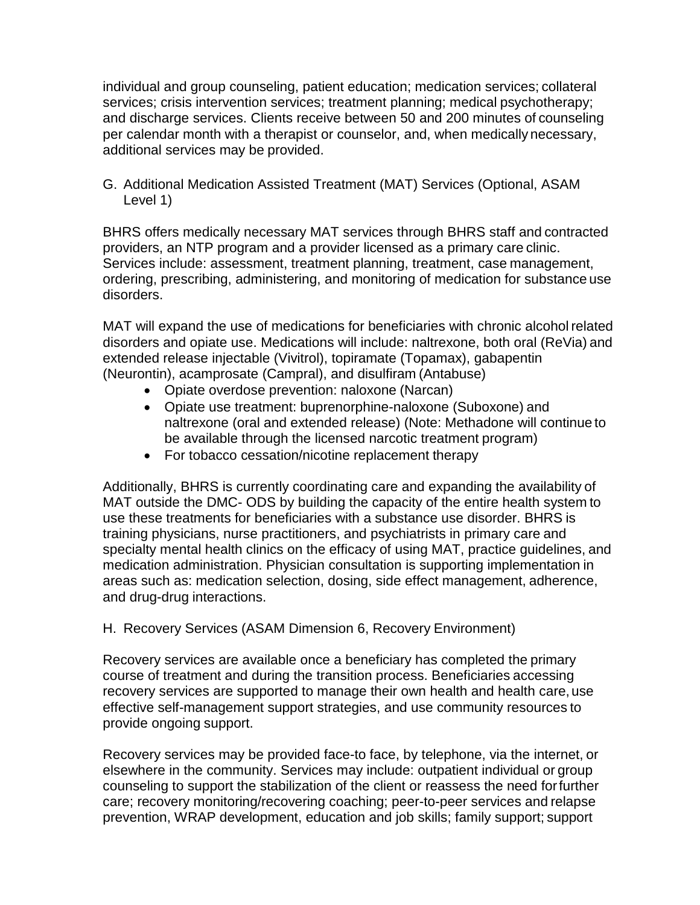individual and group counseling, patient education; medication services; collateral services; crisis intervention services; treatment planning; medical psychotherapy; and discharge services. Clients receive between 50 and 200 minutes of counseling per calendar month with a therapist or counselor, and, when medically necessary, additional services may be provided.

G. Additional Medication Assisted Treatment (MAT) Services (Optional, ASAM Level 1)

BHRS offers medically necessary MAT services through BHRS staff and contracted providers, an NTP program and a provider licensed as a primary care clinic. Services include: assessment, treatment planning, treatment, case management, ordering, prescribing, administering, and monitoring of medication for substance use disorders.

MAT will expand the use of medications for beneficiaries with chronic alcohol related disorders and opiate use. Medications will include: naltrexone, both oral (ReVia) and extended release injectable (Vivitrol), topiramate (Topamax), gabapentin (Neurontin), acamprosate (Campral), and disulfiram (Antabuse)

- Opiate overdose prevention: naloxone (Narcan)
- Opiate use treatment: buprenorphine-naloxone (Suboxone) and naltrexone (oral and extended release) (Note: Methadone will continue to be available through the licensed narcotic treatment program)
- For tobacco cessation/nicotine replacement therapy

Additionally, BHRS is currently coordinating care and expanding the availability of MAT outside the DMC- ODS by building the capacity of the entire health system to use these treatments for beneficiaries with a substance use disorder. BHRS is training physicians, nurse practitioners, and psychiatrists in primary care and specialty mental health clinics on the efficacy of using MAT, practice guidelines, and medication administration. Physician consultation is supporting implementation in areas such as: medication selection, dosing, side effect management, adherence, and drug-drug interactions.

H. Recovery Services (ASAM Dimension 6, Recovery Environment)

Recovery services are available once a beneficiary has completed the primary course of treatment and during the transition process. Beneficiaries accessing recovery services are supported to manage their own health and health care, use effective self-management support strategies, and use community resources to provide ongoing support.

Recovery services may be provided face-to face, by telephone, via the internet, or elsewhere in the community. Services may include: outpatient individual or group counseling to support the stabilization of the client or reassess the need for further care; recovery monitoring/recovering coaching; peer-to-peer services and relapse prevention, WRAP development, education and job skills; family support; support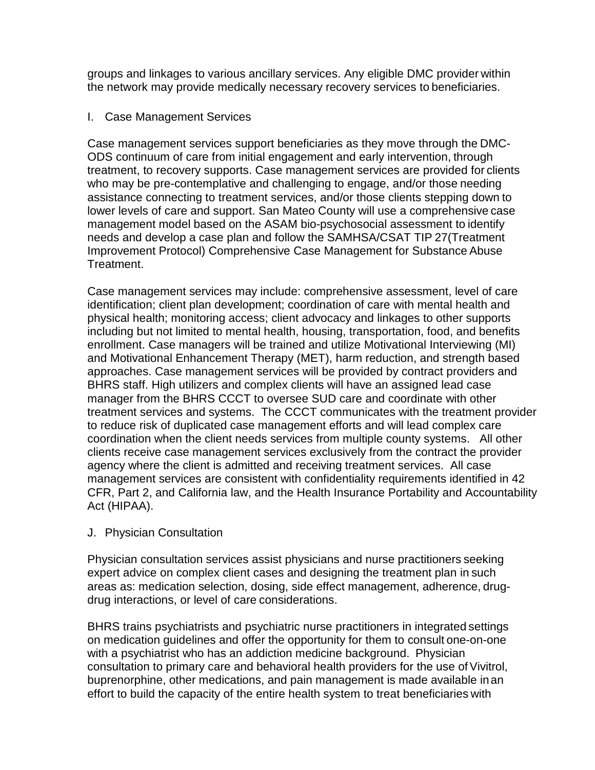groups and linkages to various ancillary services. Any eligible DMC provider within the network may provide medically necessary recovery services to beneficiaries.

I. Case Management Services

Case management services support beneficiaries as they move through the DMC-ODS continuum of care from initial engagement and early intervention, through treatment, to recovery supports. Case management services are provided for clients who may be pre-contemplative and challenging to engage, and/or those needing assistance connecting to treatment services, and/or those clients stepping down to lower levels of care and support. San Mateo County will use a comprehensive case management model based on the ASAM bio-psychosocial assessment to identify needs and develop a case plan and follow the SAMHSA/CSAT TIP 27(Treatment Improvement Protocol) Comprehensive Case Management for Substance Abuse Treatment.

Case management services may include: comprehensive assessment, level of care identification; client plan development; coordination of care with mental health and physical health; monitoring access; client advocacy and linkages to other supports including but not limited to mental health, housing, transportation, food, and benefits enrollment. Case managers will be trained and utilize Motivational Interviewing (MI) and Motivational Enhancement Therapy (MET), harm reduction, and strength based approaches. Case management services will be provided by contract providers and BHRS staff. High utilizers and complex clients will have an assigned lead case manager from the BHRS CCCT to oversee SUD care and coordinate with other treatment services and systems. The CCCT communicates with the treatment provider to reduce risk of duplicated case management efforts and will lead complex care coordination when the client needs services from multiple county systems. All other clients receive case management services exclusively from the contract the provider agency where the client is admitted and receiving treatment services. All case management services are consistent with confidentiality requirements identified in 42 CFR, Part 2, and California law, and the Health Insurance Portability and Accountability Act (HIPAA).

J. Physician Consultation

Physician consultation services assist physicians and nurse practitioners seeking expert advice on complex client cases and designing the treatment plan in such areas as: medication selection, dosing, side effect management, adherence, drug-drug interactions, or level of care considerations.

BHRS trains psychiatrists and psychiatric nurse practitioners in integrated settings on medication guidelines and offer the opportunity for them to consult one-on-one with a psychiatrist who has an addiction medicine background. Physician consultation to primary care and behavioral health providers for the use of Vivitrol, buprenorphine, other medications, and pain management is made available in an effort to build the capacity of the entire health system to treat beneficiaries with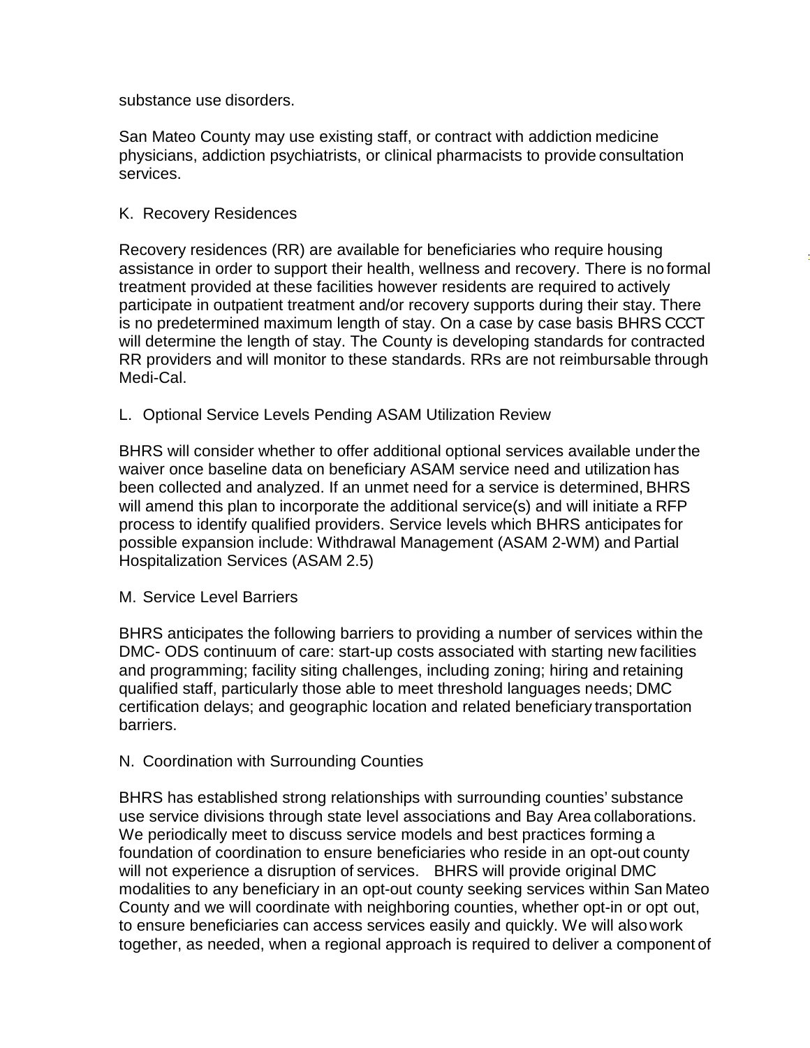substance use disorders.

San Mateo County may use existing staff, or contract with addiction medicine physicians, addiction psychiatrists, or clinical pharmacists to provide consultation services.

### K. Recovery Residences

Recovery residences (RR) are available for beneficiaries who require housing assistance in order to support their health, wellness and recovery. There is no formal treatment provided at these facilities however residents are required to actively participate in outpatient treatment and/or recovery supports during their stay. There is no predetermined maximum length of stay. On a case by case basis BHRS CCCT will determine the length of stay. The County is developing standards for contracted RR providers and will monitor to these standards. RRs are not reimbursable through Medi-Cal.

### L. Optional Service Levels Pending ASAM Utilization Review

BHRS will consider whether to offer additional optional services available under the waiver once baseline data on beneficiary ASAM service need and utilization has been collected and analyzed. If an unmet need for a service is determined, BHRS will amend this plan to incorporate the additional service(s) and will initiate a RFP process to identify qualified providers. Service levels which BHRS anticipates for possible expansion include: Withdrawal Management (ASAM 2-WM) and Partial Hospitalization Services (ASAM 2.5)

### M. Service Level Barriers

BHRS anticipates the following barriers to providing a number of services within the DMC- ODS continuum of care: start-up costs associated with starting new facilities and programming; facility siting challenges, including zoning; hiring and retaining qualified staff, particularly those able to meet threshold languages needs; DMC certification delays; and geographic location and related beneficiary transportation barriers.

### N. Coordination with Surrounding Counties

BHRS has established strong relationships with surrounding counties' substance use service divisions through state level associations and Bay Area collaborations. We periodically meet to discuss service models and best practices forming a foundation of coordination to ensure beneficiaries who reside in an opt-out county will not experience a disruption of services. BHRS will provide original DMC modalities to any beneficiary in an opt-out county seeking services within San Mateo County and we will coordinate with neighboring counties, whether opt-in or opt out, to ensure beneficiaries can access services easily and quickly. We will also work together, as needed, when a regional approach is required to deliver a component of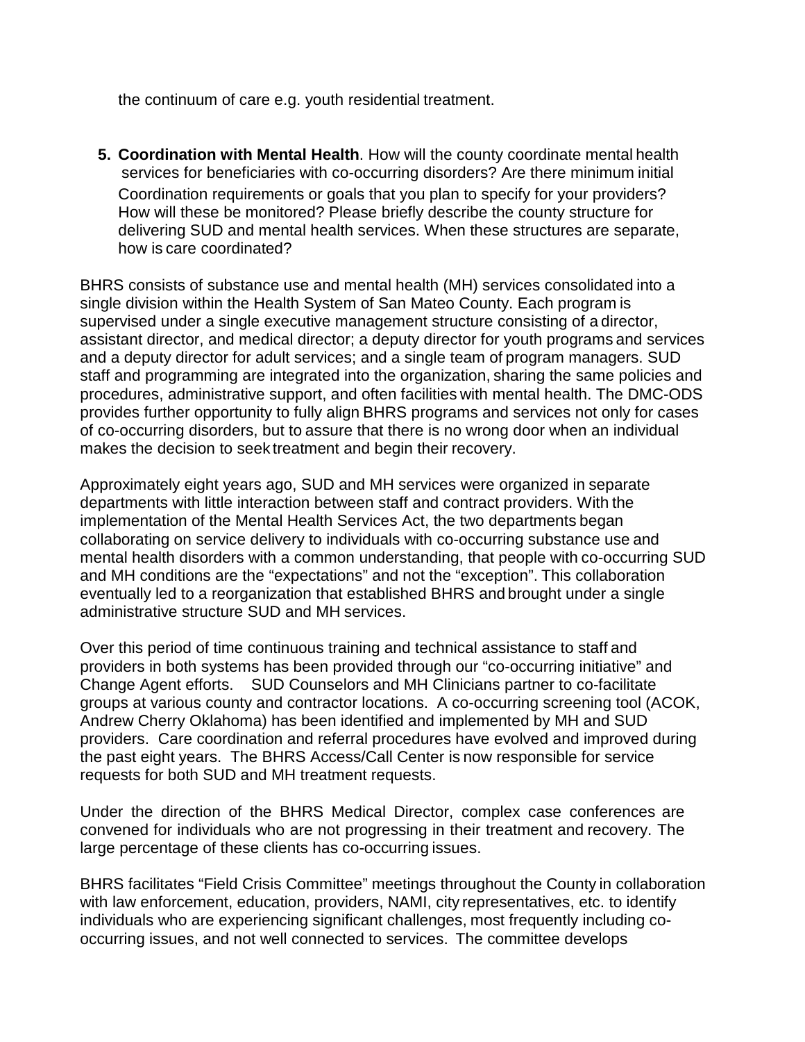the continuum of care e.g. youth residential treatment.

5. **Coordination with Mental Health**. How will the county coordinate mental health services for beneficiaries with co-occurring disorders? Are there minimum initial Coordination requirements or goals that you plan to specify for your providers? How will these be monitored? Please briefly describe the county structure for delivering SUD and mental health services. When these structures are separate, how is care coordinated?

BHRS consists of substance use and mental health (MH) services consolidated into a single division within the Health System of San Mateo County. Each program is supervised under a single executive management structure consisting of a director, assistant director, and medical director; a deputy director for youth programs and services and a deputy director for adult services; and a single team of program managers. SUD staff and programming are integrated into the organization, sharing the same policies and procedures, administrative support, and often facilities with mental health. The DMC-ODS provides further opportunity to fully align BHRS programs and services not only for cases of co-occurring disorders, but to assure that there is no wrong door when an individual makes the decision to seek treatment and begin their recovery.

Approximately eight years ago, SUD and MH services were organized in separate departments with little interaction between staff and contract providers. With the implementation of the Mental Health Services Act, the two departments began collaborating on service delivery to individuals with co-occurring substance use and mental health disorders with a common understanding, that people with co-occurring SUD and MH conditions are the "expectations" and not the "exception". This collaboration eventually led to a reorganization that established BHRS and brought under a single administrative structure SUD and MH services.

Over this period of time continuous training and technical assistance to staff and providers in both systems has been provided through our "co-occurring initiative" and Change Agent efforts. SUD Counselors and MH Clinicians partner to co-facilitate groups at various county and contractor locations. A co-occurring screening tool (ACOK, Andrew Cherry Oklahoma) has been identified and implemented by MH and SUD providers. Care coordination and referral procedures have evolved and improved during the past eight years. The BHRS Access/Call Center is now responsible for service requests for both SUD and MH treatment requests.

Under the direction of the BHRS Medical Director, complex case conferences are convened for individuals who are not progressing in their treatment and recovery. The large percentage of these clients has co-occurring issues.

BHRS facilitates "Field Crisis Committee" meetings throughout the County in collaboration with law enforcement, education, providers, NAMI, city representatives, etc. to identify individuals who are experiencing significant challenges, most frequently including co-occurring issues, and not well connected to services. The committee develops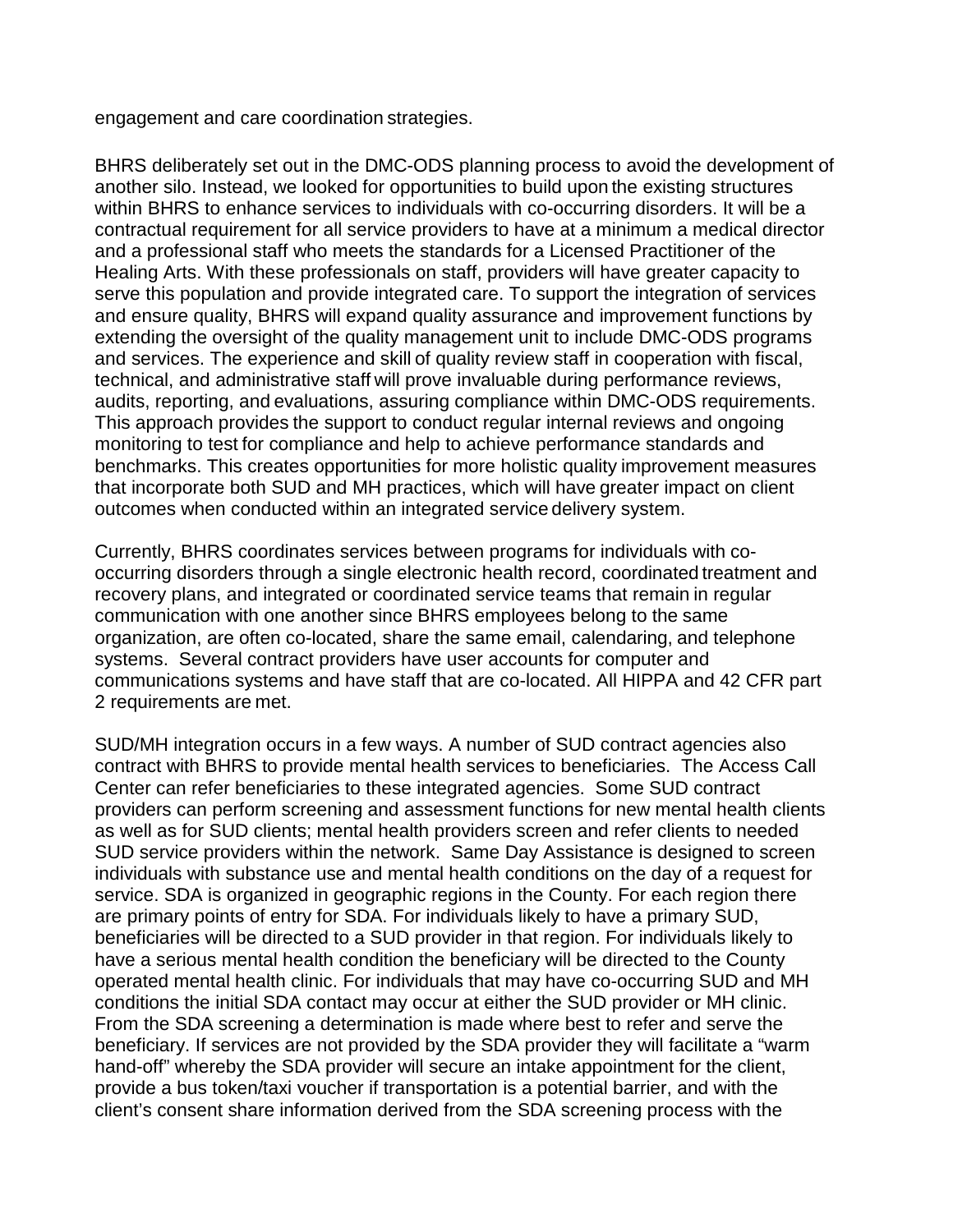engagement and care coordination strategies.

BHRS deliberately set out in the DMC-ODS planning process to avoid the development of another silo. Instead, we looked for opportunities to build upon the existing structures within BHRS to enhance services to individuals with co-occurring disorders. It will be a contractual requirement for all service providers to have at a minimum a medical director and a professional staff who meets the standards for a Licensed Practitioner of the Healing Arts. With these professionals on staff, providers will have greater capacity to serve this population and provide integrated care. To support the integration of services and ensure quality, BHRS will expand quality assurance and improvement functions by extending the oversight of the quality management unit to include DMC-ODS programs and services. The experience and skill of quality review staff in cooperation with fiscal, technical, and administrative staff will prove invaluable during performance reviews, audits, reporting, and evaluations, assuring compliance within DMC-ODS requirements. This approach provides the support to conduct regular internal reviews and ongoing monitoring to test for compliance and help to achieve performance standards and benchmarks. This creates opportunities for more holistic quality improvement measures that incorporate both SUD and MH practices, which will have greater impact on client outcomes when conducted within an integrated service delivery system.

Currently, BHRS coordinates services between programs for individuals with co-occurring disorders through a single electronic health record, coordinated treatment and recovery plans, and integrated or coordinated service teams that remain in regular communication with one another since BHRS employees belong to the same organization, are often co-located, share the same email, calendaring, and telephone systems. Several contract providers have user accounts for computer and communications systems and have staff that are co-located. All HIPPA and 42 CFR part 2 requirements are met.

SUD/MH integration occurs in a few ways. A number of SUD contract agencies also contract with BHRS to provide mental health services to beneficiaries. The Access Call Center can refer beneficiaries to these integrated agencies. Some SUD contract providers can perform screening and assessment functions for new mental health clients as well as for SUD clients; mental health providers screen and refer clients to needed SUD service providers within the network. Same Day Assistance is designed to screen individuals with substance use and mental health conditions on the day of a request for service. SDA is organized in geographic regions in the County. For each region there are primary points of entry for SDA. For individuals likely to have a primary SUD, beneficiaries will be directed to a SUD provider in that region. For individuals likely to have a serious mental health condition the beneficiary will be directed to the County operated mental health clinic. For individuals that may have co-occurring SUD and MH conditions the initial SDA contact may occur at either the SUD provider or MH clinic. From the SDA screening a determination is made where best to refer and serve the beneficiary. If services are not provided by the SDA provider they will facilitate a "warm hand-off" whereby the SDA provider will secure an intake appointment for the client, provide a bus token/taxi voucher if transportation is a potential barrier, and with the client's consent share information derived from the SDA screening process with the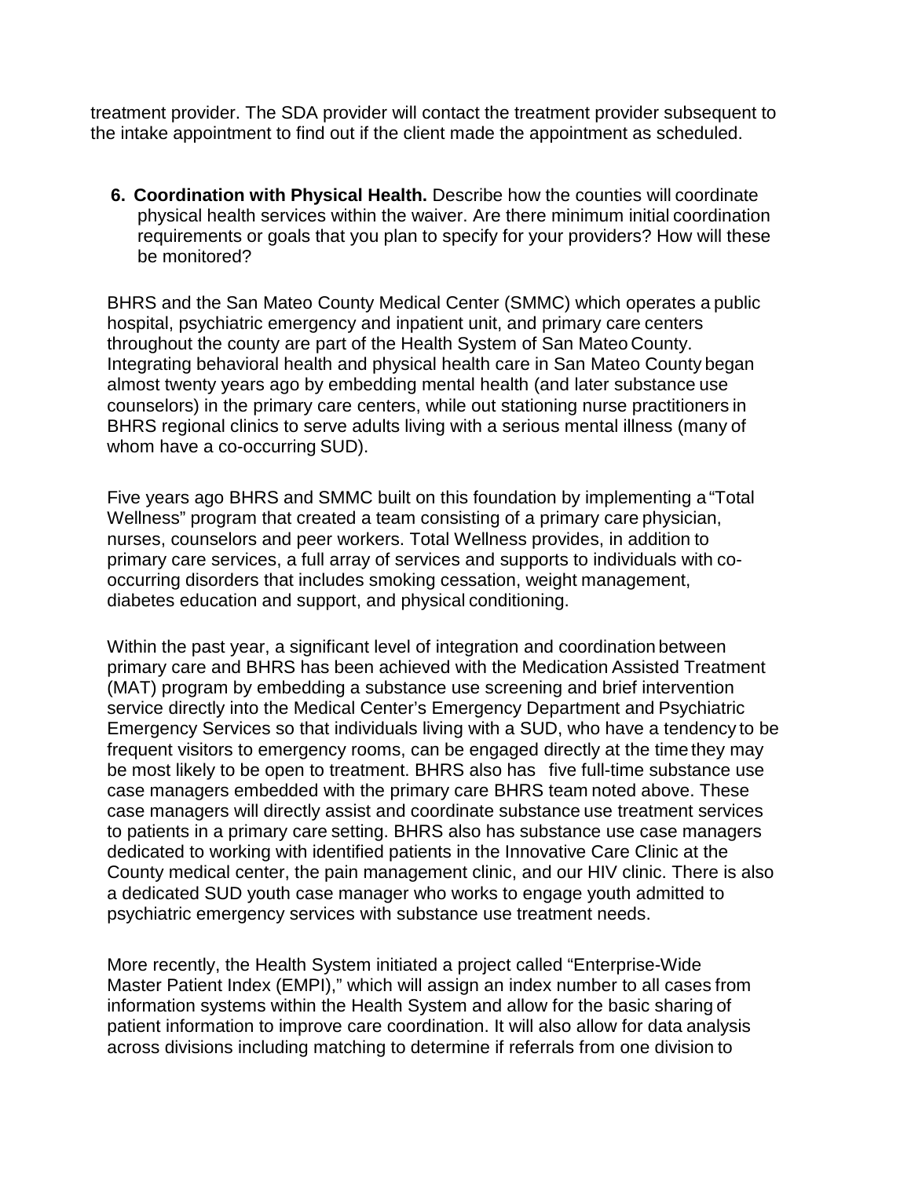treatment provider. The SDA provider will contact the treatment provider subsequent to the intake appointment to find out if the client made the appointment as scheduled.

6. **Coordination with Physical Health.** Describe how the counties will coordinate physical health services within the waiver. Are there minimum initial coordination requirements or goals that you plan to specify for your providers? How will these be monitored?

BHRS and the San Mateo County Medical Center (SMMC) which operates a public hospital, psychiatric emergency and inpatient unit, and primary care centers throughout the county are part of the Health System of San Mateo County. Integrating behavioral health and physical health care in San Mateo County began almost twenty years ago by embedding mental health (and later substance use counselors) in the primary care centers, while out stationing nurse practitioners in BHRS regional clinics to serve adults living with a serious mental illness (many of whom have a co-occurring SUD).

Five years ago BHRS and SMMC built on this foundation by implementing a "Total Wellness" program that created a team consisting of a primary care physician, nurses, counselors and peer workers. Total Wellness provides, in addition to primary care services, a full array of services and supports to individuals with co-occurring disorders that includes smoking cessation, weight management, diabetes education and support, and physical conditioning.

Within the past year, a significant level of integration and coordination between primary care and BHRS has been achieved with the Medication Assisted Treatment (MAT) program by embedding a substance use screening and brief intervention service directly into the Medical Center's Emergency Department and Psychiatric Emergency Services so that individuals living with a SUD, who have a tendency to be frequent visitors to emergency rooms, can be engaged directly at the time they may be most likely to be open to treatment. BHRS also has five full-time substance use case managers embedded with the primary care BHRS team noted above. These case managers will directly assist and coordinate substance use treatment services to patients in a primary care setting. BHRS also has substance use case managers dedicated to working with identified patients in the Innovative Care Clinic at the County medical center, the pain management clinic, and our HIV clinic. There is also a dedicated SUD youth case manager who works to engage youth admitted to psychiatric emergency services with substance use treatment needs.

More recently, the Health System initiated a project called "Enterprise-Wide Master Patient Index (EMPI)," which will assign an index number to all cases from information systems within the Health System and allow for the basic sharing of patient information to improve care coordination. It will also allow for data analysis across divisions including matching to determine if referrals from one division to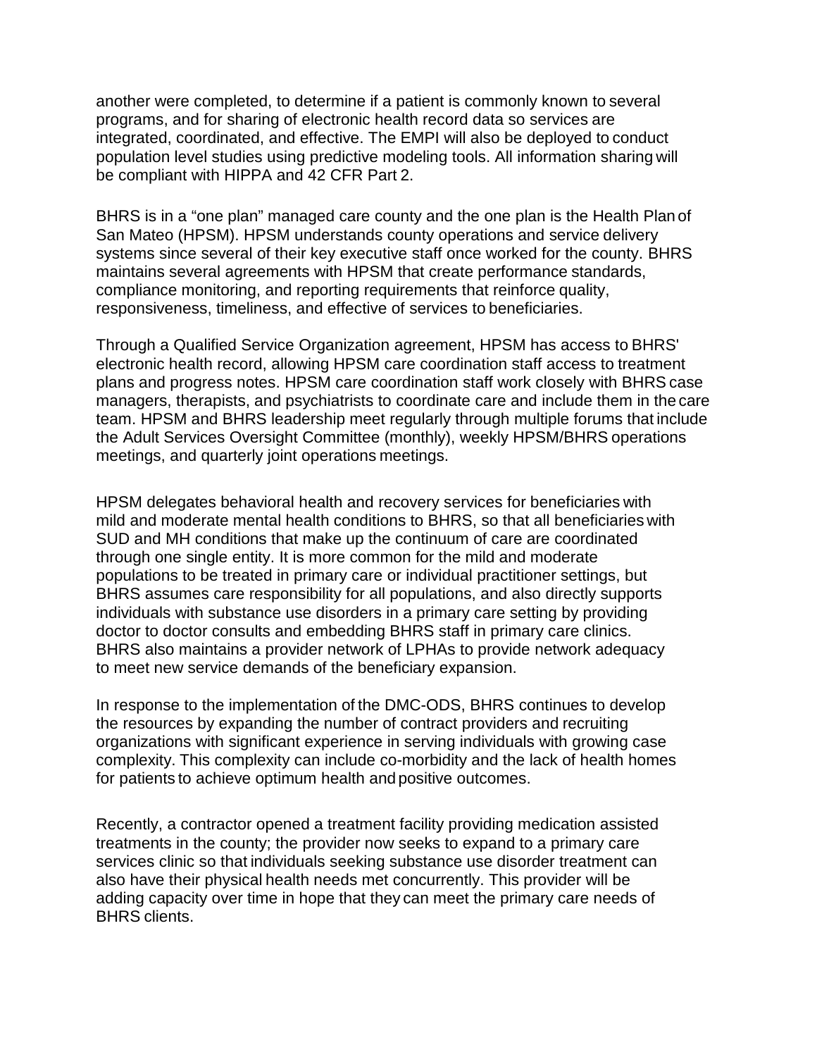another were completed, to determine if a patient is commonly known to several programs, and for sharing of electronic health record data so services are integrated, coordinated, and effective. The EMPI will also be deployed to conduct population level studies using predictive modeling tools. All information sharing will be compliant with HIPPA and 42 CFR Part 2.

BHRS is in a "one plan" managed care county and the one plan is the Health Plan of San Mateo (HPSM). HPSM understands county operations and service delivery systems since several of their key executive staff once worked for the county. BHRS maintains several agreements with HPSM that create performance standards, compliance monitoring, and reporting requirements that reinforce quality, responsiveness, timeliness, and effective of services to beneficiaries.

Through a Qualified Service Organization agreement, HPSM has access to BHRS' electronic health record, allowing HPSM care coordination staff access to treatment plans and progress notes. HPSM care coordination staff work closely with BHRS case managers, therapists, and psychiatrists to coordinate care and include them in the care team. HPSM and BHRS leadership meet regularly through multiple forums that include the Adult Services Oversight Committee (monthly), weekly HPSM/BHRS operations meetings, and quarterly joint operations meetings.

HPSM delegates behavioral health and recovery services for beneficiaries with mild and moderate mental health conditions to BHRS, so that all beneficiaries with SUD and MH conditions that make up the continuum of care are coordinated through one single entity. It is more common for the mild and moderate populations to be treated in primary care or individual practitioner settings, but BHRS assumes care responsibility for all populations, and also directly supports individuals with substance use disorders in a primary care setting by providing doctor to doctor consults and embedding BHRS staff in primary care clinics. BHRS also maintains a provider network of LPHAs to provide network adequacy to meet new service demands of the beneficiary expansion.

In response to the implementation of the DMC-ODS, BHRS continues to develop the resources by expanding the number of contract providers and recruiting organizations with significant experience in serving individuals with growing case complexity. This complexity can include co-morbidity and the lack of health homes for patients to achieve optimum health and positive outcomes.

Recently, a contractor opened a treatment facility providing medication assisted treatments in the county; the provider now seeks to expand to a primary care services clinic so that individuals seeking substance use disorder treatment can also have their physical health needs met concurrently. This provider will be adding capacity over time in hope that they can meet the primary care needs of BHRS clients.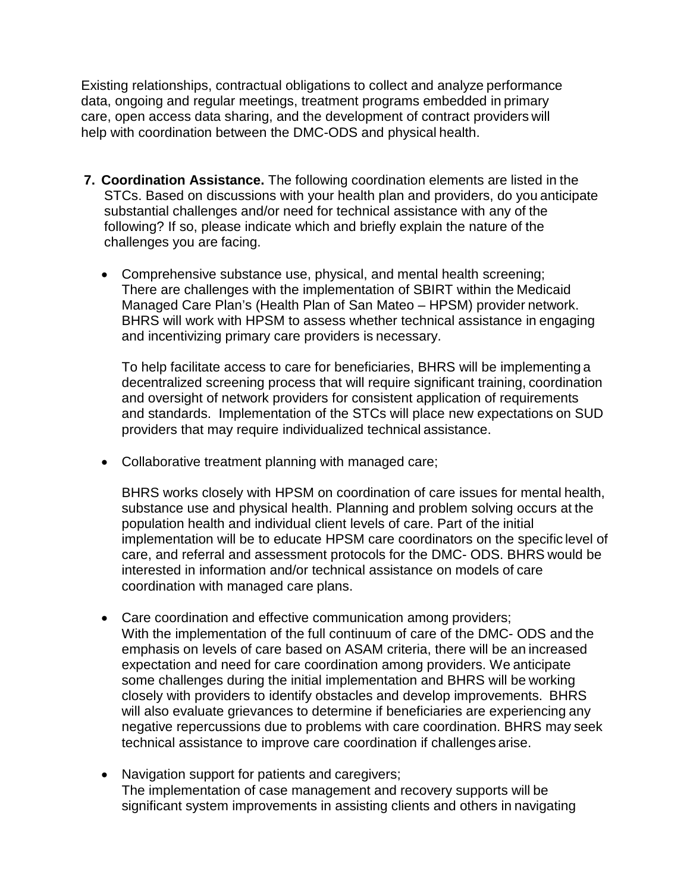Existing relationships, contractual obligations to collect and analyze performance data, ongoing and regular meetings, treatment programs embedded in primary care, open access data sharing, and the development of contract providers will help with coordination between the DMC-ODS and physical health.

7. **Coordination Assistance.** The following coordination elements are listed in the STCs. Based on discussions with your health plan and providers, do you anticipate substantial challenges and/or need for technical assistance with any of the following? If so, please indicate which and briefly explain the nature of the challenges you are facing.

   - Comprehensive substance use, physical, and mental health screening;
     There are challenges with the implementation of SBIRT within the Medicaid Managed Care Plan's (Health Plan of San Mateo – HPSM) provider network. BHRS will work with HPSM to assess whether technical assistance in engaging and incentivizing primary care providers is necessary.

     To help facilitate access to care for beneficiaries, BHRS will be implementing a decentralized screening process that will require significant training, coordination and oversight of network providers for consistent application of requirements and standards. Implementation of the STCs will place new expectations on SUD providers that may require individualized technical assistance.

   - Collaborative treatment planning with managed care;

     BHRS works closely with HPSM on coordination of care issues for mental health, substance use and physical health. Planning and problem solving occurs at the population health and individual client levels of care. Part of the initial implementation will be to educate HPSM care coordinators on the specific level of care, and referral and assessment protocols for the DMC- ODS. BHRS would be interested in information and/or technical assistance on models of care coordination with managed care plans.

   - Care coordination and effective communication among providers;
     With the implementation of the full continuum of care of the DMC- ODS and the emphasis on levels of care based on ASAM criteria, there will be an increased expectation and need for care coordination among providers. We anticipate some challenges during the initial implementation and BHRS will be working closely with providers to identify obstacles and develop improvements. BHRS will also evaluate grievances to determine if beneficiaries are experiencing any negative repercussions due to problems with care coordination. BHRS may seek technical assistance to improve care coordination if challenges arise.

   - Navigation support for patients and caregivers;
     The implementation of case management and recovery supports will be significant system improvements in assisting clients and others in navigating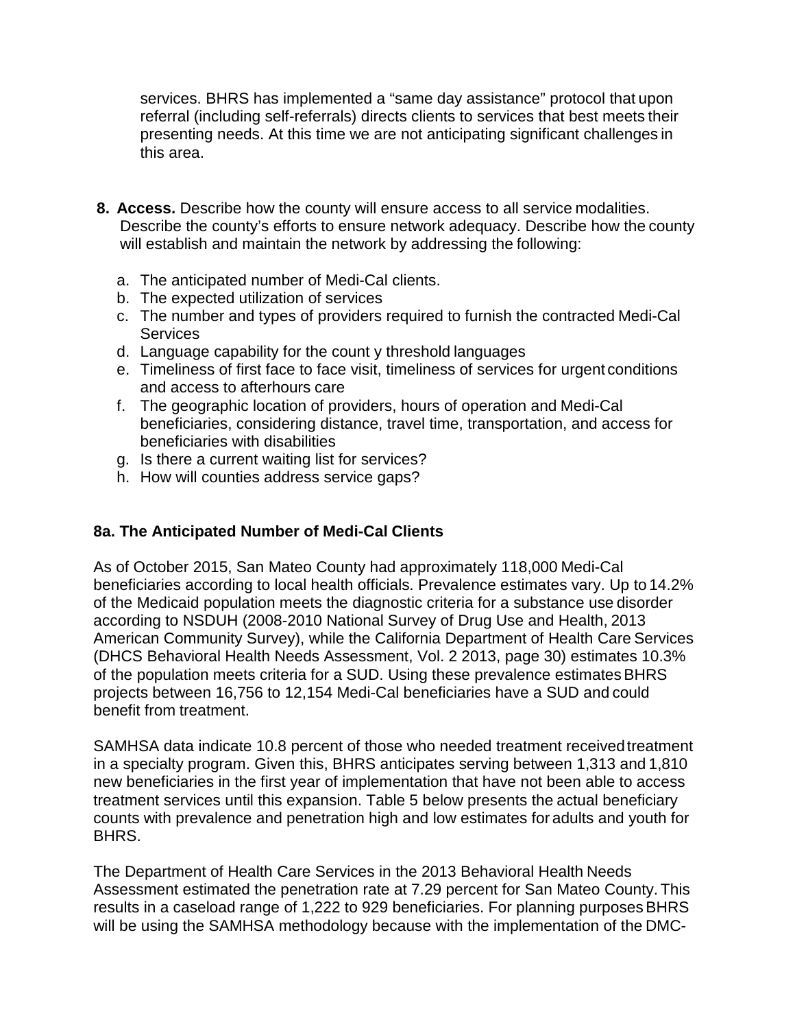services. BHRS has implemented a "same day assistance" protocol that upon referral (including self-referrals) directs clients to services that best meets their presenting needs. At this time we are not anticipating significant challenges in this area.

**8. Access.** Describe how the county will ensure access to all service modalities. Describe the county's efforts to ensure network adequacy. Describe how the county will establish and maintain the network by addressing the following:

a. The anticipated number of Medi-Cal clients.
b. The expected utilization of services
c. The number and types of providers required to furnish the contracted Medi-Cal Services
d. Language capability for the count y threshold languages
e. Timeliness of first face to face visit, timeliness of services for urgent conditions and access to afterhours care
f. The geographic location of providers, hours of operation and Medi-Cal beneficiaries, considering distance, travel time, transportation, and access for beneficiaries with disabilities
g. Is there a current waiting list for services?
h. How will counties address service gaps?

### 8a. The Anticipated Number of Medi-Cal Clients

As of October 2015, San Mateo County had approximately 118,000 Medi-Cal beneficiaries according to local health officials. Prevalence estimates vary. Up to 14.2% of the Medicaid population meets the diagnostic criteria for a substance use disorder according to NSDUH (2008-2010 National Survey of Drug Use and Health, 2013 American Community Survey), while the California Department of Health Care Services (DHCS Behavioral Health Needs Assessment, Vol. 2 2013, page 30) estimates 10.3% of the population meets criteria for a SUD. Using these prevalence estimates BHRS projects between 16,756 to 12,154 Medi-Cal beneficiaries have a SUD and could benefit from treatment.

SAMHSA data indicate 10.8 percent of those who needed treatment received treatment in a specialty program. Given this, BHRS anticipates serving between 1,313 and 1,810 new beneficiaries in the first year of implementation that have not been able to access treatment services until this expansion. Table 5 below presents the actual beneficiary counts with prevalence and penetration high and low estimates for adults and youth for BHRS.

The Department of Health Care Services in the 2013 Behavioral Health Needs Assessment estimated the penetration rate at 7.29 percent for San Mateo County. This results in a caseload range of 1,222 to 929 beneficiaries. For planning purposes BHRS will be using the SAMHSA methodology because with the implementation of the DMC-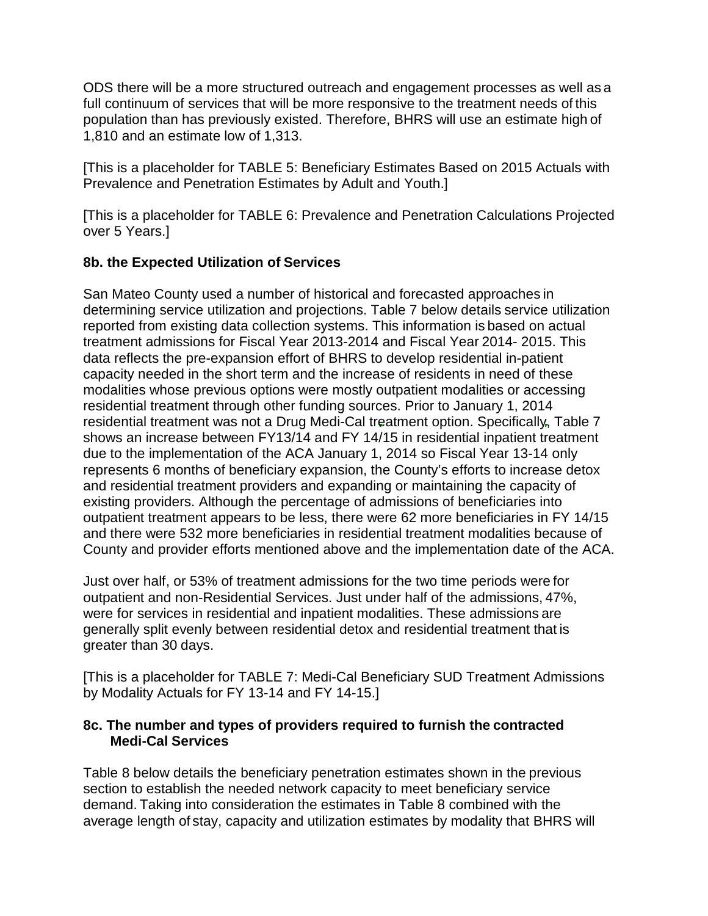ODS there will be a more structured outreach and engagement processes as well as a full continuum of services that will be more responsive to the treatment needs of this population than has previously existed. Therefore, BHRS will use an estimate high of 1,810 and an estimate low of 1,313.

[This is a placeholder for TABLE 5: Beneficiary Estimates Based on 2015 Actuals with Prevalence and Penetration Estimates by Adult and Youth.]

[This is a placeholder for TABLE 6: Prevalence and Penetration Calculations Projected over 5 Years.]

### 8b. the Expected Utilization of Services

San Mateo County used a number of historical and forecasted approaches in determining service utilization and projections. Table 7 below details service utilization reported from existing data collection systems. This information is based on actual treatment admissions for Fiscal Year 2013-2014 and Fiscal Year 2014- 2015. This data reflects the pre-expansion effort of BHRS to develop residential in-patient capacity needed in the short term and the increase of residents in need of these modalities whose previous options were mostly outpatient modalities or accessing residential treatment through other funding sources. Prior to January 1, 2014 residential treatment was not a Drug Medi-Cal treatment option. Specifically, Table 7 shows an increase between FY13/14 and FY 14/15 in residential inpatient treatment due to the implementation of the ACA January 1, 2014 so Fiscal Year 13-14 only represents 6 months of beneficiary expansion, the County's efforts to increase detox and residential treatment providers and expanding or maintaining the capacity of existing providers. Although the percentage of admissions of beneficiaries into outpatient treatment appears to be less, there were 62 more beneficiaries in FY 14/15 and there were 532 more beneficiaries in residential treatment modalities because of County and provider efforts mentioned above and the implementation date of the ACA.

Just over half, or 53% of treatment admissions for the two time periods were for outpatient and non-Residential Services. Just under half of the admissions, 47%, were for services in residential and inpatient modalities. These admissions are generally split evenly between residential detox and residential treatment that is greater than 30 days.

[This is a placeholder for TABLE 7: Medi-Cal Beneficiary SUD Treatment Admissions by Modality Actuals for FY 13-14 and FY 14-15.]

### 8c. The number and types of providers required to furnish the contracted Medi-Cal Services

Table 8 below details the beneficiary penetration estimates shown in the previous section to establish the needed network capacity to meet beneficiary service demand. Taking into consideration the estimates in Table 8 combined with the average length of stay, capacity and utilization estimates by modality that BHRS will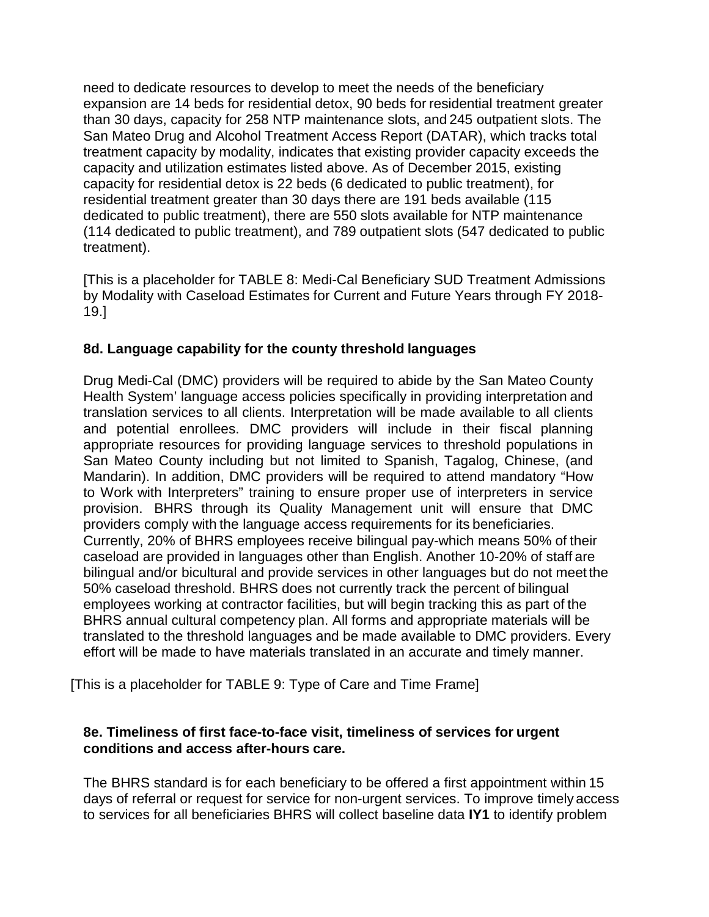need to dedicate resources to develop to meet the needs of the beneficiary expansion are 14 beds for residential detox, 90 beds for residential treatment greater than 30 days, capacity for 258 NTP maintenance slots, and 245 outpatient slots. The San Mateo Drug and Alcohol Treatment Access Report (DATAR), which tracks total treatment capacity by modality, indicates that existing provider capacity exceeds the capacity and utilization estimates listed above. As of December 2015, existing capacity for residential detox is 22 beds (6 dedicated to public treatment), for residential treatment greater than 30 days there are 191 beds available (115 dedicated to public treatment), there are 550 slots available for NTP maintenance (114 dedicated to public treatment), and 789 outpatient slots (547 dedicated to public treatment).

[This is a placeholder for TABLE 8: Medi-Cal Beneficiary SUD Treatment Admissions by Modality with Caseload Estimates for Current and Future Years through FY 2018-19.]

### 8d. Language capability for the county threshold languages

Drug Medi-Cal (DMC) providers will be required to abide by the San Mateo County Health System' language access policies specifically in providing interpretation and translation services to all clients. Interpretation will be made available to all clients and potential enrollees. DMC providers will include in their fiscal planning appropriate resources for providing language services to threshold populations in San Mateo County including but not limited to Spanish, Tagalog, Chinese, (and Mandarin). In addition, DMC providers will be required to attend mandatory "How to Work with Interpreters" training to ensure proper use of interpreters in service provision. BHRS through its Quality Management unit will ensure that DMC providers comply with the language access requirements for its beneficiaries. Currently, 20% of BHRS employees receive bilingual pay-which means 50% of their caseload are provided in languages other than English. Another 10-20% of staff are bilingual and/or bicultural and provide services in other languages but do not meet the 50% caseload threshold. BHRS does not currently track the percent of bilingual employees working at contractor facilities, but will begin tracking this as part of the BHRS annual cultural competency plan. All forms and appropriate materials will be translated to the threshold languages and be made available to DMC providers. Every effort will be made to have materials translated in an accurate and timely manner.

[This is a placeholder for TABLE 9: Type of Care and Time Frame]

### 8e. Timeliness of first face-to-face visit, timeliness of services for urgent conditions and access after-hours care.

The BHRS standard is for each beneficiary to be offered a first appointment within 15 days of referral or request for service for non-urgent services. To improve timely access to services for all beneficiaries BHRS will collect baseline data **IY1** to identify problem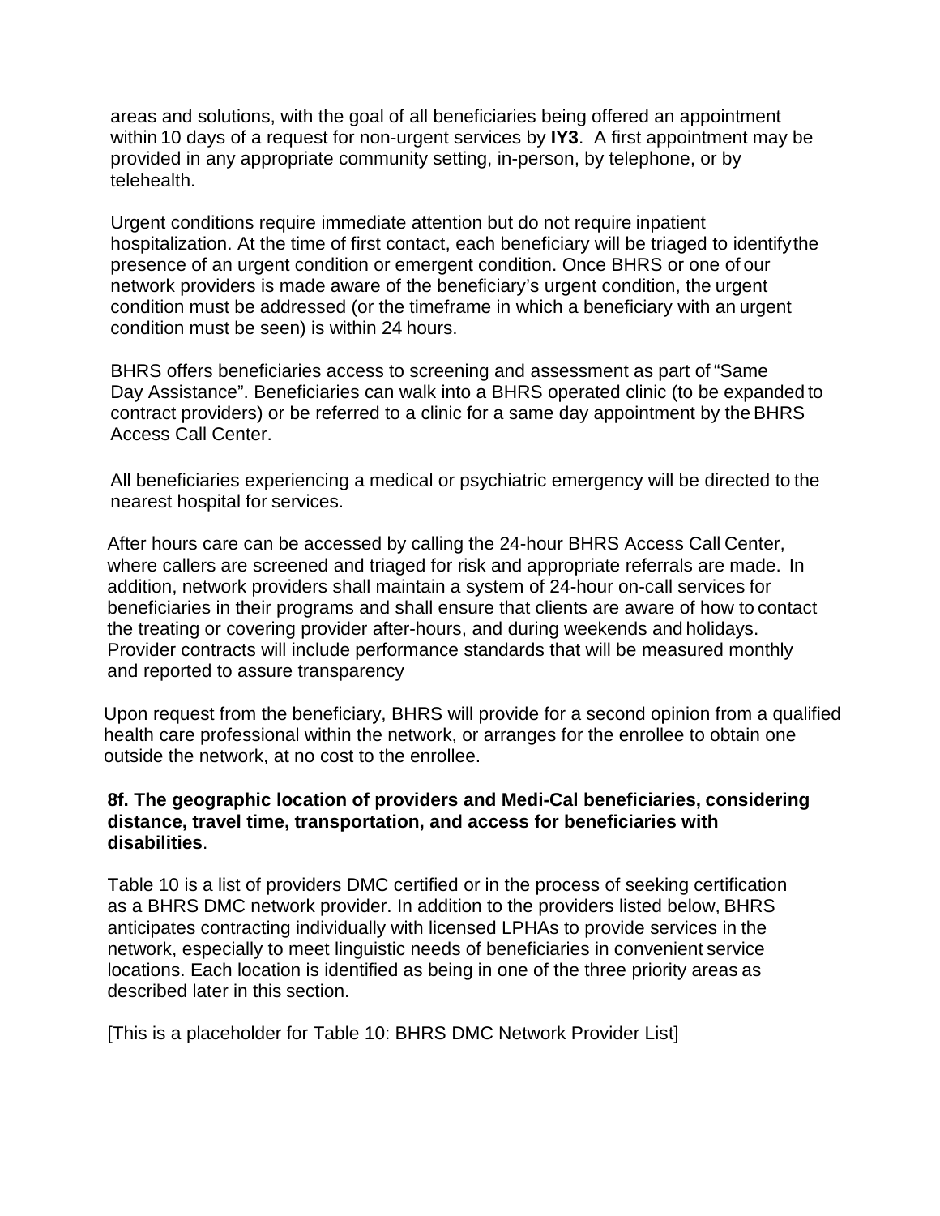areas and solutions, with the goal of all beneficiaries being offered an appointment within 10 days of a request for non-urgent services by **IY3**. A first appointment may be provided in any appropriate community setting, in-person, by telephone, or by telehealth.

Urgent conditions require immediate attention but do not require inpatient hospitalization. At the time of first contact, each beneficiary will be triaged to identify the presence of an urgent condition or emergent condition. Once BHRS or one of our network providers is made aware of the beneficiary's urgent condition, the urgent condition must be addressed (or the timeframe in which a beneficiary with an urgent condition must be seen) is within 24 hours.

BHRS offers beneficiaries access to screening and assessment as part of "Same Day Assistance". Beneficiaries can walk into a BHRS operated clinic (to be expanded to contract providers) or be referred to a clinic for a same day appointment by the BHRS Access Call Center.

All beneficiaries experiencing a medical or psychiatric emergency will be directed to the nearest hospital for services.

After hours care can be accessed by calling the 24-hour BHRS Access Call Center, where callers are screened and triaged for risk and appropriate referrals are made. In addition, network providers shall maintain a system of 24-hour on-call services for beneficiaries in their programs and shall ensure that clients are aware of how to contact the treating or covering provider after-hours, and during weekends and holidays. Provider contracts will include performance standards that will be measured monthly and reported to assure transparency

Upon request from the beneficiary, BHRS will provide for a second opinion from a qualified health care professional within the network, or arranges for the enrollee to obtain one outside the network, at no cost to the enrollee.

**8f. The geographic location of providers and Medi-Cal beneficiaries, considering distance, travel time, transportation, and access for beneficiaries with disabilities**.

Table 10 is a list of providers DMC certified or in the process of seeking certification as a BHRS DMC network provider. In addition to the providers listed below, BHRS anticipates contracting individually with licensed LPHAs to provide services in the network, especially to meet linguistic needs of beneficiaries in convenient service locations. Each location is identified as being in one of the three priority areas as described later in this section.

[This is a placeholder for Table 10: BHRS DMC Network Provider List]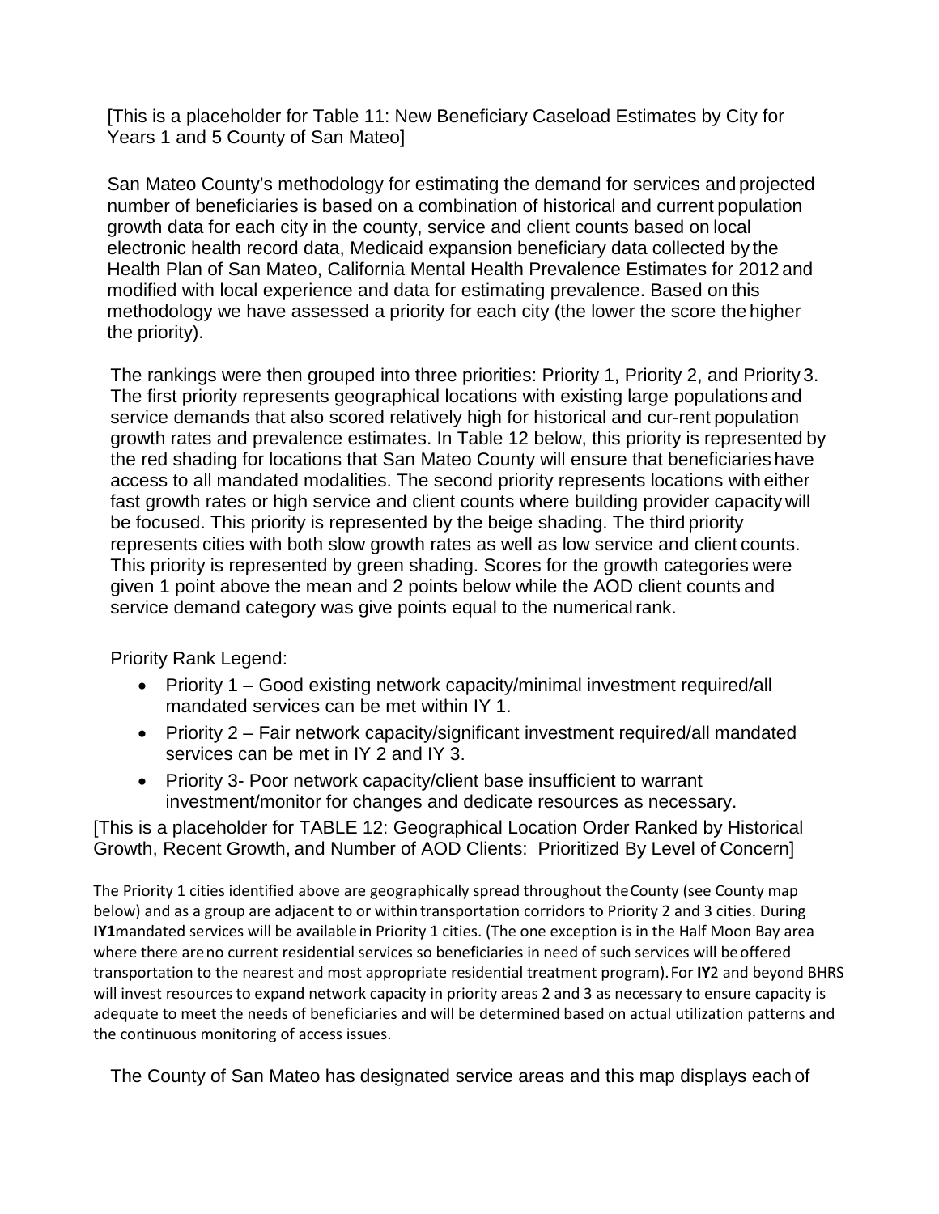[This is a placeholder for Table 11: New Beneficiary Caseload Estimates by City for Years 1 and 5 County of San Mateo]

San Mateo County's methodology for estimating the demand for services and projected number of beneficiaries is based on a combination of historical and current population growth data for each city in the county, service and client counts based on local electronic health record data, Medicaid expansion beneficiary data collected by the Health Plan of San Mateo, California Mental Health Prevalence Estimates for 2012 and modified with local experience and data for estimating prevalence. Based on this methodology we have assessed a priority for each city (the lower the score the higher the priority).

The rankings were then grouped into three priorities: Priority 1, Priority 2, and Priority 3. The first priority represents geographical locations with existing large populations and service demands that also scored relatively high for historical and cur-rent population growth rates and prevalence estimates. In Table 12 below, this priority is represented by the red shading for locations that San Mateo County will ensure that beneficiaries have access to all mandated modalities. The second priority represents locations with either fast growth rates or high service and client counts where building provider capacity will be focused. This priority is represented by the beige shading. The third priority represents cities with both slow growth rates as well as low service and client counts. This priority is represented by green shading. Scores for the growth categories were given 1 point above the mean and 2 points below while the AOD client counts and service demand category was give points equal to the numerical rank.

Priority Rank Legend:

- Priority 1 – Good existing network capacity/minimal investment required/all mandated services can be met within IY 1.
- Priority 2 – Fair network capacity/significant investment required/all mandated services can be met in IY 2 and IY 3.
- Priority 3- Poor network capacity/client base insufficient to warrant investment/monitor for changes and dedicate resources as necessary.

[This is a placeholder for TABLE 12: Geographical Location Order Ranked by Historical Growth, Recent Growth, and Number of AOD Clients: Prioritized By Level of Concern]

The Priority 1 cities identified above are geographically spread throughout the County (see County map below) and as a group are adjacent to or within transportation corridors to Priority 2 and 3 cities. During **IY1** mandated services will be available in Priority 1 cities. (The one exception is in the Half Moon Bay area where there are no current residential services so beneficiaries in need of such services will be offered transportation to the nearest and most appropriate residential treatment program). For **IY**2 and beyond BHRS will invest resources to expand network capacity in priority areas 2 and 3 as necessary to ensure capacity is adequate to meet the needs of beneficiaries and will be determined based on actual utilization patterns and the continuous monitoring of access issues.

The County of San Mateo has designated service areas and this map displays each of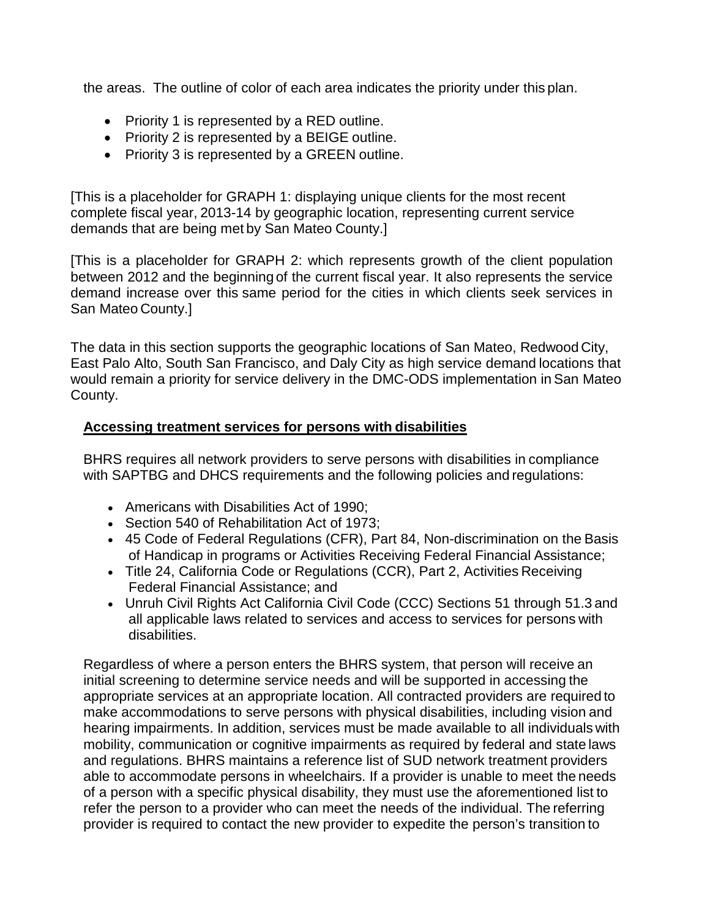the areas. The outline of color of each area indicates the priority under this plan.

- Priority 1 is represented by a RED outline.
- Priority 2 is represented by a BEIGE outline.
- Priority 3 is represented by a GREEN outline.

[This is a placeholder for GRAPH 1: displaying unique clients for the most recent complete fiscal year, 2013-14 by geographic location, representing current service demands that are being met by San Mateo County.]

[This is a placeholder for GRAPH 2: which represents growth of the client population between 2012 and the beginning of the current fiscal year. It also represents the service demand increase over this same period for the cities in which clients seek services in San Mateo County.]

The data in this section supports the geographic locations of San Mateo, Redwood City, East Palo Alto, South San Francisco, and Daly City as high service demand locations that would remain a priority for service delivery in the DMC-ODS implementation in San Mateo County.

**Accessing treatment services for persons with disabilities**

BHRS requires all network providers to serve persons with disabilities in compliance with SAPTBG and DHCS requirements and the following policies and regulations:

- Americans with Disabilities Act of 1990;
- Section 540 of Rehabilitation Act of 1973;
- 45 Code of Federal Regulations (CFR), Part 84, Non-discrimination on the Basis of Handicap in programs or Activities Receiving Federal Financial Assistance;
- Title 24, California Code or Regulations (CCR), Part 2, Activities Receiving Federal Financial Assistance; and
- Unruh Civil Rights Act California Civil Code (CCC) Sections 51 through 51.3 and all applicable laws related to services and access to services for persons with disabilities.

Regardless of where a person enters the BHRS system, that person will receive an initial screening to determine service needs and will be supported in accessing the appropriate services at an appropriate location. All contracted providers are required to make accommodations to serve persons with physical disabilities, including vision and hearing impairments. In addition, services must be made available to all individuals with mobility, communication or cognitive impairments as required by federal and state laws and regulations. BHRS maintains a reference list of SUD network treatment providers able to accommodate persons in wheelchairs. If a provider is unable to meet the needs of a person with a specific physical disability, they must use the aforementioned list to refer the person to a provider who can meet the needs of the individual. The referring provider is required to contact the new provider to expedite the person's transition to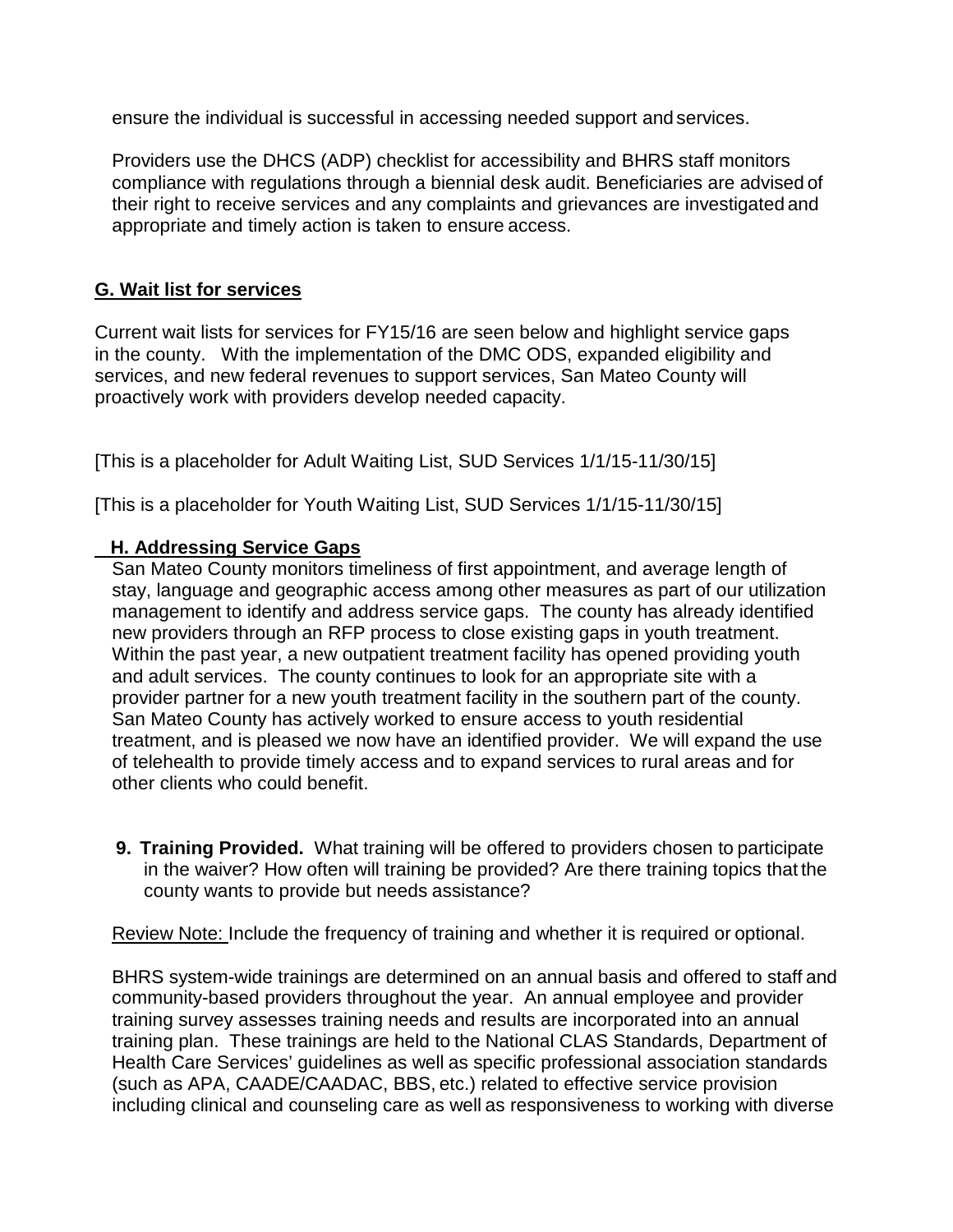ensure the individual is successful in accessing needed support and services.

Providers use the DHCS (ADP) checklist for accessibility and BHRS staff monitors compliance with regulations through a biennial desk audit. Beneficiaries are advised of their right to receive services and any complaints and grievances are investigated and appropriate and timely action is taken to ensure access.

## G. Wait list for services

Current wait lists for services for FY15/16 are seen below and highlight service gaps in the county. With the implementation of the DMC ODS, expanded eligibility and services, and new federal revenues to support services, San Mateo County will proactively work with providers develop needed capacity.

[This is a placeholder for Adult Waiting List, SUD Services 1/1/15-11/30/15]

[This is a placeholder for Youth Waiting List, SUD Services 1/1/15-11/30/15]

## H. Addressing Service Gaps

San Mateo County monitors timeliness of first appointment, and average length of stay, language and geographic access among other measures as part of our utilization management to identify and address service gaps. The county has already identified new providers through an RFP process to close existing gaps in youth treatment. Within the past year, a new outpatient treatment facility has opened providing youth and adult services. The county continues to look for an appropriate site with a provider partner for a new youth treatment facility in the southern part of the county. San Mateo County has actively worked to ensure access to youth residential treatment, and is pleased we now have an identified provider. We will expand the use of telehealth to provide timely access and to expand services to rural areas and for other clients who could benefit.

**9. Training Provided.** What training will be offered to providers chosen to participate in the waiver? How often will training be provided? Are there training topics that the county wants to provide but needs assistance?

Review Note: Include the frequency of training and whether it is required or optional.

BHRS system-wide trainings are determined on an annual basis and offered to staff and community-based providers throughout the year. An annual employee and provider training survey assesses training needs and results are incorporated into an annual training plan. These trainings are held to the National CLAS Standards, Department of Health Care Services' guidelines as well as specific professional association standards (such as APA, CAADE/CAADAC, BBS, etc.) related to effective service provision including clinical and counseling care as well as responsiveness to working with diverse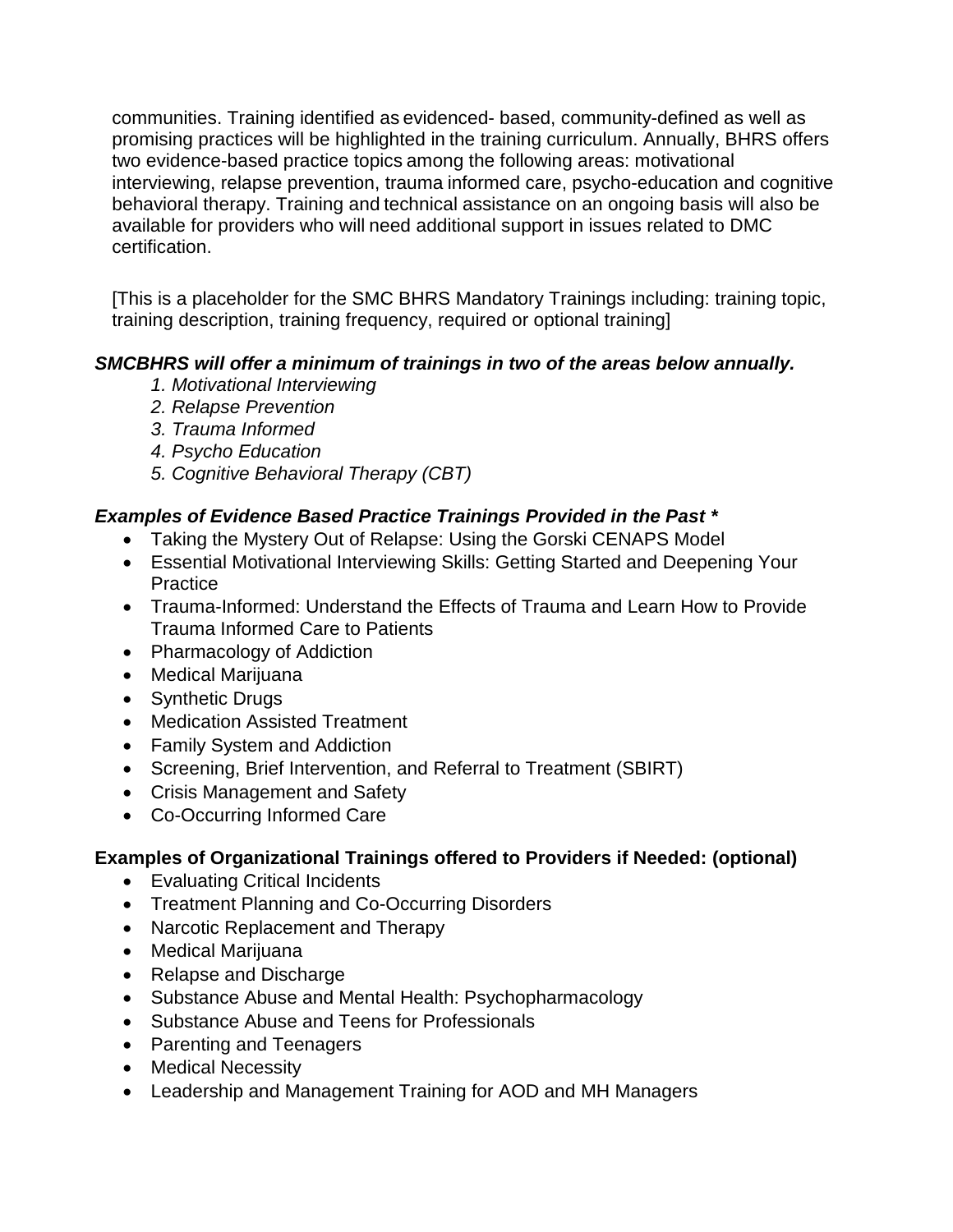communities. Training identified as evidenced- based, community-defined as well as promising practices will be highlighted in the training curriculum. Annually, BHRS offers two evidence-based practice topics among the following areas: motivational interviewing, relapse prevention, trauma informed care, psycho-education and cognitive behavioral therapy. Training and technical assistance on an ongoing basis will also be available for providers who will need additional support in issues related to DMC certification.

[This is a placeholder for the SMC BHRS Mandatory Trainings including: training topic, training description, training frequency, required or optional training]

***SMCBHRS will offer a minimum of trainings in two of the areas below annually.***

1. *Motivational Interviewing*
2. *Relapse Prevention*
3. *Trauma Informed*
4. *Psycho Education*
5. *Cognitive Behavioral Therapy (CBT)*

***Examples of Evidence Based Practice Trainings Provided in the Past \****

- Taking the Mystery Out of Relapse: Using the Gorski CENAPS Model
- Essential Motivational Interviewing Skills: Getting Started and Deepening Your Practice
- Trauma-Informed: Understand the Effects of Trauma and Learn How to Provide Trauma Informed Care to Patients
- Pharmacology of Addiction
- Medical Marijuana
- Synthetic Drugs
- Medication Assisted Treatment
- Family System and Addiction
- Screening, Brief Intervention, and Referral to Treatment (SBIRT)
- Crisis Management and Safety
- Co-Occurring Informed Care

**Examples of Organizational Trainings offered to Providers if Needed: (optional)**

- Evaluating Critical Incidents
- Treatment Planning and Co-Occurring Disorders
- Narcotic Replacement and Therapy
- Medical Marijuana
- Relapse and Discharge
- Substance Abuse and Mental Health: Psychopharmacology
- Substance Abuse and Teens for Professionals
- Parenting and Teenagers
- Medical Necessity
- Leadership and Management Training for AOD and MH Managers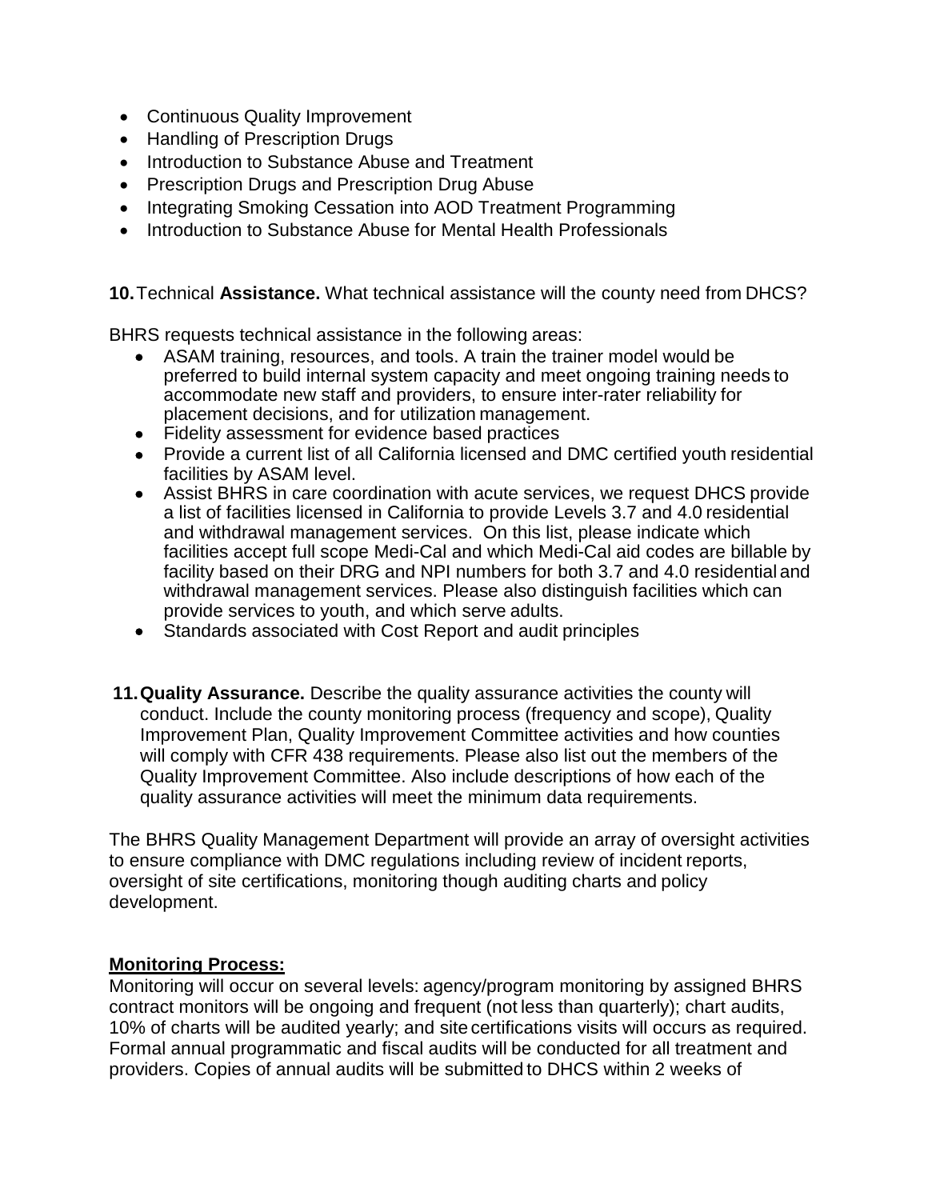- Continuous Quality Improvement
- Handling of Prescription Drugs
- Introduction to Substance Abuse and Treatment
- Prescription Drugs and Prescription Drug Abuse
- Integrating Smoking Cessation into AOD Treatment Programming
- Introduction to Substance Abuse for Mental Health Professionals

**10.** Technical **Assistance.** What technical assistance will the county need from DHCS?

BHRS requests technical assistance in the following areas:

- ASAM training, resources, and tools. A train the trainer model would be preferred to build internal system capacity and meet ongoing training needs to accommodate new staff and providers, to ensure inter-rater reliability for placement decisions, and for utilization management.
- Fidelity assessment for evidence based practices
- Provide a current list of all California licensed and DMC certified youth residential facilities by ASAM level.
- Assist BHRS in care coordination with acute services, we request DHCS provide a list of facilities licensed in California to provide Levels 3.7 and 4.0 residential and withdrawal management services. On this list, please indicate which facilities accept full scope Medi-Cal and which Medi-Cal aid codes are billable by facility based on their DRG and NPI numbers for both 3.7 and 4.0 residential and withdrawal management services. Please also distinguish facilities which can provide services to youth, and which serve adults.
- Standards associated with Cost Report and audit principles

**11. Quality Assurance.** Describe the quality assurance activities the county will conduct. Include the county monitoring process (frequency and scope), Quality Improvement Plan, Quality Improvement Committee activities and how counties will comply with CFR 438 requirements. Please also list out the members of the Quality Improvement Committee. Also include descriptions of how each of the quality assurance activities will meet the minimum data requirements.

The BHRS Quality Management Department will provide an array of oversight activities to ensure compliance with DMC regulations including review of incident reports, oversight of site certifications, monitoring though auditing charts and policy development.

**Monitoring Process:**

Monitoring will occur on several levels: agency/program monitoring by assigned BHRS contract monitors will be ongoing and frequent (not less than quarterly); chart audits, 10% of charts will be audited yearly; and site certifications visits will occurs as required. Formal annual programmatic and fiscal audits will be conducted for all treatment and providers. Copies of annual audits will be submitted to DHCS within 2 weeks of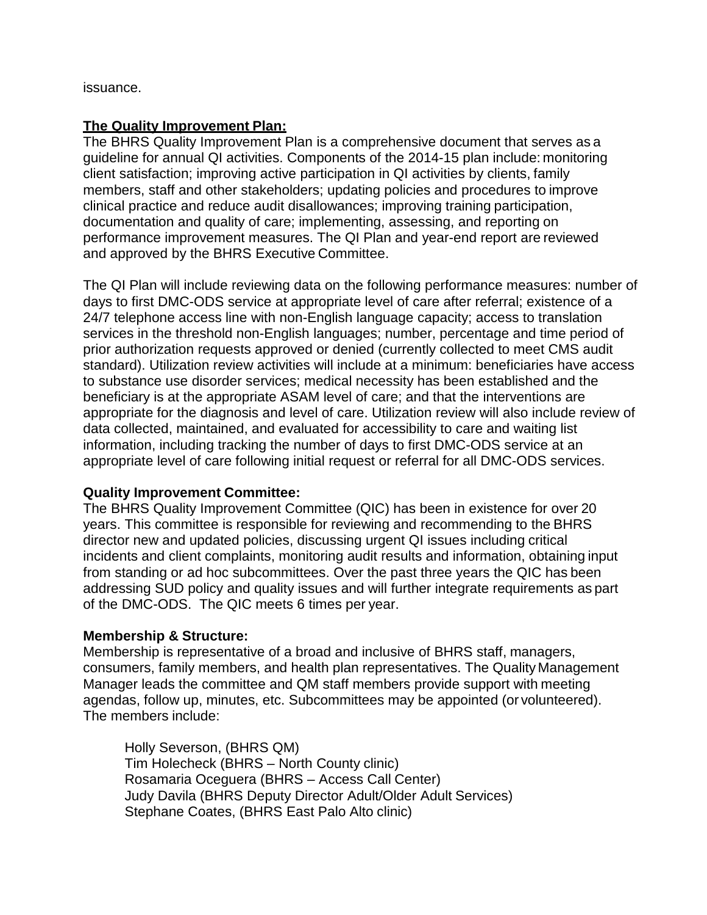issuance.

**The Quality Improvement Plan:**

The BHRS Quality Improvement Plan is a comprehensive document that serves as a guideline for annual QI activities. Components of the 2014-15 plan include: monitoring client satisfaction; improving active participation in QI activities by clients, family members, staff and other stakeholders; updating policies and procedures to improve clinical practice and reduce audit disallowances; improving training participation, documentation and quality of care; implementing, assessing, and reporting on performance improvement measures. The QI Plan and year-end report are reviewed and approved by the BHRS Executive Committee.

The QI Plan will include reviewing data on the following performance measures: number of days to first DMC-ODS service at appropriate level of care after referral; existence of a 24/7 telephone access line with non-English language capacity; access to translation services in the threshold non-English languages; number, percentage and time period of prior authorization requests approved or denied (currently collected to meet CMS audit standard). Utilization review activities will include at a minimum: beneficiaries have access to substance use disorder services; medical necessity has been established and the beneficiary is at the appropriate ASAM level of care; and that the interventions are appropriate for the diagnosis and level of care. Utilization review will also include review of data collected, maintained, and evaluated for accessibility to care and waiting list information, including tracking the number of days to first DMC-ODS service at an appropriate level of care following initial request or referral for all DMC-ODS services.

**Quality Improvement Committee:**

The BHRS Quality Improvement Committee (QIC) has been in existence for over 20 years. This committee is responsible for reviewing and recommending to the BHRS director new and updated policies, discussing urgent QI issues including critical incidents and client complaints, monitoring audit results and information, obtaining input from standing or ad hoc subcommittees. Over the past three years the QIC has been addressing SUD policy and quality issues and will further integrate requirements as part of the DMC-ODS. The QIC meets 6 times per year.

**Membership & Structure:**

Membership is representative of a broad and inclusive of BHRS staff, managers, consumers, family members, and health plan representatives. The Quality Management Manager leads the committee and QM staff members provide support with meeting agendas, follow up, minutes, etc. Subcommittees may be appointed (or volunteered). The members include:

Holly Severson, (BHRS QM)
Tim Holecheck (BHRS – North County clinic)
Rosamaria Oceguera (BHRS – Access Call Center)
Judy Davila (BHRS Deputy Director Adult/Older Adult Services)
Stephane Coates, (BHRS East Palo Alto clinic)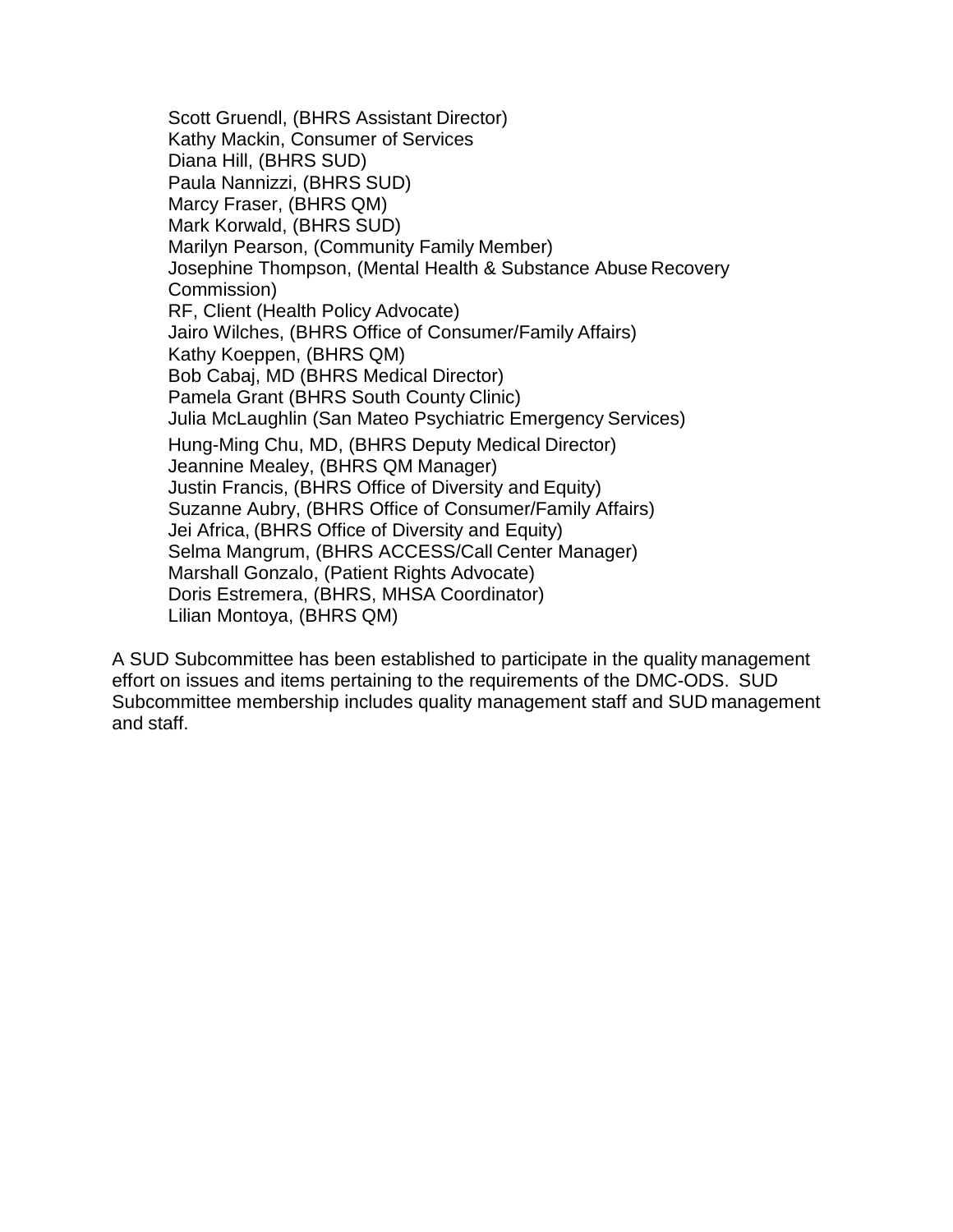Scott Gruendl, (BHRS Assistant Director)
Kathy Mackin, Consumer of Services
Diana Hill, (BHRS SUD)
Paula Nannizzi, (BHRS SUD)
Marcy Fraser, (BHRS QM)
Mark Korwald, (BHRS SUD)
Marilyn Pearson, (Community Family Member)
Josephine Thompson, (Mental Health & Substance Abuse Recovery Commission)
RF, Client (Health Policy Advocate)
Jairo Wilches, (BHRS Office of Consumer/Family Affairs)
Kathy Koeppen, (BHRS QM)
Bob Cabaj, MD (BHRS Medical Director)
Pamela Grant (BHRS South County Clinic)
Julia McLaughlin (San Mateo Psychiatric Emergency Services)
Hung-Ming Chu, MD, (BHRS Deputy Medical Director)
Jeannine Mealey, (BHRS QM Manager)
Justin Francis, (BHRS Office of Diversity and Equity)
Suzanne Aubry, (BHRS Office of Consumer/Family Affairs)
Jei Africa, (BHRS Office of Diversity and Equity)
Selma Mangrum, (BHRS ACCESS/Call Center Manager)
Marshall Gonzalo, (Patient Rights Advocate)
Doris Estremera, (BHRS, MHSA Coordinator)
Lilian Montoya, (BHRS QM)

A SUD Subcommittee has been established to participate in the quality management effort on issues and items pertaining to the requirements of the DMC-ODS. SUD Subcommittee membership includes quality management staff and SUD management and staff.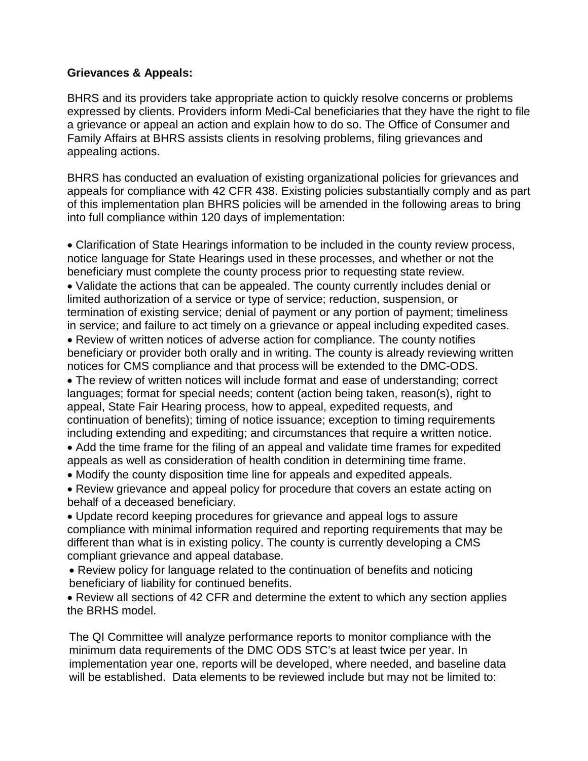**Grievances & Appeals:**

BHRS and its providers take appropriate action to quickly resolve concerns or problems expressed by clients. Providers inform Medi-Cal beneficiaries that they have the right to file a grievance or appeal an action and explain how to do so. The Office of Consumer and Family Affairs at BHRS assists clients in resolving problems, filing grievances and appealing actions.

BHRS has conducted an evaluation of existing organizational policies for grievances and appeals for compliance with 42 CFR 438. Existing policies substantially comply and as part of this implementation plan BHRS policies will be amended in the following areas to bring into full compliance within 120 days of implementation:

- Clarification of State Hearings information to be included in the county review process, notice language for State Hearings used in these processes, and whether or not the beneficiary must complete the county process prior to requesting state review.
- Validate the actions that can be appealed. The county currently includes denial or limited authorization of a service or type of service; reduction, suspension, or termination of existing service; denial of payment or any portion of payment; timeliness in service; and failure to act timely on a grievance or appeal including expedited cases.
- Review of written notices of adverse action for compliance. The county notifies beneficiary or provider both orally and in writing. The county is already reviewing written notices for CMS compliance and that process will be extended to the DMC-ODS.
- The review of written notices will include format and ease of understanding; correct languages; format for special needs; content (action being taken, reason(s), right to appeal, State Fair Hearing process, how to appeal, expedited requests, and continuation of benefits); timing of notice issuance; exception to timing requirements including extending and expediting; and circumstances that require a written notice.
- Add the time frame for the filing of an appeal and validate time frames for expedited appeals as well as consideration of health condition in determining time frame.
- Modify the county disposition time line for appeals and expedited appeals.
- Review grievance and appeal policy for procedure that covers an estate acting on behalf of a deceased beneficiary.
- Update record keeping procedures for grievance and appeal logs to assure compliance with minimal information required and reporting requirements that may be different than what is in existing policy. The county is currently developing a CMS compliant grievance and appeal database.
- Review policy for language related to the continuation of benefits and noticing beneficiary of liability for continued benefits.
- Review all sections of 42 CFR and determine the extent to which any section applies the BRHS model.

The QI Committee will analyze performance reports to monitor compliance with the minimum data requirements of the DMC ODS STC's at least twice per year. In implementation year one, reports will be developed, where needed, and baseline data will be established. Data elements to be reviewed include but may not be limited to: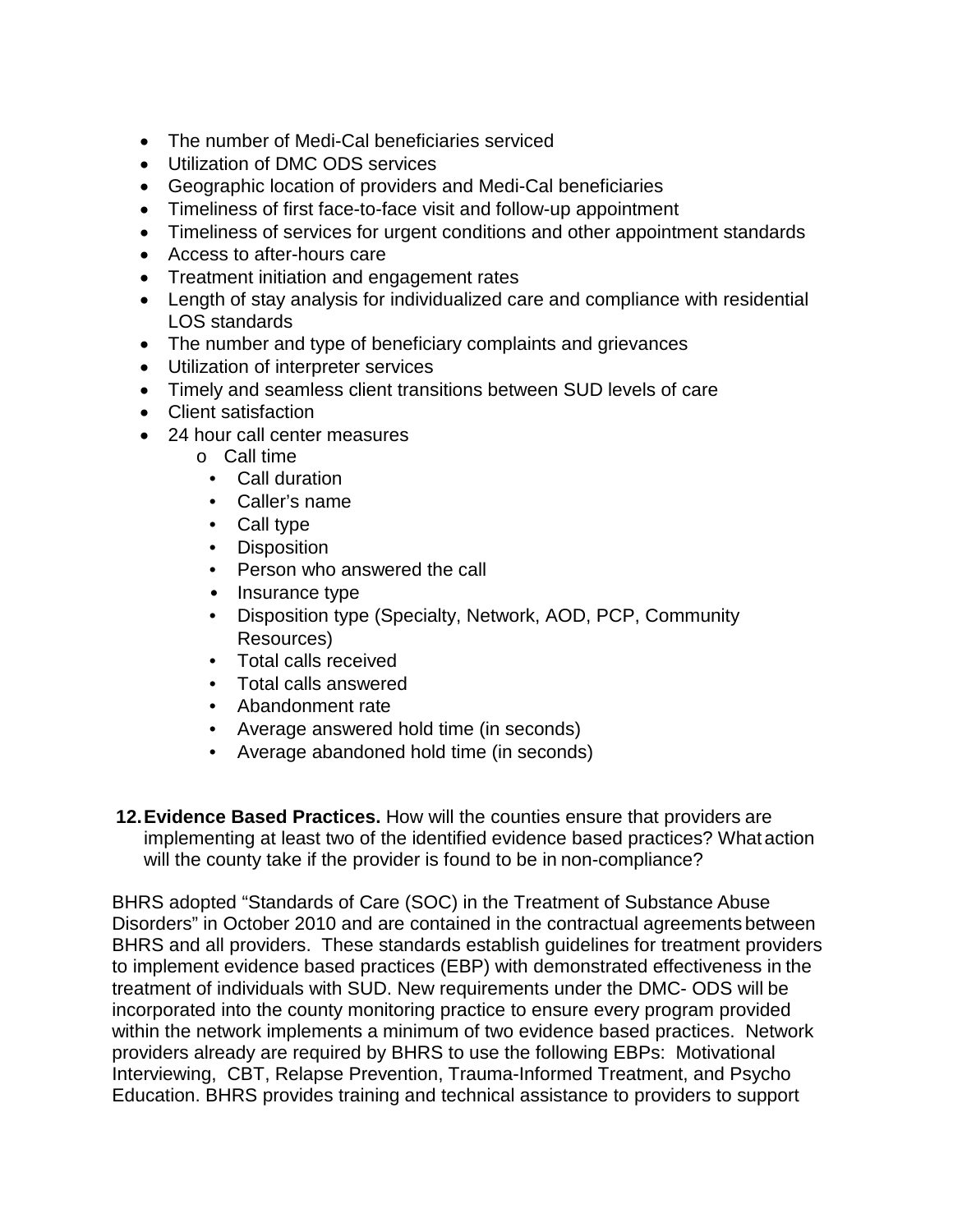- The number of Medi-Cal beneficiaries serviced
- Utilization of DMC ODS services
- Geographic location of providers and Medi-Cal beneficiaries
- Timeliness of first face-to-face visit and follow-up appointment
- Timeliness of services for urgent conditions and other appointment standards
- Access to after-hours care
- Treatment initiation and engagement rates
- Length of stay analysis for individualized care and compliance with residential LOS standards
- The number and type of beneficiary complaints and grievances
- Utilization of interpreter services
- Timely and seamless client transitions between SUD levels of care
- Client satisfaction
- 24 hour call center measures
    - Call time
        - Call duration
        - Caller's name
        - Call type
        - Disposition
        - Person who answered the call
        - Insurance type
        - Disposition type (Specialty, Network, AOD, PCP, Community Resources)
        - Total calls received
        - Total calls answered
        - Abandonment rate
        - Average answered hold time (in seconds)
        - Average abandoned hold time (in seconds)

**12. Evidence Based Practices.** How will the counties ensure that providers are implementing at least two of the identified evidence based practices? What action will the county take if the provider is found to be in non-compliance?

BHRS adopted "Standards of Care (SOC) in the Treatment of Substance Abuse Disorders" in October 2010 and are contained in the contractual agreements between BHRS and all providers. These standards establish guidelines for treatment providers to implement evidence based practices (EBP) with demonstrated effectiveness in the treatment of individuals with SUD. New requirements under the DMC- ODS will be incorporated into the county monitoring practice to ensure every program provided within the network implements a minimum of two evidence based practices. Network providers already are required by BHRS to use the following EBPs: Motivational Interviewing, CBT, Relapse Prevention, Trauma-Informed Treatment, and Psycho Education. BHRS provides training and technical assistance to providers to support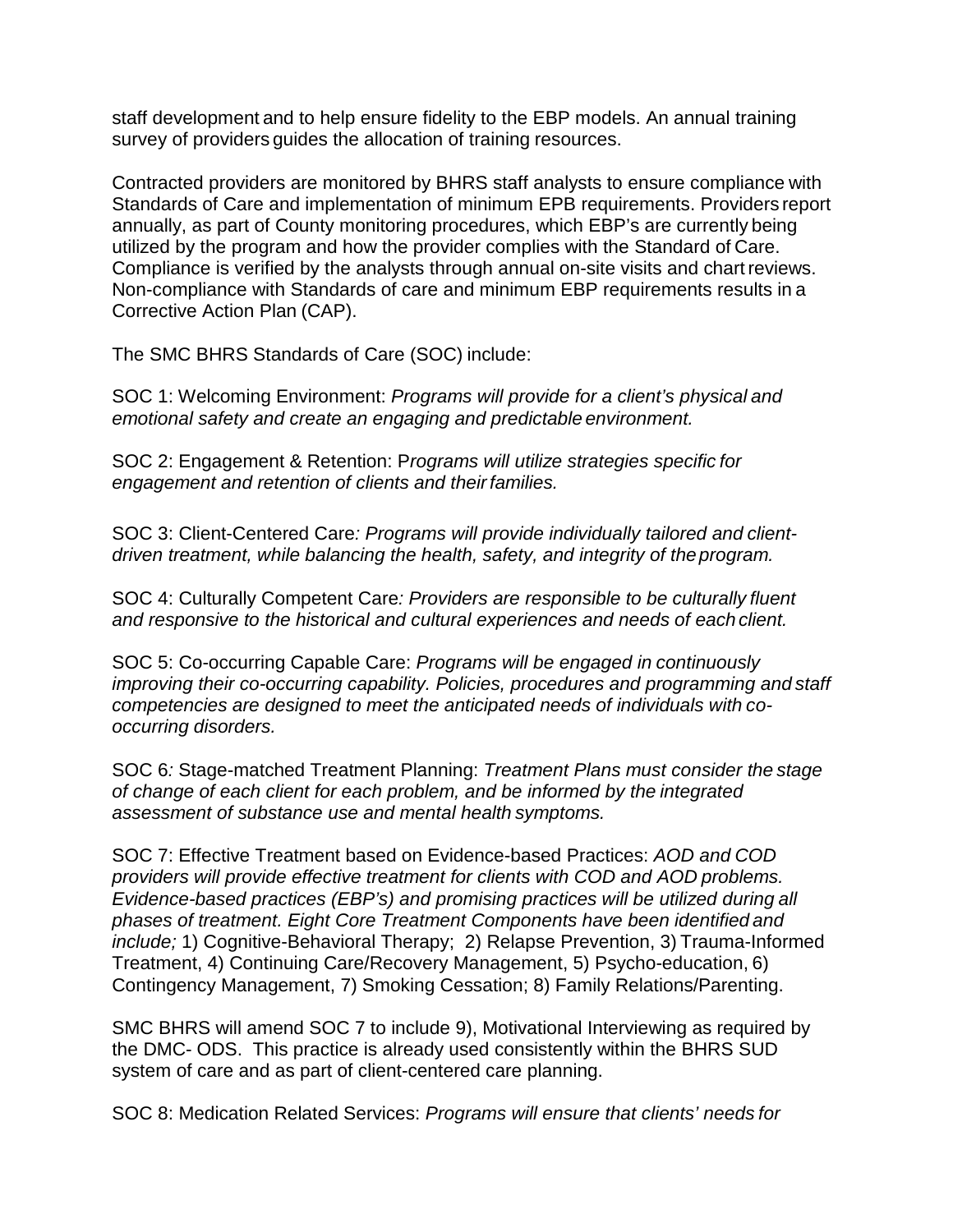staff development and to help ensure fidelity to the EBP models. An annual training survey of providers guides the allocation of training resources.

Contracted providers are monitored by BHRS staff analysts to ensure compliance with Standards of Care and implementation of minimum EPB requirements. Providers report annually, as part of County monitoring procedures, which EBP's are currently being utilized by the program and how the provider complies with the Standard of Care. Compliance is verified by the analysts through annual on-site visits and chart reviews. Non-compliance with Standards of care and minimum EBP requirements results in a Corrective Action Plan (CAP).

The SMC BHRS Standards of Care (SOC) include:

SOC 1: Welcoming Environment: *Programs will provide for a client's physical and emotional safety and create an engaging and predictable environment.*

SOC 2: Engagement & Retention: P*rograms will utilize strategies specific for engagement and retention of clients and their families.*

SOC 3: Client-Centered Care*: Programs will provide individually tailored and client-driven treatment, while balancing the health, safety, and integrity of the program.*

SOC 4: Culturally Competent Care*: Providers are responsible to be culturally fluent and responsive to the historical and cultural experiences and needs of each client.*

SOC 5: Co-occurring Capable Care: *Programs will be engaged in continuously improving their co-occurring capability. Policies, procedures and programming and staff competencies are designed to meet the anticipated needs of individuals with co-occurring disorders.*

SOC 6*:* Stage-matched Treatment Planning: *Treatment Plans must consider the stage of change of each client for each problem, and be informed by the integrated assessment of substance use and mental health symptoms.*

SOC 7: Effective Treatment based on Evidence-based Practices: *AOD and COD providers will provide effective treatment for clients with COD and AOD problems. Evidence-based practices (EBP's) and promising practices will be utilized during all phases of treatment. Eight Core Treatment Components have been identified and include;* 1) Cognitive-Behavioral Therapy; 2) Relapse Prevention, 3) Trauma-Informed Treatment, 4) Continuing Care/Recovery Management, 5) Psycho-education, 6) Contingency Management, 7) Smoking Cessation; 8) Family Relations/Parenting.

SMC BHRS will amend SOC 7 to include 9), Motivational Interviewing as required by the DMC- ODS. This practice is already used consistently within the BHRS SUD system of care and as part of client-centered care planning.

SOC 8: Medication Related Services: *Programs will ensure that clients' needs for*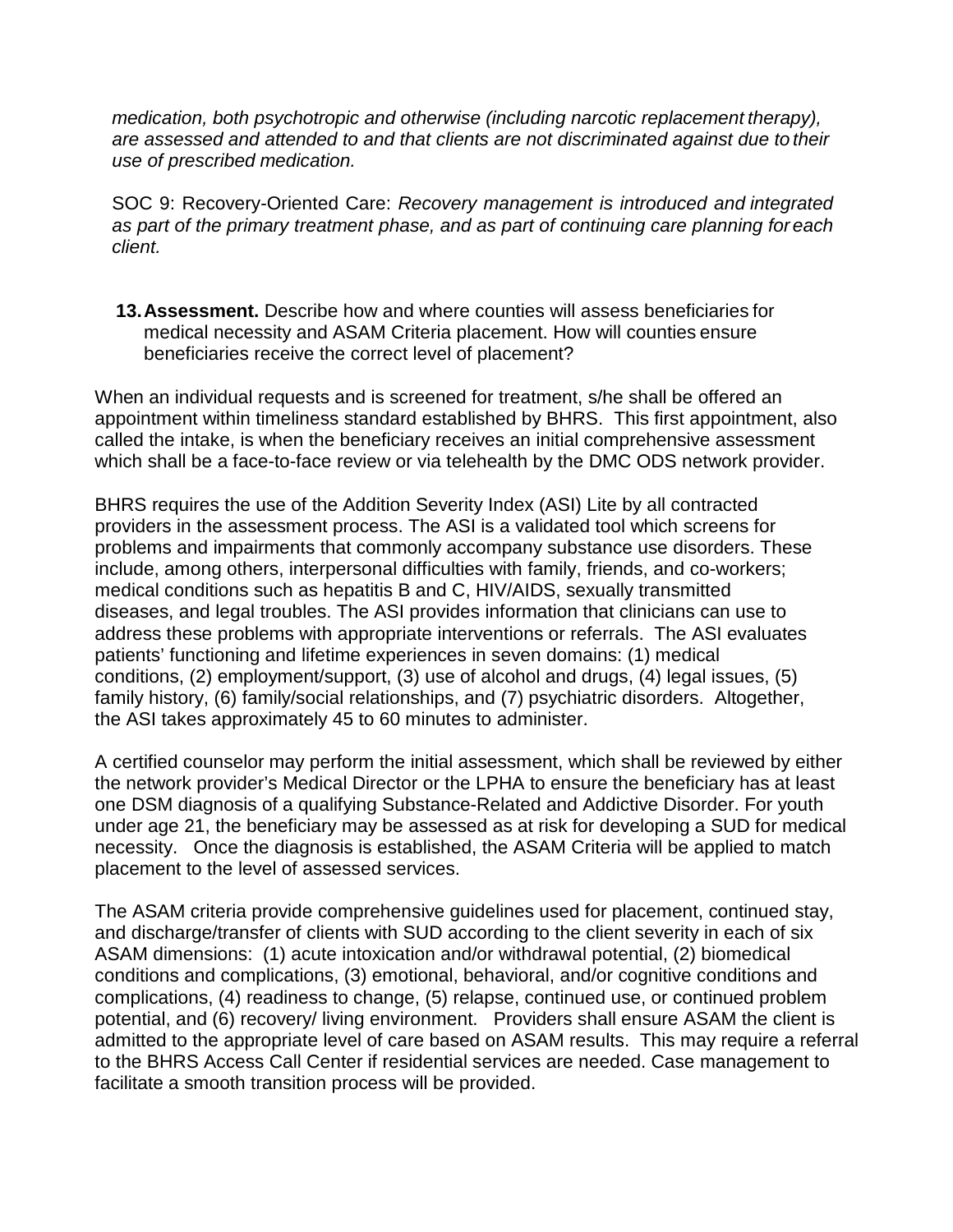*medication, both psychotropic and otherwise (including narcotic replacement therapy), are assessed and attended to and that clients are not discriminated against due to their use of prescribed medication.*

SOC 9: Recovery-Oriented Care: *Recovery management is introduced and integrated as part of the primary treatment phase, and as part of continuing care planning for each client.*

**13. Assessment.** Describe how and where counties will assess beneficiaries for medical necessity and ASAM Criteria placement. How will counties ensure beneficiaries receive the correct level of placement?

When an individual requests and is screened for treatment, s/he shall be offered an appointment within timeliness standard established by BHRS. This first appointment, also called the intake, is when the beneficiary receives an initial comprehensive assessment which shall be a face-to-face review or via telehealth by the DMC ODS network provider.

BHRS requires the use of the Addition Severity Index (ASI) Lite by all contracted providers in the assessment process. The ASI is a validated tool which screens for problems and impairments that commonly accompany substance use disorders. These include, among others, interpersonal difficulties with family, friends, and co-workers; medical conditions such as hepatitis B and C, HIV/AIDS, sexually transmitted diseases, and legal troubles. The ASI provides information that clinicians can use to address these problems with appropriate interventions or referrals. The ASI evaluates patients' functioning and lifetime experiences in seven domains: (1) medical conditions, (2) employment/support, (3) use of alcohol and drugs, (4) legal issues, (5) family history, (6) family/social relationships, and (7) psychiatric disorders. Altogether, the ASI takes approximately 45 to 60 minutes to administer.

A certified counselor may perform the initial assessment, which shall be reviewed by either the network provider's Medical Director or the LPHA to ensure the beneficiary has at least one DSM diagnosis of a qualifying Substance-Related and Addictive Disorder. For youth under age 21, the beneficiary may be assessed as at risk for developing a SUD for medical necessity. Once the diagnosis is established, the ASAM Criteria will be applied to match placement to the level of assessed services.

The ASAM criteria provide comprehensive guidelines used for placement, continued stay, and discharge/transfer of clients with SUD according to the client severity in each of six ASAM dimensions: (1) acute intoxication and/or withdrawal potential, (2) biomedical conditions and complications, (3) emotional, behavioral, and/or cognitive conditions and complications, (4) readiness to change, (5) relapse, continued use, or continued problem potential, and (6) recovery/ living environment. Providers shall ensure ASAM the client is admitted to the appropriate level of care based on ASAM results. This may require a referral to the BHRS Access Call Center if residential services are needed. Case management to facilitate a smooth transition process will be provided.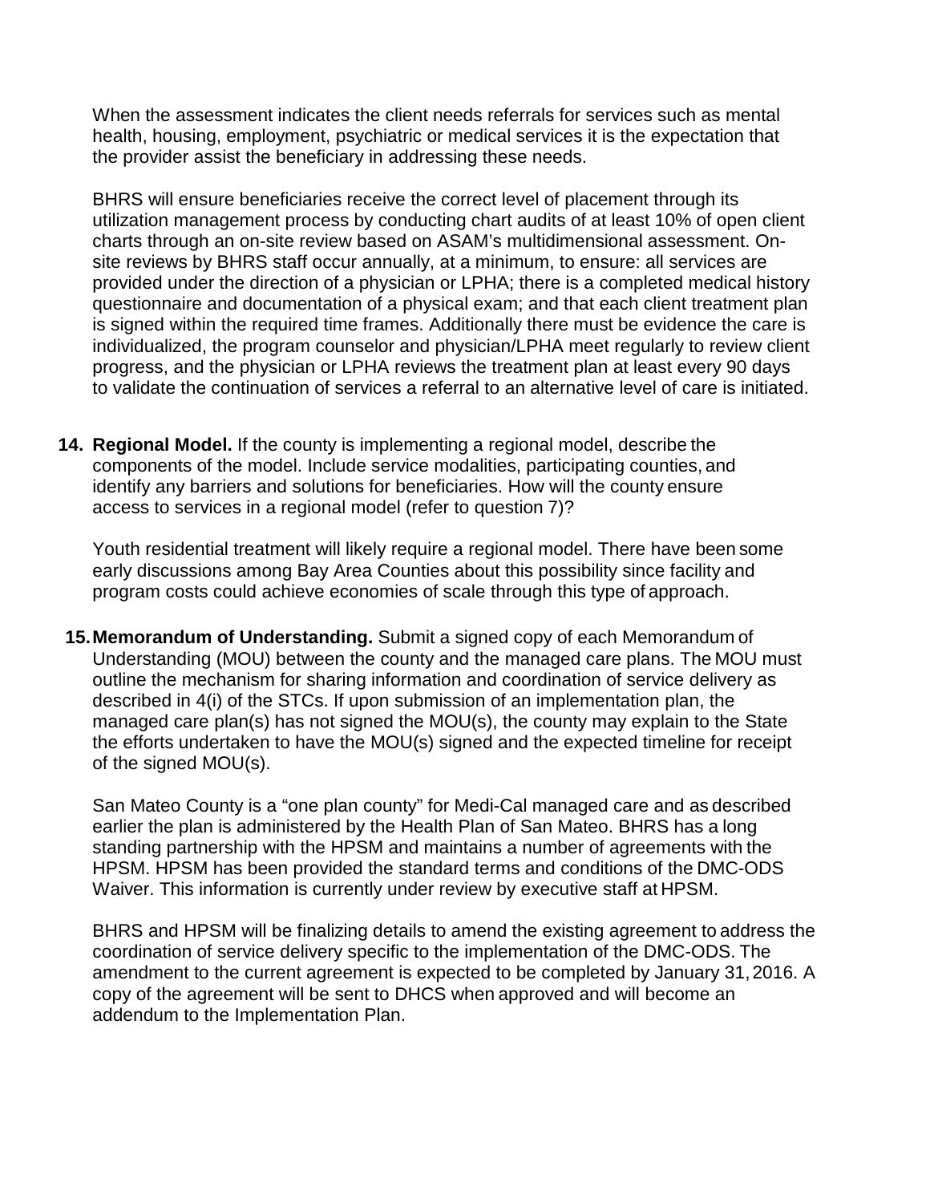When the assessment indicates the client needs referrals for services such as mental health, housing, employment, psychiatric or medical services it is the expectation that the provider assist the beneficiary in addressing these needs.

BHRS will ensure beneficiaries receive the correct level of placement through its utilization management process by conducting chart audits of at least 10% of open client charts through an on-site review based on ASAM's multidimensional assessment. On-site reviews by BHRS staff occur annually, at a minimum, to ensure: all services are provided under the direction of a physician or LPHA; there is a completed medical history questionnaire and documentation of a physical exam; and that each client treatment plan is signed within the required time frames. Additionally there must be evidence the care is individualized, the program counselor and physician/LPHA meet regularly to review client progress, and the physician or LPHA reviews the treatment plan at least every 90 days to validate the continuation of services a referral to an alternative level of care is initiated.

14. **Regional Model.** If the county is implementing a regional model, describe the components of the model. Include service modalities, participating counties, and identify any barriers and solutions for beneficiaries. How will the county ensure access to services in a regional model (refer to question 7)?

    Youth residential treatment will likely require a regional model. There have been some early discussions among Bay Area Counties about this possibility since facility and program costs could achieve economies of scale through this type of approach.

15. **Memorandum of Understanding.** Submit a signed copy of each Memorandum of Understanding (MOU) between the county and the managed care plans. The MOU must outline the mechanism for sharing information and coordination of service delivery as described in 4(i) of the STCs. If upon submission of an implementation plan, the managed care plan(s) has not signed the MOU(s), the county may explain to the State the efforts undertaken to have the MOU(s) signed and the expected timeline for receipt of the signed MOU(s).

    San Mateo County is a "one plan county" for Medi-Cal managed care and as described earlier the plan is administered by the Health Plan of San Mateo. BHRS has a long standing partnership with the HPSM and maintains a number of agreements with the HPSM. HPSM has been provided the standard terms and conditions of the DMC-ODS Waiver. This information is currently under review by executive staff at HPSM.

    BHRS and HPSM will be finalizing details to amend the existing agreement to address the coordination of service delivery specific to the implementation of the DMC-ODS. The amendment to the current agreement is expected to be completed by January 31, 2016. A copy of the agreement will be sent to DHCS when approved and will become an addendum to the Implementation Plan.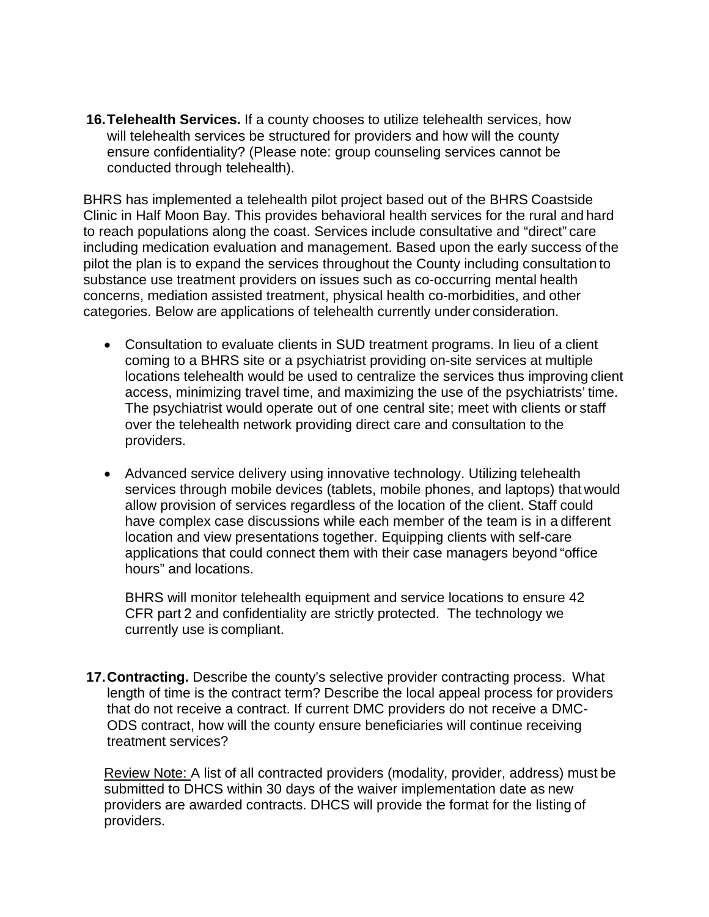**16. Telehealth Services.** If a county chooses to utilize telehealth services, how will telehealth services be structured for providers and how will the county ensure confidentiality? (Please note: group counseling services cannot be conducted through telehealth).

BHRS has implemented a telehealth pilot project based out of the BHRS Coastside Clinic in Half Moon Bay. This provides behavioral health services for the rural and hard to reach populations along the coast. Services include consultative and "direct" care including medication evaluation and management. Based upon the early success of the pilot the plan is to expand the services throughout the County including consultation to substance use treatment providers on issues such as co-occurring mental health concerns, mediation assisted treatment, physical health co-morbidities, and other categories. Below are applications of telehealth currently under consideration.

- Consultation to evaluate clients in SUD treatment programs. In lieu of a client coming to a BHRS site or a psychiatrist providing on-site services at multiple locations telehealth would be used to centralize the services thus improving client access, minimizing travel time, and maximizing the use of the psychiatrists' time. The psychiatrist would operate out of one central site; meet with clients or staff over the telehealth network providing direct care and consultation to the providers.

- Advanced service delivery using innovative technology. Utilizing telehealth services through mobile devices (tablets, mobile phones, and laptops) that would allow provision of services regardless of the location of the client. Staff could have complex case discussions while each member of the team is in a different location and view presentations together. Equipping clients with self-care applications that could connect them with their case managers beyond "office hours" and locations.

  BHRS will monitor telehealth equipment and service locations to ensure 42 CFR part 2 and confidentiality are strictly protected. The technology we currently use is compliant.

**17. Contracting.** Describe the county's selective provider contracting process. What length of time is the contract term? Describe the local appeal process for providers that do not receive a contract. If current DMC providers do not receive a DMC-ODS contract, how will the county ensure beneficiaries will continue receiving treatment services?

Review Note: A list of all contracted providers (modality, provider, address) must be submitted to DHCS within 30 days of the waiver implementation date as new providers are awarded contracts. DHCS will provide the format for the listing of providers.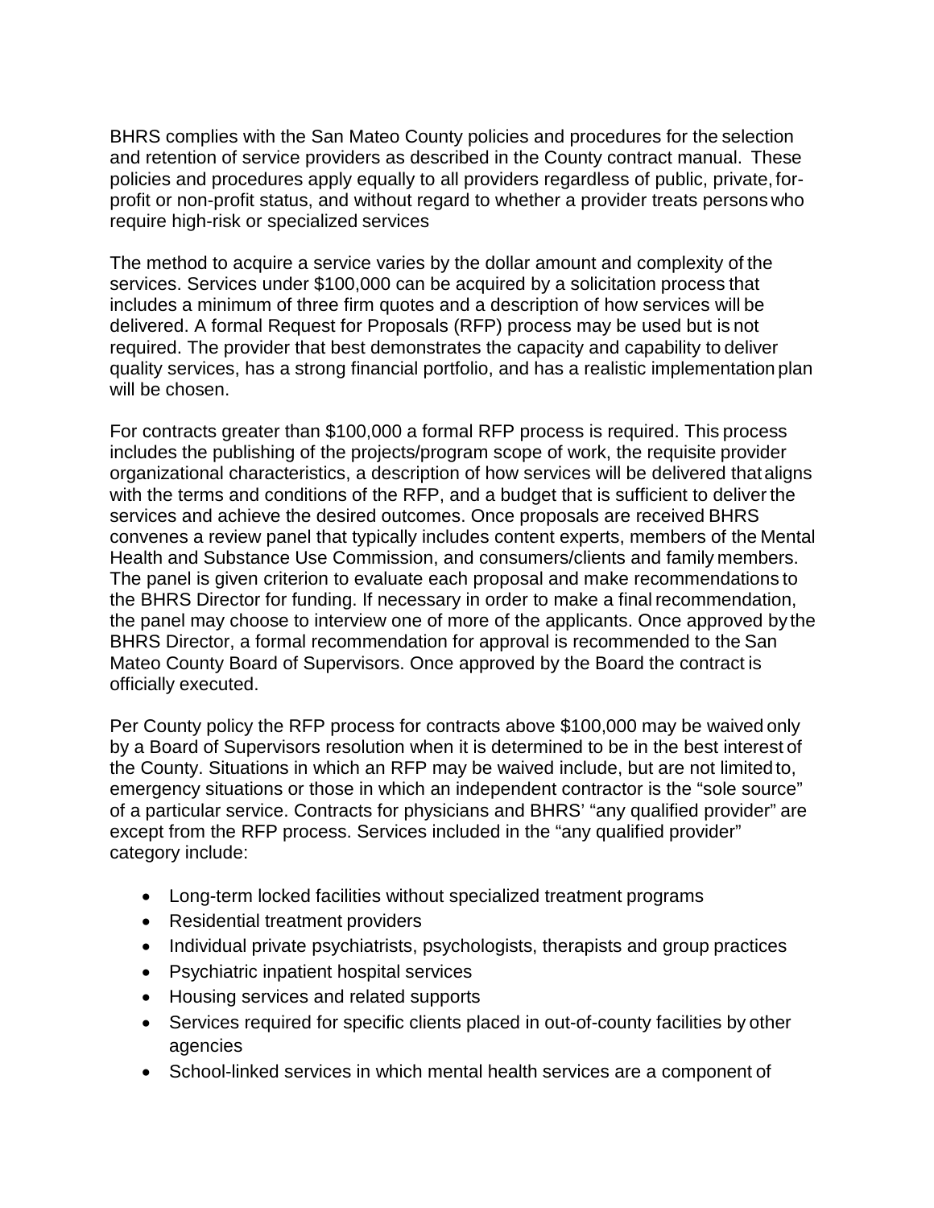BHRS complies with the San Mateo County policies and procedures for the selection and retention of service providers as described in the County contract manual. These policies and procedures apply equally to all providers regardless of public, private, for-profit or non-profit status, and without regard to whether a provider treats persons who require high-risk or specialized services

The method to acquire a service varies by the dollar amount and complexity of the services. Services under $100,000 can be acquired by a solicitation process that includes a minimum of three firm quotes and a description of how services will be delivered. A formal Request for Proposals (RFP) process may be used but is not required. The provider that best demonstrates the capacity and capability to deliver quality services, has a strong financial portfolio, and has a realistic implementation plan will be chosen.

For contracts greater than $100,000 a formal RFP process is required. This process includes the publishing of the projects/program scope of work, the requisite provider organizational characteristics, a description of how services will be delivered that aligns with the terms and conditions of the RFP, and a budget that is sufficient to deliver the services and achieve the desired outcomes. Once proposals are received BHRS convenes a review panel that typically includes content experts, members of the Mental Health and Substance Use Commission, and consumers/clients and family members. The panel is given criterion to evaluate each proposal and make recommendations to the BHRS Director for funding. If necessary in order to make a final recommendation, the panel may choose to interview one of more of the applicants. Once approved by the BHRS Director, a formal recommendation for approval is recommended to the San Mateo County Board of Supervisors. Once approved by the Board the contract is officially executed.

Per County policy the RFP process for contracts above $100,000 may be waived only by a Board of Supervisors resolution when it is determined to be in the best interest of the County. Situations in which an RFP may be waived include, but are not limited to, emergency situations or those in which an independent contractor is the "sole source" of a particular service. Contracts for physicians and BHRS' "any qualified provider" are except from the RFP process. Services included in the "any qualified provider" category include:

- Long-term locked facilities without specialized treatment programs
- Residential treatment providers
- Individual private psychiatrists, psychologists, therapists and group practices
- Psychiatric inpatient hospital services
- Housing services and related supports
- Services required for specific clients placed in out-of-county facilities by other agencies
- School-linked services in which mental health services are a component of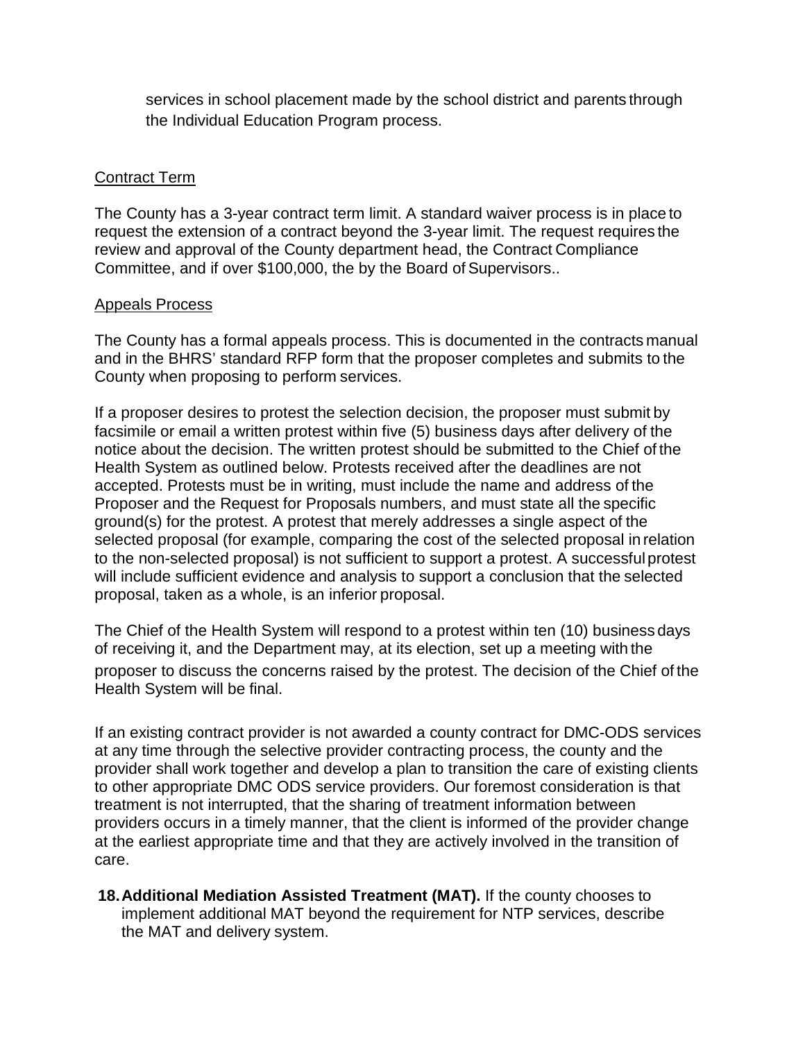services in school placement made by the school district and parents through the Individual Education Program process.

Contract Term

The County has a 3-year contract term limit. A standard waiver process is in place to request the extension of a contract beyond the 3-year limit. The request requires the review and approval of the County department head, the Contract Compliance Committee, and if over $100,000, the by the Board of Supervisors..

Appeals Process

The County has a formal appeals process. This is documented in the contracts manual and in the BHRS' standard RFP form that the proposer completes and submits to the County when proposing to perform services.

If a proposer desires to protest the selection decision, the proposer must submit by facsimile or email a written protest within five (5) business days after delivery of the notice about the decision. The written protest should be submitted to the Chief of the Health System as outlined below. Protests received after the deadlines are not accepted. Protests must be in writing, must include the name and address of the Proposer and the Request for Proposals numbers, and must state all the specific ground(s) for the protest. A protest that merely addresses a single aspect of the selected proposal (for example, comparing the cost of the selected proposal in relation to the non-selected proposal) is not sufficient to support a protest. A successful protest will include sufficient evidence and analysis to support a conclusion that the selected proposal, taken as a whole, is an inferior proposal.

The Chief of the Health System will respond to a protest within ten (10) business days of receiving it, and the Department may, at its election, set up a meeting with the proposer to discuss the concerns raised by the protest. The decision of the Chief of the Health System will be final.

If an existing contract provider is not awarded a county contract for DMC-ODS services at any time through the selective provider contracting process, the county and the provider shall work together and develop a plan to transition the care of existing clients to other appropriate DMC ODS service providers. Our foremost consideration is that treatment is not interrupted, that the sharing of treatment information between providers occurs in a timely manner, that the client is informed of the provider change at the earliest appropriate time and that they are actively involved in the transition of care.

18. **Additional Mediation Assisted Treatment (MAT).** If the county chooses to implement additional MAT beyond the requirement for NTP services, describe the MAT and delivery system.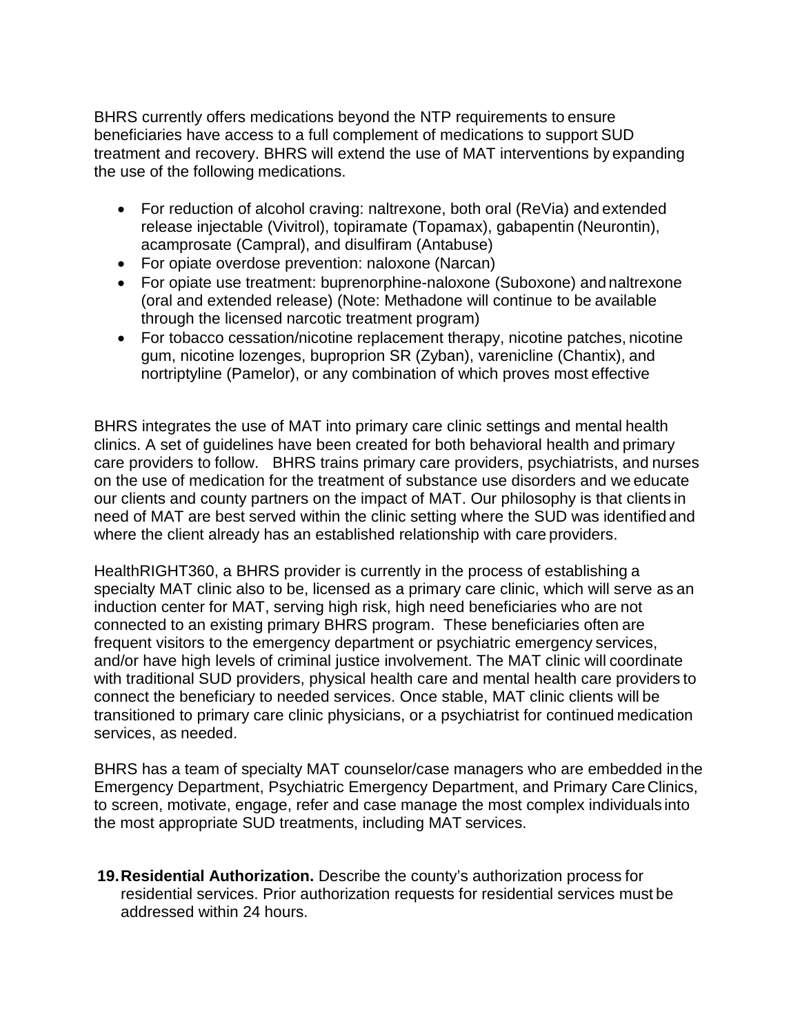BHRS currently offers medications beyond the NTP requirements to ensure beneficiaries have access to a full complement of medications to support SUD treatment and recovery. BHRS will extend the use of MAT interventions by expanding the use of the following medications.

- For reduction of alcohol craving: naltrexone, both oral (ReVia) and extended release injectable (Vivitrol), topiramate (Topamax), gabapentin (Neurontin), acamprosate (Campral), and disulfiram (Antabuse)
- For opiate overdose prevention: naloxone (Narcan)
- For opiate use treatment: buprenorphine-naloxone (Suboxone) and naltrexone (oral and extended release) (Note: Methadone will continue to be available through the licensed narcotic treatment program)
- For tobacco cessation/nicotine replacement therapy, nicotine patches, nicotine gum, nicotine lozenges, buproprion SR (Zyban), varenicline (Chantix), and nortriptyline (Pamelor), or any combination of which proves most effective

BHRS integrates the use of MAT into primary care clinic settings and mental health clinics. A set of guidelines have been created for both behavioral health and primary care providers to follow. BHRS trains primary care providers, psychiatrists, and nurses on the use of medication for the treatment of substance use disorders and we educate our clients and county partners on the impact of MAT. Our philosophy is that clients in need of MAT are best served within the clinic setting where the SUD was identified and where the client already has an established relationship with care providers.

HealthRIGHT360, a BHRS provider is currently in the process of establishing a specialty MAT clinic also to be, licensed as a primary care clinic, which will serve as an induction center for MAT, serving high risk, high need beneficiaries who are not connected to an existing primary BHRS program. These beneficiaries often are frequent visitors to the emergency department or psychiatric emergency services, and/or have high levels of criminal justice involvement. The MAT clinic will coordinate with traditional SUD providers, physical health care and mental health care providers to connect the beneficiary to needed services. Once stable, MAT clinic clients will be transitioned to primary care clinic physicians, or a psychiatrist for continued medication services, as needed.

BHRS has a team of specialty MAT counselor/case managers who are embedded in the Emergency Department, Psychiatric Emergency Department, and Primary Care Clinics, to screen, motivate, engage, refer and case manage the most complex individuals into the most appropriate SUD treatments, including MAT services.

19. **Residential Authorization.** Describe the county's authorization process for residential services. Prior authorization requests for residential services must be addressed within 24 hours.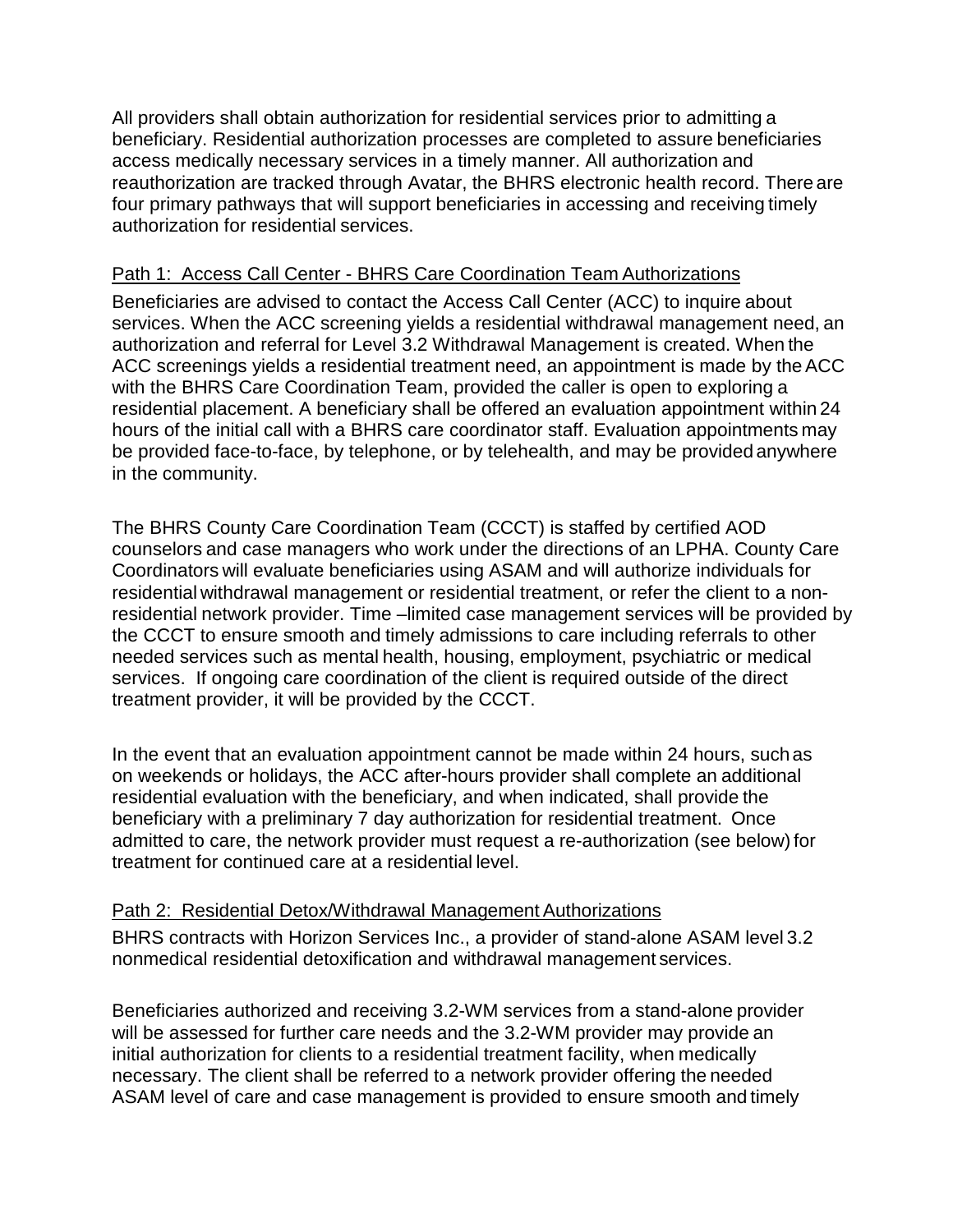All providers shall obtain authorization for residential services prior to admitting a beneficiary. Residential authorization processes are completed to assure beneficiaries access medically necessary services in a timely manner. All authorization and reauthorization are tracked through Avatar, the BHRS electronic health record. There are four primary pathways that will support beneficiaries in accessing and receiving timely authorization for residential services.

<u>Path 1: Access Call Center - BHRS Care Coordination Team Authorizations</u>

Beneficiaries are advised to contact the Access Call Center (ACC) to inquire about services. When the ACC screening yields a residential withdrawal management need, an authorization and referral for Level 3.2 Withdrawal Management is created. When the ACC screenings yields a residential treatment need, an appointment is made by the ACC with the BHRS Care Coordination Team, provided the caller is open to exploring a residential placement. A beneficiary shall be offered an evaluation appointment within 24 hours of the initial call with a BHRS care coordinator staff. Evaluation appointments may be provided face-to-face, by telephone, or by telehealth, and may be provided anywhere in the community.

The BHRS County Care Coordination Team (CCCT) is staffed by certified AOD counselors and case managers who work under the directions of an LPHA. County Care Coordinators will evaluate beneficiaries using ASAM and will authorize individuals for residential withdrawal management or residential treatment, or refer the client to a non-residential network provider. Time –limited case management services will be provided by the CCCT to ensure smooth and timely admissions to care including referrals to other needed services such as mental health, housing, employment, psychiatric or medical services. If ongoing care coordination of the client is required outside of the direct treatment provider, it will be provided by the CCCT.

In the event that an evaluation appointment cannot be made within 24 hours, such as on weekends or holidays, the ACC after-hours provider shall complete an additional residential evaluation with the beneficiary, and when indicated, shall provide the beneficiary with a preliminary 7 day authorization for residential treatment. Once admitted to care, the network provider must request a re-authorization (see below) for treatment for continued care at a residential level.

<u>Path 2: Residential Detox/Withdrawal Management Authorizations</u>

BHRS contracts with Horizon Services Inc., a provider of stand-alone ASAM level 3.2 nonmedical residential detoxification and withdrawal management services.

Beneficiaries authorized and receiving 3.2-WM services from a stand-alone provider will be assessed for further care needs and the 3.2-WM provider may provide an initial authorization for clients to a residential treatment facility, when medically necessary. The client shall be referred to a network provider offering the needed ASAM level of care and case management is provided to ensure smooth and timely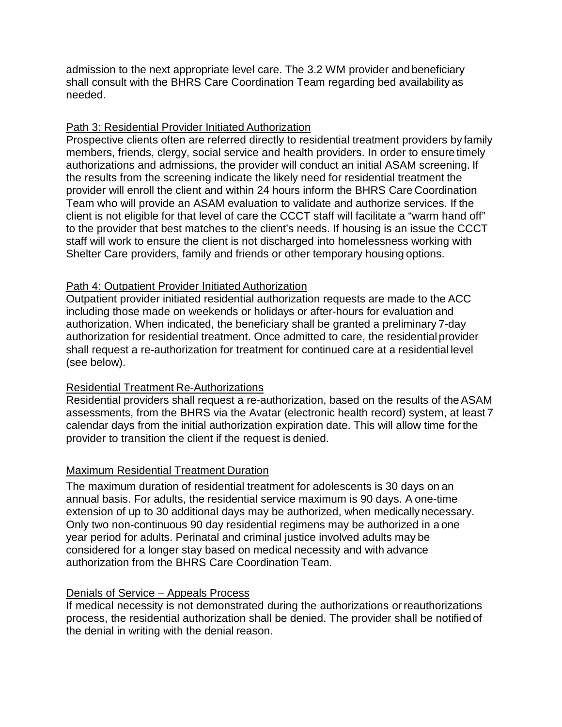admission to the next appropriate level care. The 3.2 WM provider and beneficiary shall consult with the BHRS Care Coordination Team regarding bed availability as needed.

### Path 3: Residential Provider Initiated Authorization

Prospective clients often are referred directly to residential treatment providers by family members, friends, clergy, social service and health providers. In order to ensure timely authorizations and admissions, the provider will conduct an initial ASAM screening. If the results from the screening indicate the likely need for residential treatment the provider will enroll the client and within 24 hours inform the BHRS Care Coordination Team who will provide an ASAM evaluation to validate and authorize services. If the client is not eligible for that level of care the CCCT staff will facilitate a "warm hand off" to the provider that best matches to the client's needs. If housing is an issue the CCCT staff will work to ensure the client is not discharged into homelessness working with Shelter Care providers, family and friends or other temporary housing options.

### Path 4: Outpatient Provider Initiated Authorization

Outpatient provider initiated residential authorization requests are made to the ACC including those made on weekends or holidays or after-hours for evaluation and authorization. When indicated, the beneficiary shall be granted a preliminary 7-day authorization for residential treatment. Once admitted to care, the residential provider shall request a re-authorization for treatment for continued care at a residential level (see below).

### Residential Treatment Re-Authorizations

Residential providers shall request a re-authorization, based on the results of the ASAM assessments, from the BHRS via the Avatar (electronic health record) system, at least 7 calendar days from the initial authorization expiration date. This will allow time for the provider to transition the client if the request is denied.

### Maximum Residential Treatment Duration

The maximum duration of residential treatment for adolescents is 30 days on an annual basis. For adults, the residential service maximum is 90 days. A one-time extension of up to 30 additional days may be authorized, when medically necessary. Only two non-continuous 90 day residential regimens may be authorized in a one year period for adults. Perinatal and criminal justice involved adults may be considered for a longer stay based on medical necessity and with advance authorization from the BHRS Care Coordination Team.

### Denials of Service – Appeals Process

If medical necessity is not demonstrated during the authorizations or reauthorizations process, the residential authorization shall be denied. The provider shall be notified of the denial in writing with the denial reason.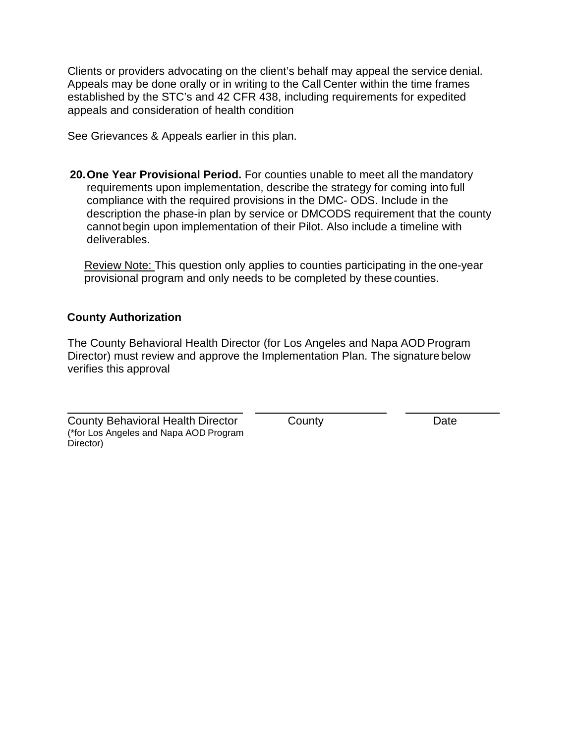Clients or providers advocating on the client's behalf may appeal the service denial. Appeals may be done orally or in writing to the Call Center within the time frames established by the STC's and 42 CFR 438, including requirements for expedited appeals and consideration of health condition

See Grievances & Appeals earlier in this plan.

**20. One Year Provisional Period.** For counties unable to meet all the mandatory requirements upon implementation, describe the strategy for coming into full compliance with the required provisions in the DMC- ODS. Include in the description the phase-in plan by service or DMCODS requirement that the county cannot begin upon implementation of their Pilot. Also include a timeline with deliverables.

Review Note: This question only applies to counties participating in the one-year provisional program and only needs to be completed by these counties.

**County Authorization**

The County Behavioral Health Director (for Los Angeles and Napa AOD Program Director) must review and approve the Implementation Plan. The signature below verifies this approval

| | | |
|---|---|---|
| County Behavioral Health Director (*for Los Angeles and Napa AOD Program Director) | County | Date |